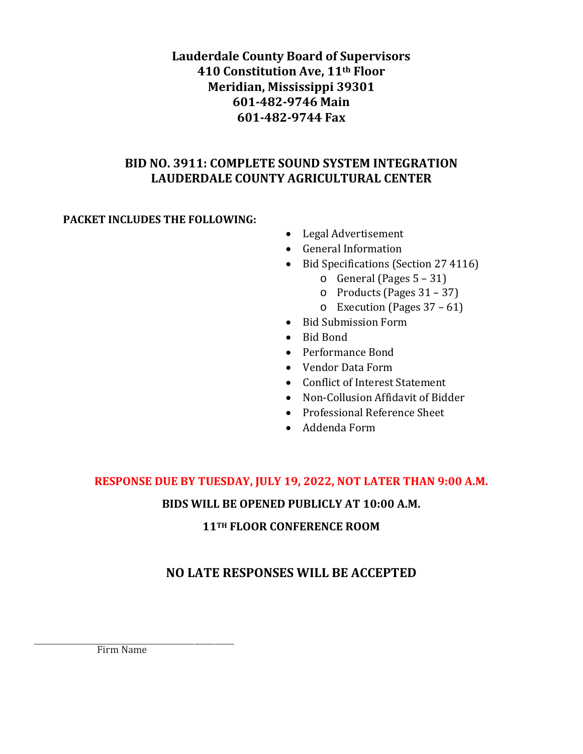**Lauderdale County Board of Supervisors**
**410 Constitution Ave, 11th Floor**
**Meridian, Mississippi 39301**
**601-482-9746 Main**
**601-482-9744 Fax**

## BID NO. 3911: COMPLETE SOUND SYSTEM INTEGRATION LAUDERDALE COUNTY AGRICULTURAL CENTER

**PACKET INCLUDES THE FOLLOWING:**

- Legal Advertisement
- General Information
- Bid Specifications (Section 27 4116)
    - General (Pages 5 – 31)
    - Products (Pages 31 – 37)
    - Execution (Pages 37 – 61)
- Bid Submission Form
- Bid Bond
- Performance Bond
- Vendor Data Form
- Conflict of Interest Statement
- Non-Collusion Affidavit of Bidder
- Professional Reference Sheet
- Addenda Form

**RESPONSE DUE BY TUESDAY, JULY 19, 2022, NOT LATER THAN 9:00 A.M.**

**BIDS WILL BE OPENED PUBLICLY AT 10:00 A.M.**

**11TH FLOOR CONFERENCE ROOM**

## NO LATE RESPONSES WILL BE ACCEPTED

______________________________
Firm Name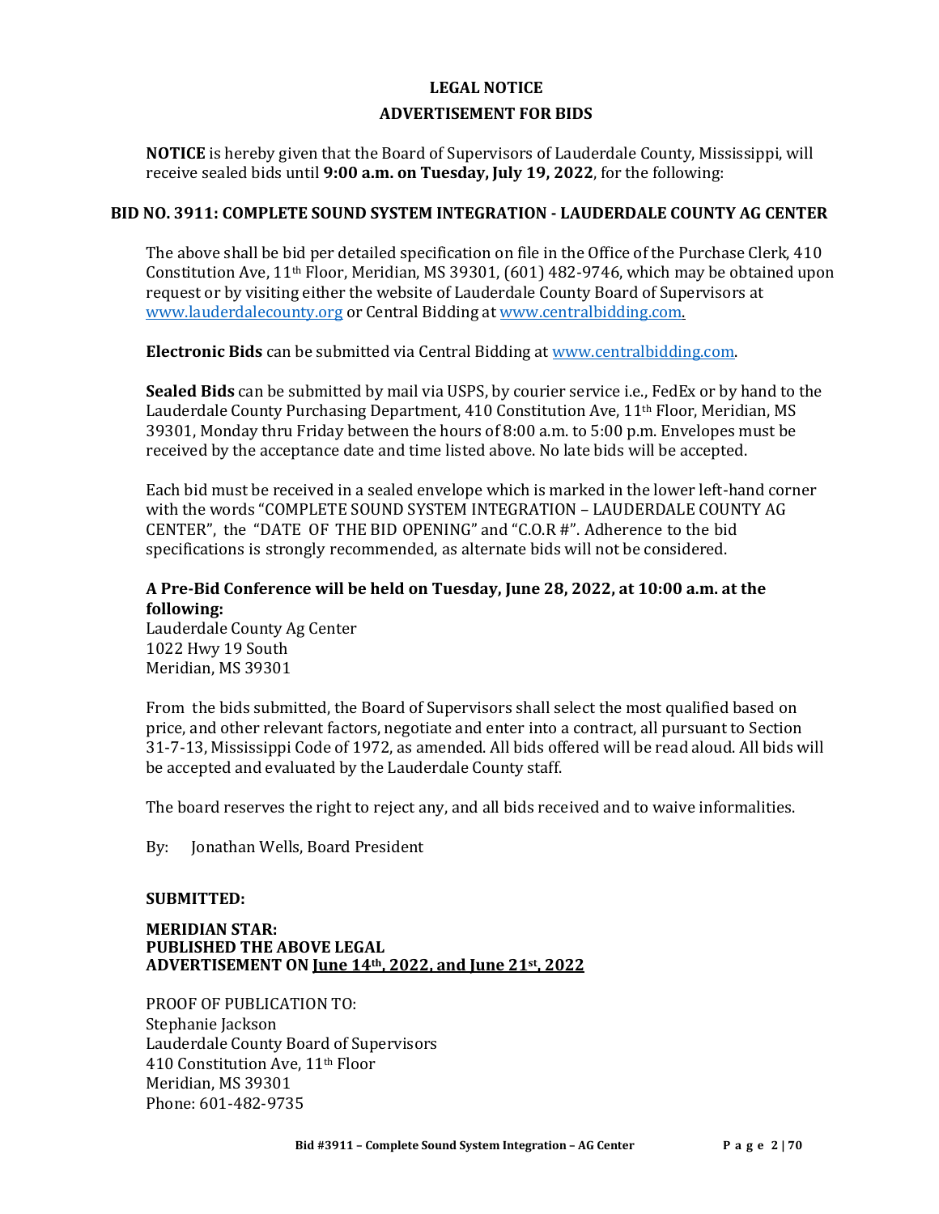# LEGAL NOTICE

## ADVERTISEMENT FOR BIDS

**NOTICE** is hereby given that the Board of Supervisors of Lauderdale County, Mississippi, will receive sealed bids until **9:00 a.m. on Tuesday, July 19, 2022**, for the following:

### BID NO. 3911: COMPLETE SOUND SYSTEM INTEGRATION - LAUDERDALE COUNTY AG CENTER

The above shall be bid per detailed specification on file in the Office of the Purchase Clerk, 410 Constitution Ave, 11th Floor, Meridian, MS 39301, (601) 482-9746, which may be obtained upon request or by visiting either the website of Lauderdale County Board of Supervisors at [www.lauderdalecounty.org](www.lauderdalecounty.org) or Central Bidding at [www.centralbidding.com](www.centralbidding.com).

**Electronic Bids** can be submitted via Central Bidding at [www.centralbidding.com](www.centralbidding.com).

**Sealed Bids** can be submitted by mail via USPS, by courier service i.e., FedEx or by hand to the Lauderdale County Purchasing Department, 410 Constitution Ave, 11th Floor, Meridian, MS 39301, Monday thru Friday between the hours of 8:00 a.m. to 5:00 p.m. Envelopes must be received by the acceptance date and time listed above. No late bids will be accepted.

Each bid must be received in a sealed envelope which is marked in the lower left-hand corner with the words "COMPLETE SOUND SYSTEM INTEGRATION – LAUDERDALE COUNTY AG CENTER", the "DATE OF THE BID OPENING" and "C.O.R #". Adherence to the bid specifications is strongly recommended, as alternate bids will not be considered.

**A Pre-Bid Conference will be held on Tuesday, June 28, 2022, at 10:00 a.m. at the following:**
Lauderdale County Ag Center
1022 Hwy 19 South
Meridian, MS 39301

From the bids submitted, the Board of Supervisors shall select the most qualified based on price, and other relevant factors, negotiate and enter into a contract, all pursuant to Section 31-7-13, Mississippi Code of 1972, as amended. All bids offered will be read aloud. All bids will be accepted and evaluated by the Lauderdale County staff.

The board reserves the right to reject any, and all bids received and to waive informalities.

By: Jonathan Wells, Board President

**SUBMITTED:**

**MERIDIAN STAR:**
**PUBLISHED THE ABOVE LEGAL**
**ADVERTISEMENT ON June 14th, 2022, and June 21st, 2022**

PROOF OF PUBLICATION TO:
Stephanie Jackson
Lauderdale County Board of Supervisors
410 Constitution Ave, 11th Floor
Meridian, MS 39301
Phone: 601-482-9735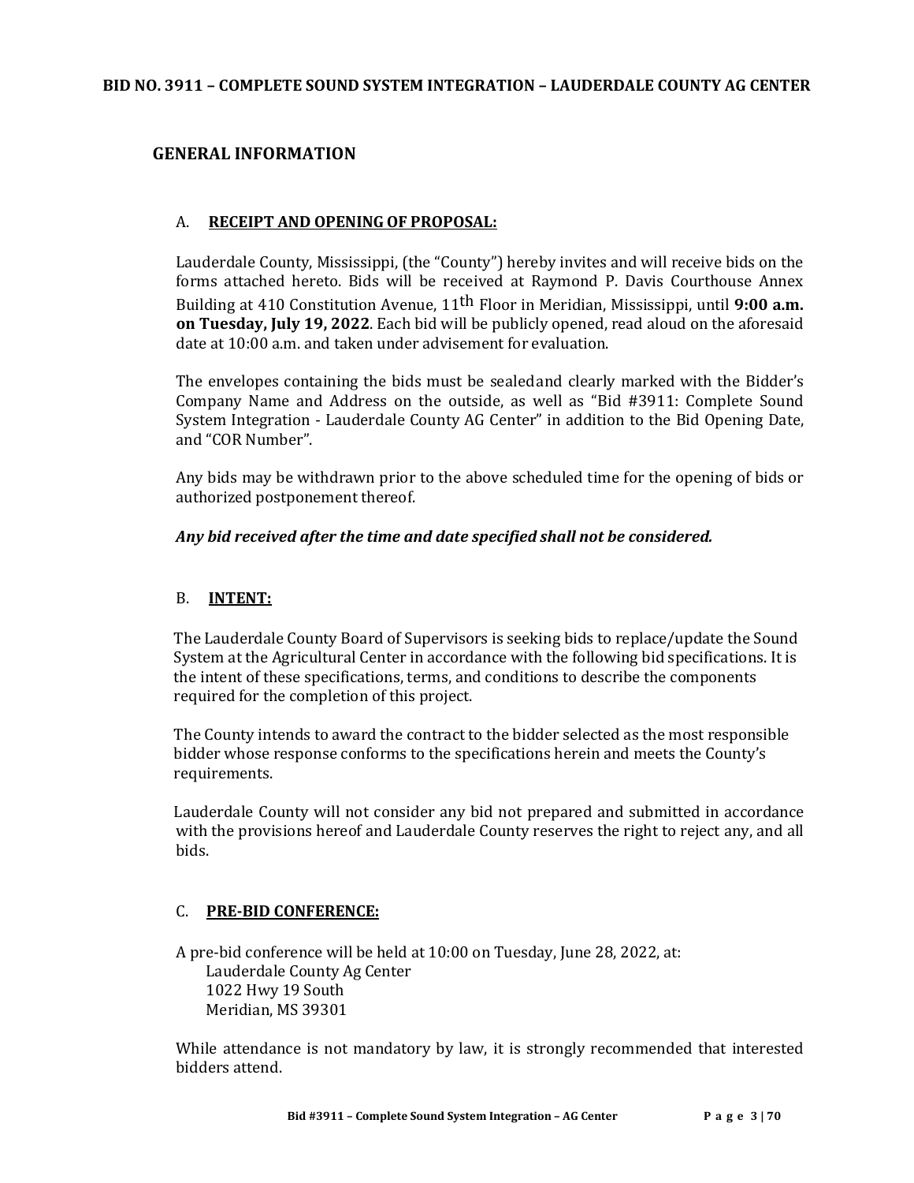**BID NO. 3911 – COMPLETE SOUND SYSTEM INTEGRATION – LAUDERDALE COUNTY AG CENTER**

## GENERAL INFORMATION

### A. RECEIPT AND OPENING OF PROPOSAL:

Lauderdale County, Mississippi, (the "County") hereby invites and will receive bids on the forms attached hereto. Bids will be received at Raymond P. Davis Courthouse Annex Building at 410 Constitution Avenue, 11th Floor in Meridian, Mississippi, until **9:00 a.m. on Tuesday, July 19, 2022**. Each bid will be publicly opened, read aloud on the aforesaid date at 10:00 a.m. and taken under advisement for evaluation.

The envelopes containing the bids must be sealedand clearly marked with the Bidder's Company Name and Address on the outside, as well as "Bid #3911: Complete Sound System Integration - Lauderdale County AG Center" in addition to the Bid Opening Date, and "COR Number".

Any bids may be withdrawn prior to the above scheduled time for the opening of bids or authorized postponement thereof.

***Any bid received after the time and date specified shall not be considered.***

### B. INTENT:

The Lauderdale County Board of Supervisors is seeking bids to replace/update the Sound System at the Agricultural Center in accordance with the following bid specifications. It is the intent of these specifications, terms, and conditions to describe the components required for the completion of this project.

The County intends to award the contract to the bidder selected as the most responsible bidder whose response conforms to the specifications herein and meets the County's requirements.

Lauderdale County will not consider any bid not prepared and submitted in accordance with the provisions hereof and Lauderdale County reserves the right to reject any, and all bids.

### C. PRE-BID CONFERENCE:

A pre-bid conference will be held at 10:00 on Tuesday, June 28, 2022, at:

Lauderdale County Ag Center
1022 Hwy 19 South
Meridian, MS 39301

While attendance is not mandatory by law, it is strongly recommended that interested bidders attend.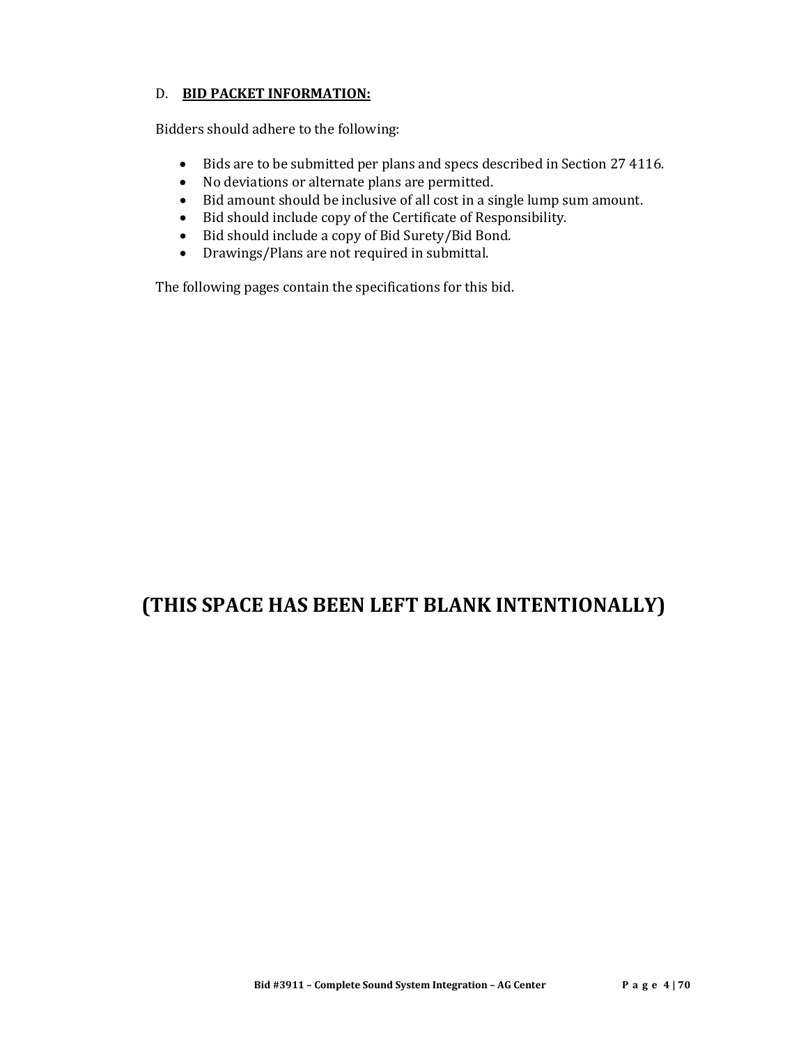## D. **BID PACKET INFORMATION:**

Bidders should adhere to the following:

- Bids are to be submitted per plans and specs described in Section 27 4116.
- No deviations or alternate plans are permitted.
- Bid amount should be inclusive of all cost in a single lump sum amount.
- Bid should include copy of the Certificate of Responsibility.
- Bid should include a copy of Bid Surety/Bid Bond.
- Drawings/Plans are not required in submittal.

The following pages contain the specifications for this bid.

**(THIS SPACE HAS BEEN LEFT BLANK INTENTIONALLY)**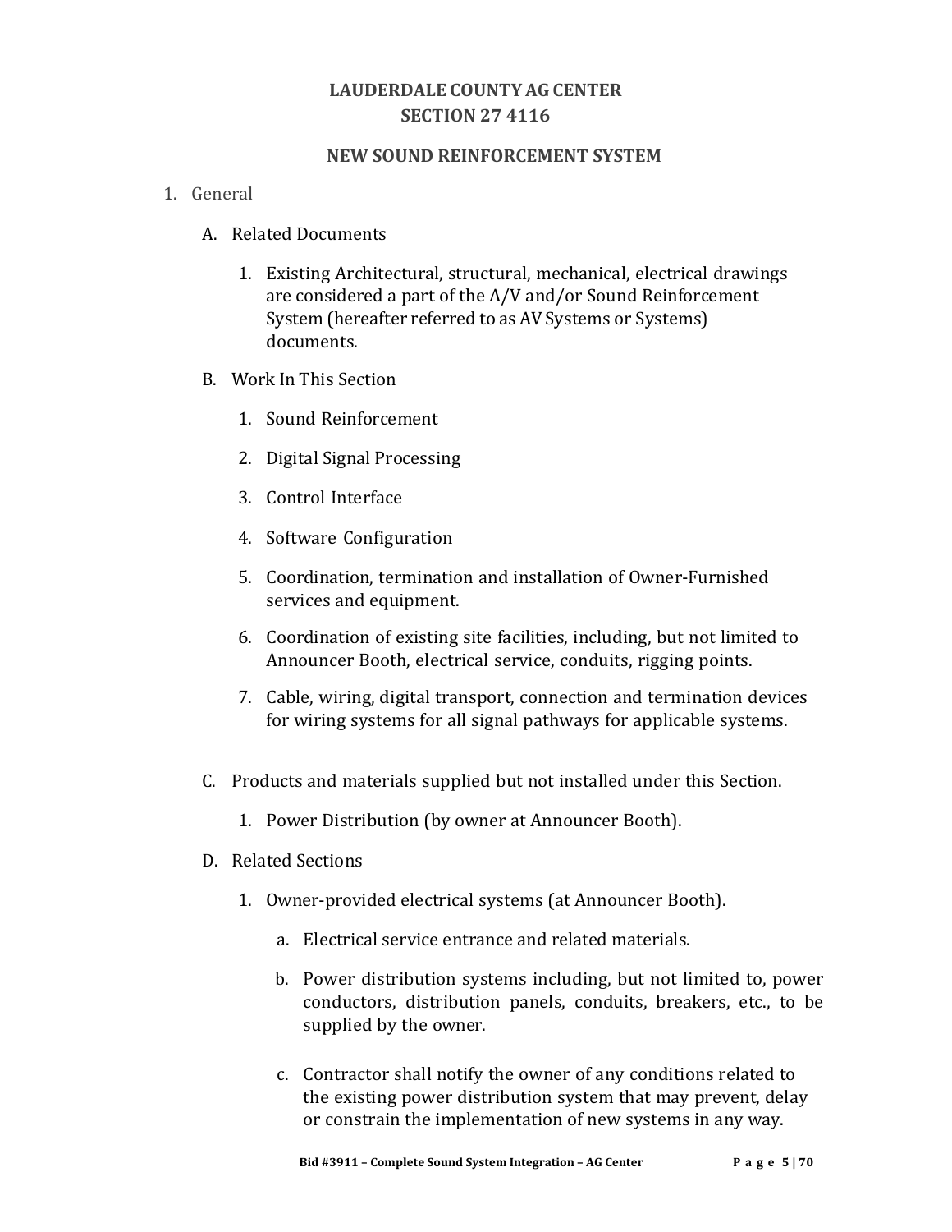# LAUDERDALE COUNTY AG CENTER
## SECTION 27 4116

## NEW SOUND REINFORCEMENT SYSTEM

1. General

   A. Related Documents

      1. Existing Architectural, structural, mechanical, electrical drawings are considered a part of the A/V and/or Sound Reinforcement System (hereafter referred to as AV Systems or Systems) documents.

   B. Work In This Section

      1. Sound Reinforcement
      2. Digital Signal Processing
      3. Control Interface
      4. Software Configuration
      5. Coordination, termination and installation of Owner-Furnished services and equipment.
      6. Coordination of existing site facilities, including, but not limited to Announcer Booth, electrical service, conduits, rigging points.
      7. Cable, wiring, digital transport, connection and termination devices for wiring systems for all signal pathways for applicable systems.

   C. Products and materials supplied but not installed under this Section.

      1. Power Distribution (by owner at Announcer Booth).

   D. Related Sections

      1. Owner-provided electrical systems (at Announcer Booth).

         a. Electrical service entrance and related materials.

         b. Power distribution systems including, but not limited to, power conductors, distribution panels, conduits, breakers, etc., to be supplied by the owner.

         c. Contractor shall notify the owner of any conditions related to the existing power distribution system that may prevent, delay or constrain the implementation of new systems in any way.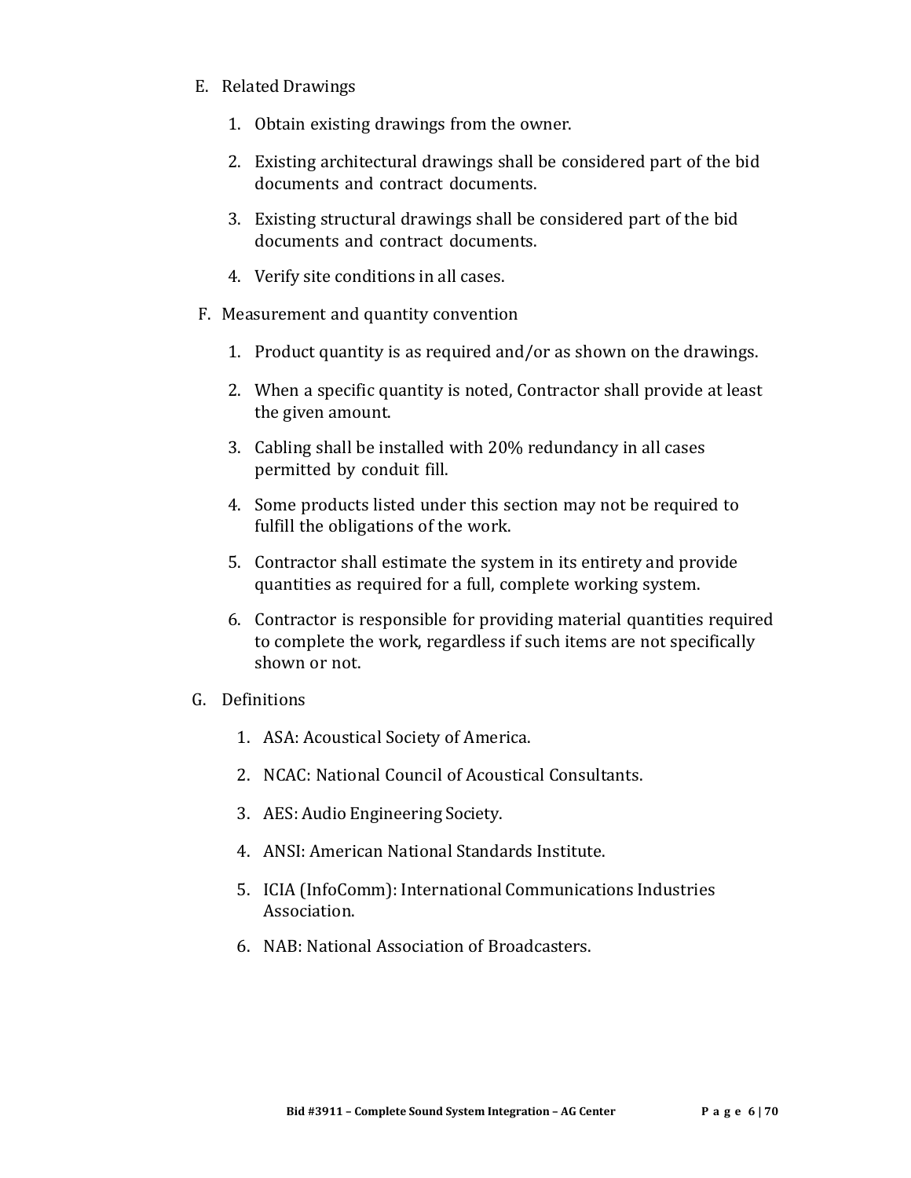E. Related Drawings

1. Obtain existing drawings from the owner.

2. Existing architectural drawings shall be considered part of the bid documents and contract documents.

3. Existing structural drawings shall be considered part of the bid documents and contract documents.

4. Verify site conditions in all cases.

F. Measurement and quantity convention

1. Product quantity is as required and/or as shown on the drawings.

2. When a specific quantity is noted, Contractor shall provide at least the given amount.

3. Cabling shall be installed with 20% redundancy in all cases permitted by conduit fill.

4. Some products listed under this section may not be required to fulfill the obligations of the work.

5. Contractor shall estimate the system in its entirety and provide quantities as required for a full, complete working system.

6. Contractor is responsible for providing material quantities required to complete the work, regardless if such items are not specifically shown or not.

G. Definitions

1. ASA: Acoustical Society of America.

2. NCAC: National Council of Acoustical Consultants.

3. AES: Audio Engineering Society.

4. ANSI: American National Standards Institute.

5. ICIA (InfoComm): International Communications Industries Association.

6. NAB: National Association of Broadcasters.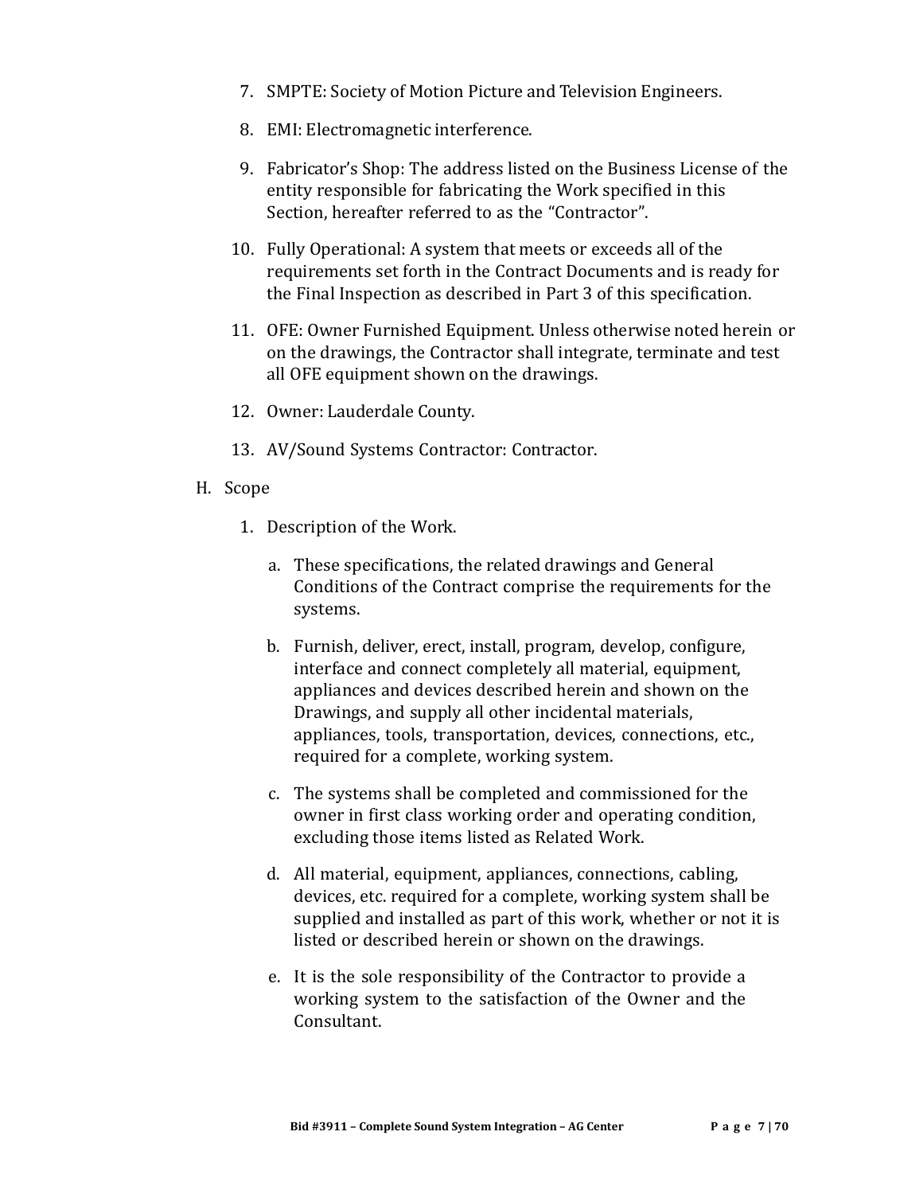7. SMPTE: Society of Motion Picture and Television Engineers.
8. EMI: Electromagnetic interference.
9. Fabricator's Shop: The address listed on the Business License of the entity responsible for fabricating the Work specified in this Section, hereafter referred to as the "Contractor".
10. Fully Operational: A system that meets or exceeds all of the requirements set forth in the Contract Documents and is ready for the Final Inspection as described in Part 3 of this specification.
11. OFE: Owner Furnished Equipment. Unless otherwise noted herein or on the drawings, the Contractor shall integrate, terminate and test all OFE equipment shown on the drawings.
12. Owner: Lauderdale County.
13. AV/Sound Systems Contractor: Contractor.

H. Scope

1. Description of the Work.
   a. These specifications, the related drawings and General Conditions of the Contract comprise the requirements for the systems.
   b. Furnish, deliver, erect, install, program, develop, configure, interface and connect completely all material, equipment, appliances and devices described herein and shown on the Drawings, and supply all other incidental materials, appliances, tools, transportation, devices, connections, etc., required for a complete, working system.
   c. The systems shall be completed and commissioned for the owner in first class working order and operating condition, excluding those items listed as Related Work.
   d. All material, equipment, appliances, connections, cabling, devices, etc. required for a complete, working system shall be supplied and installed as part of this work, whether or not it is listed or described herein or shown on the drawings.
   e. It is the sole responsibility of the Contractor to provide a working system to the satisfaction of the Owner and the Consultant.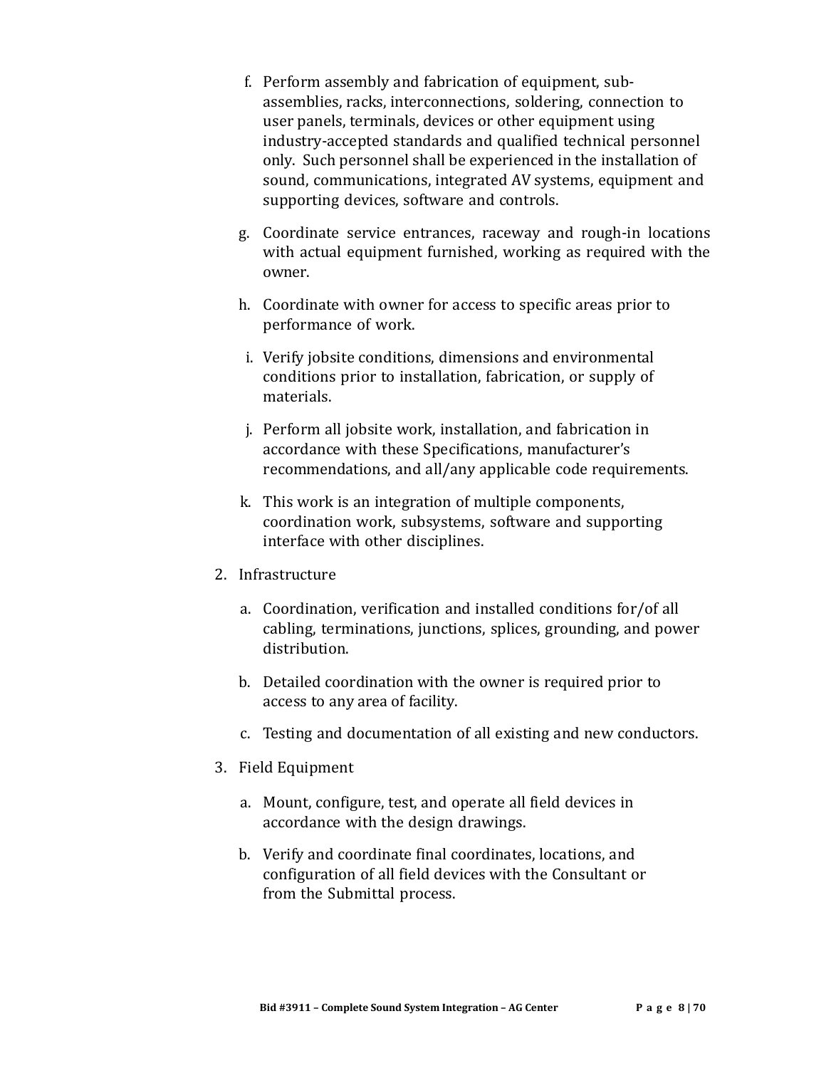f. Perform assembly and fabrication of equipment, sub-assemblies, racks, interconnections, soldering, connection to user panels, terminals, devices or other equipment using industry-accepted standards and qualified technical personnel only. Such personnel shall be experienced in the installation of sound, communications, integrated AV systems, equipment and supporting devices, software and controls.

g. Coordinate service entrances, raceway and rough-in locations with actual equipment furnished, working as required with the owner.

h. Coordinate with owner for access to specific areas prior to performance of work.

i. Verify jobsite conditions, dimensions and environmental conditions prior to installation, fabrication, or supply of materials.

j. Perform all jobsite work, installation, and fabrication in accordance with these Specifications, manufacturer's recommendations, and all/any applicable code requirements.

k. This work is an integration of multiple components, coordination work, subsystems, software and supporting interface with other disciplines.

2. Infrastructure

   a. Coordination, verification and installed conditions for/of all cabling, terminations, junctions, splices, grounding, and power distribution.

   b. Detailed coordination with the owner is required prior to access to any area of facility.

   c. Testing and documentation of all existing and new conductors.

3. Field Equipment

   a. Mount, configure, test, and operate all field devices in accordance with the design drawings.

   b. Verify and coordinate final coordinates, locations, and configuration of all field devices with the Consultant or from the Submittal process.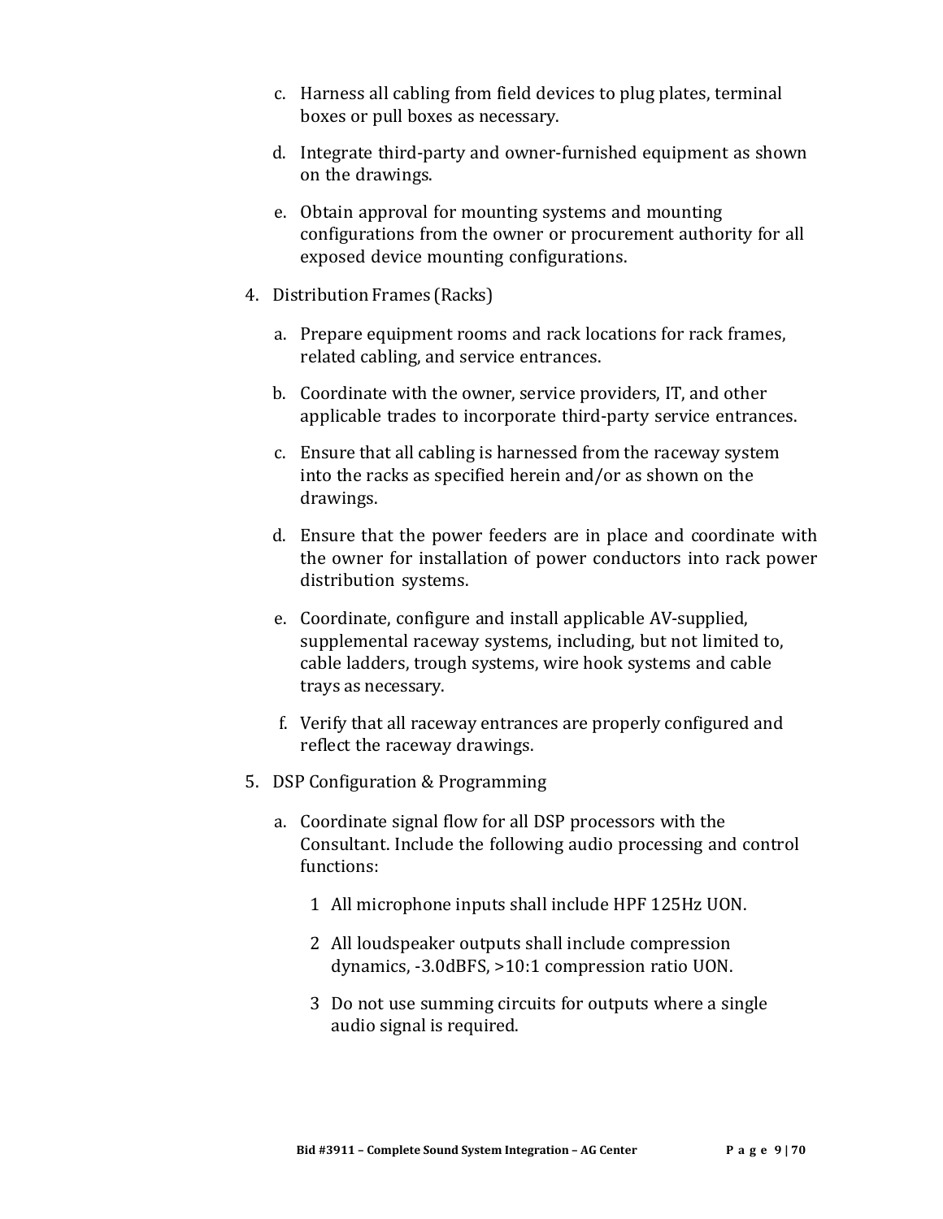c. Harness all cabling from field devices to plug plates, terminal boxes or pull boxes as necessary.

d. Integrate third-party and owner-furnished equipment as shown on the drawings.

e. Obtain approval for mounting systems and mounting configurations from the owner or procurement authority for all exposed device mounting configurations.

4. Distribution Frames (Racks)

   a. Prepare equipment rooms and rack locations for rack frames, related cabling, and service entrances.

   b. Coordinate with the owner, service providers, IT, and other applicable trades to incorporate third-party service entrances.

   c. Ensure that all cabling is harnessed from the raceway system into the racks as specified herein and/or as shown on the drawings.

   d. Ensure that the power feeders are in place and coordinate with the owner for installation of power conductors into rack power distribution systems.

   e. Coordinate, configure and install applicable AV-supplied, supplemental raceway systems, including, but not limited to, cable ladders, trough systems, wire hook systems and cable trays as necessary.

   f. Verify that all raceway entrances are properly configured and reflect the raceway drawings.

5. DSP Configuration & Programming

   a. Coordinate signal flow for all DSP processors with the Consultant. Include the following audio processing and control functions:

      1 All microphone inputs shall include HPF 125Hz UON.

      2 All loudspeaker outputs shall include compression dynamics, -3.0dBFS, >10:1 compression ratio UON.

      3 Do not use summing circuits for outputs where a single audio signal is required.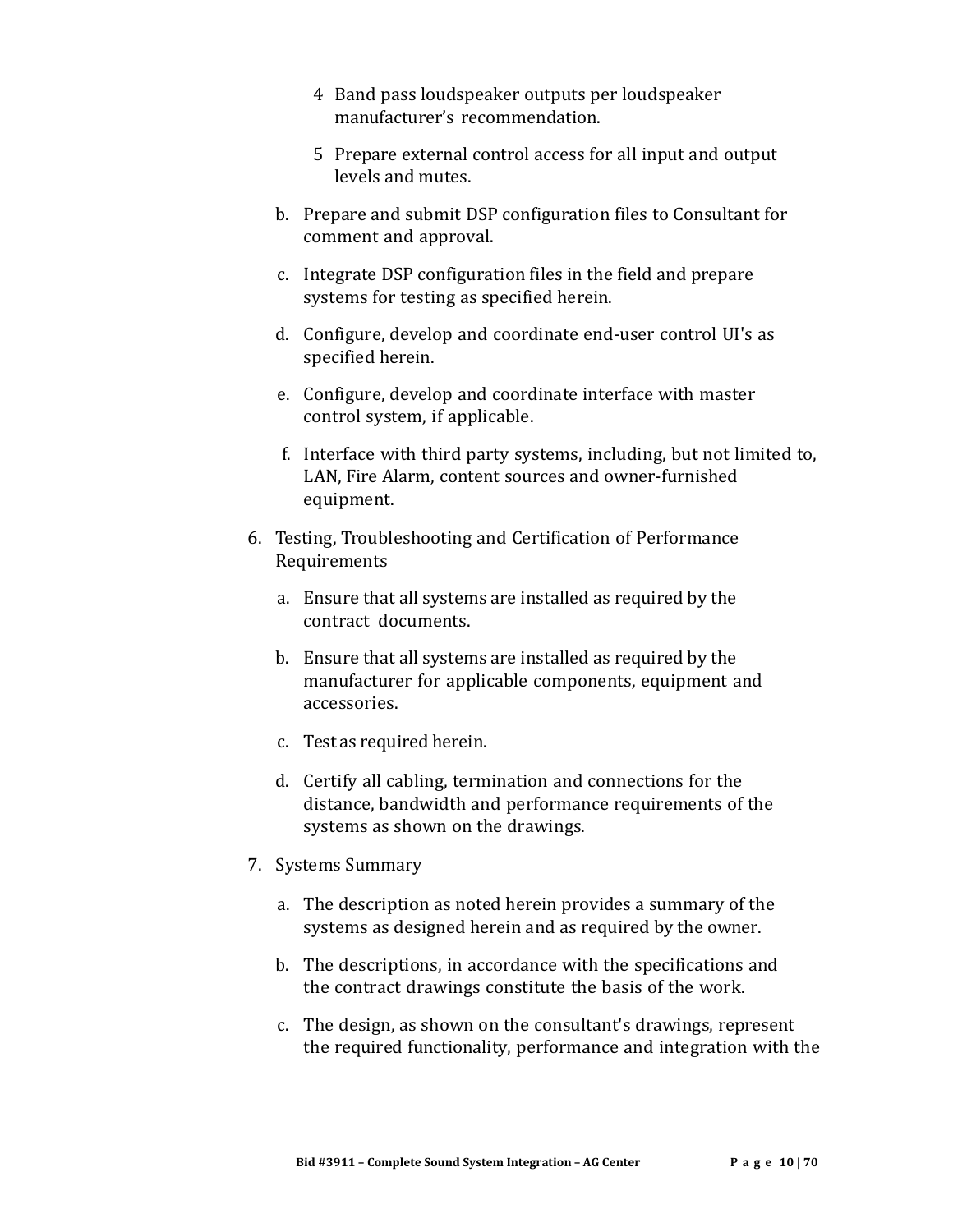4 Band pass loudspeaker outputs per loudspeaker manufacturer's recommendation.

5 Prepare external control access for all input and output levels and mutes.

b. Prepare and submit DSP configuration files to Consultant for comment and approval.

c. Integrate DSP configuration files in the field and prepare systems for testing as specified herein.

d. Configure, develop and coordinate end-user control UI's as specified herein.

e. Configure, develop and coordinate interface with master control system, if applicable.

f. Interface with third party systems, including, but not limited to, LAN, Fire Alarm, content sources and owner-furnished equipment.

6. Testing, Troubleshooting and Certification of Performance Requirements

   a. Ensure that all systems are installed as required by the contract documents.

   b. Ensure that all systems are installed as required by the manufacturer for applicable components, equipment and accessories.

   c. Test as required herein.

   d. Certify all cabling, termination and connections for the distance, bandwidth and performance requirements of the systems as shown on the drawings.

7. Systems Summary

   a. The description as noted herein provides a summary of the systems as designed herein and as required by the owner.

   b. The descriptions, in accordance with the specifications and the contract drawings constitute the basis of the work.

   c. The design, as shown on the consultant's drawings, represent the required functionality, performance and integration with the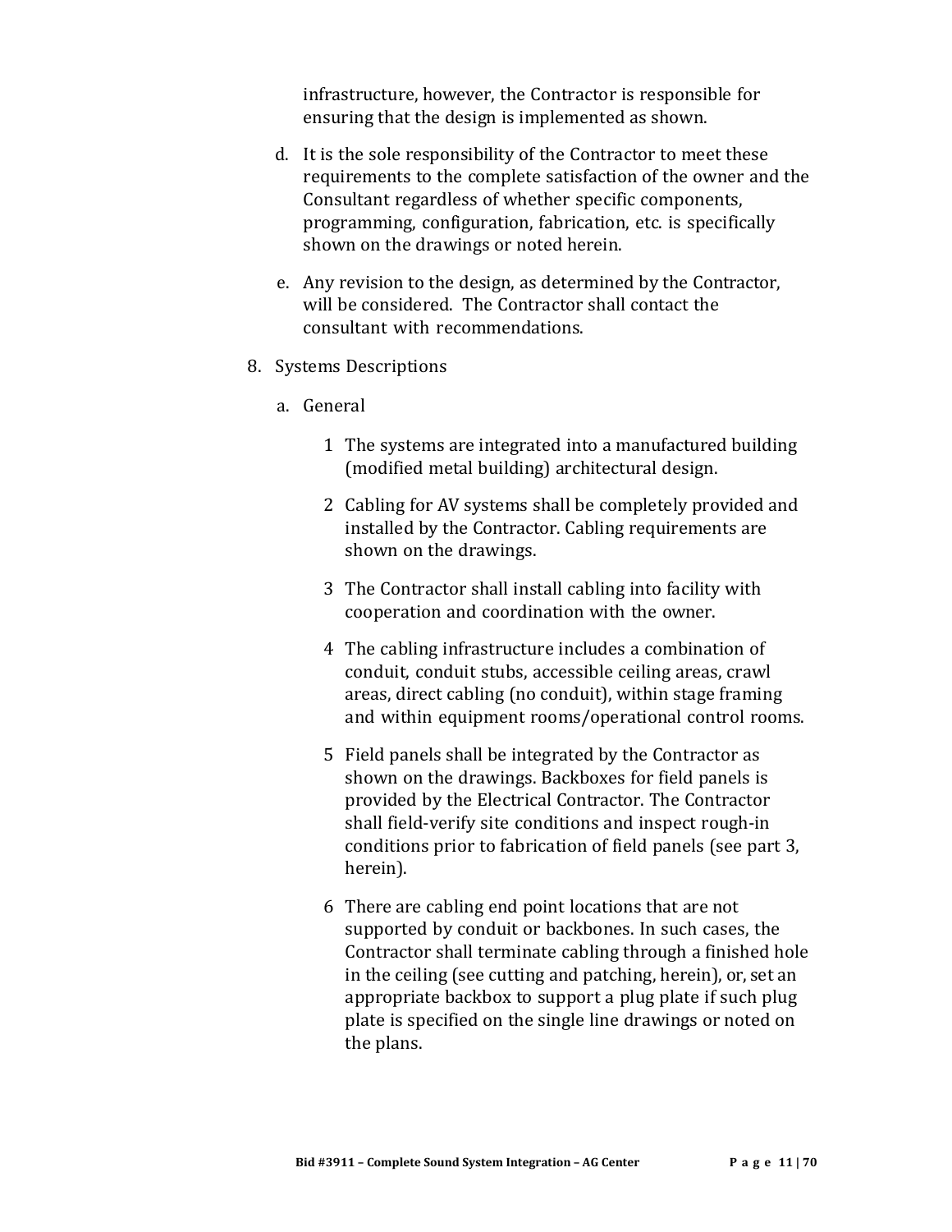infrastructure, however, the Contractor is responsible for ensuring that the design is implemented as shown.

d. It is the sole responsibility of the Contractor to meet these requirements to the complete satisfaction of the owner and the Consultant regardless of whether specific components, programming, configuration, fabrication, etc. is specifically shown on the drawings or noted herein.

e. Any revision to the design, as determined by the Contractor, will be considered. The Contractor shall contact the consultant with recommendations.

8. Systems Descriptions

   a. General

      1 The systems are integrated into a manufactured building (modified metal building) architectural design.

      2 Cabling for AV systems shall be completely provided and installed by the Contractor. Cabling requirements are shown on the drawings.

      3 The Contractor shall install cabling into facility with cooperation and coordination with the owner.

      4 The cabling infrastructure includes a combination of conduit, conduit stubs, accessible ceiling areas, crawl areas, direct cabling (no conduit), within stage framing and within equipment rooms/operational control rooms.

      5 Field panels shall be integrated by the Contractor as shown on the drawings. Backboxes for field panels is provided by the Electrical Contractor. The Contractor shall field-verify site conditions and inspect rough-in conditions prior to fabrication of field panels (see part 3, herein).

      6 There are cabling end point locations that are not supported by conduit or backbones. In such cases, the Contractor shall terminate cabling through a finished hole in the ceiling (see cutting and patching, herein), or, set an appropriate backbox to support a plug plate if such plug plate is specified on the single line drawings or noted on the plans.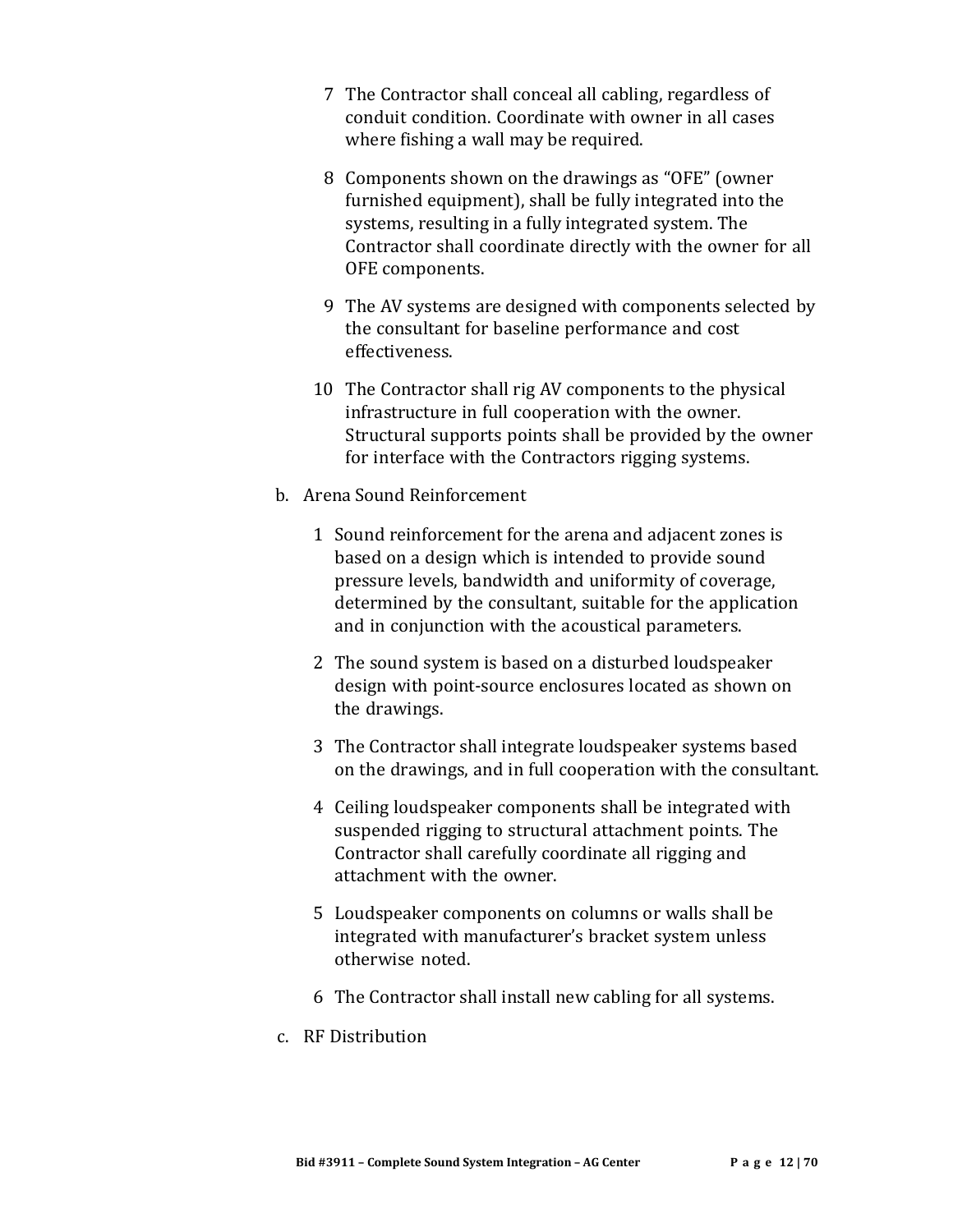7 The Contractor shall conceal all cabling, regardless of conduit condition. Coordinate with owner in all cases where fishing a wall may be required.

8 Components shown on the drawings as "OFE" (owner furnished equipment), shall be fully integrated into the systems, resulting in a fully integrated system. The Contractor shall coordinate directly with the owner for all OFE components.

9 The AV systems are designed with components selected by the consultant for baseline performance and cost effectiveness.

10 The Contractor shall rig AV components to the physical infrastructure in full cooperation with the owner. Structural supports points shall be provided by the owner for interface with the Contractors rigging systems.

b. Arena Sound Reinforcement

1 Sound reinforcement for the arena and adjacent zones is based on a design which is intended to provide sound pressure levels, bandwidth and uniformity of coverage, determined by the consultant, suitable for the application and in conjunction with the acoustical parameters.

2 The sound system is based on a disturbed loudspeaker design with point-source enclosures located as shown on the drawings.

3 The Contractor shall integrate loudspeaker systems based on the drawings, and in full cooperation with the consultant.

4 Ceiling loudspeaker components shall be integrated with suspended rigging to structural attachment points. The Contractor shall carefully coordinate all rigging and attachment with the owner.

5 Loudspeaker components on columns or walls shall be integrated with manufacturer's bracket system unless otherwise noted.

6 The Contractor shall install new cabling for all systems.

c. RF Distribution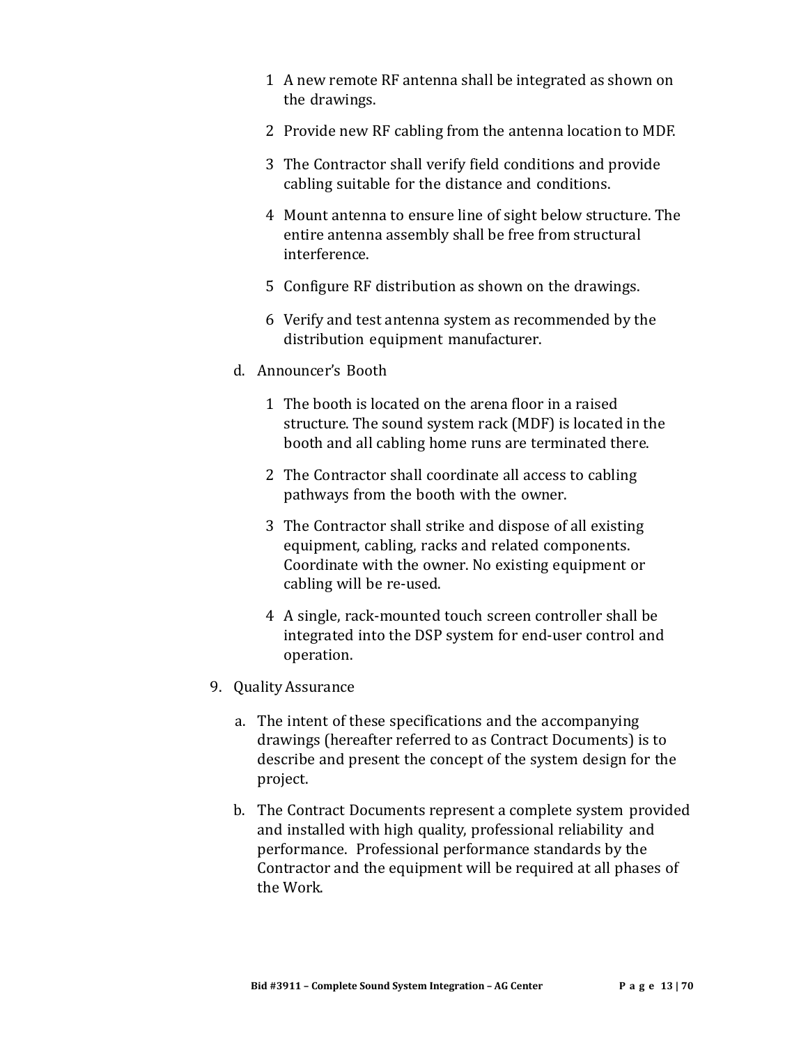1 A new remote RF antenna shall be integrated as shown on the drawings.

2 Provide new RF cabling from the antenna location to MDF.

3 The Contractor shall verify field conditions and provide cabling suitable for the distance and conditions.

4 Mount antenna to ensure line of sight below structure. The entire antenna assembly shall be free from structural interference.

5 Configure RF distribution as shown on the drawings.

6 Verify and test antenna system as recommended by the distribution equipment manufacturer.

d. Announcer's Booth

1 The booth is located on the arena floor in a raised structure. The sound system rack (MDF) is located in the booth and all cabling home runs are terminated there.

2 The Contractor shall coordinate all access to cabling pathways from the booth with the owner.

3 The Contractor shall strike and dispose of all existing equipment, cabling, racks and related components. Coordinate with the owner. No existing equipment or cabling will be re-used.

4 A single, rack-mounted touch screen controller shall be integrated into the DSP system for end-user control and operation.

9. Quality Assurance

a. The intent of these specifications and the accompanying drawings (hereafter referred to as Contract Documents) is to describe and present the concept of the system design for the project.

b. The Contract Documents represent a complete system provided and installed with high quality, professional reliability and performance. Professional performance standards by the Contractor and the equipment will be required at all phases of the Work.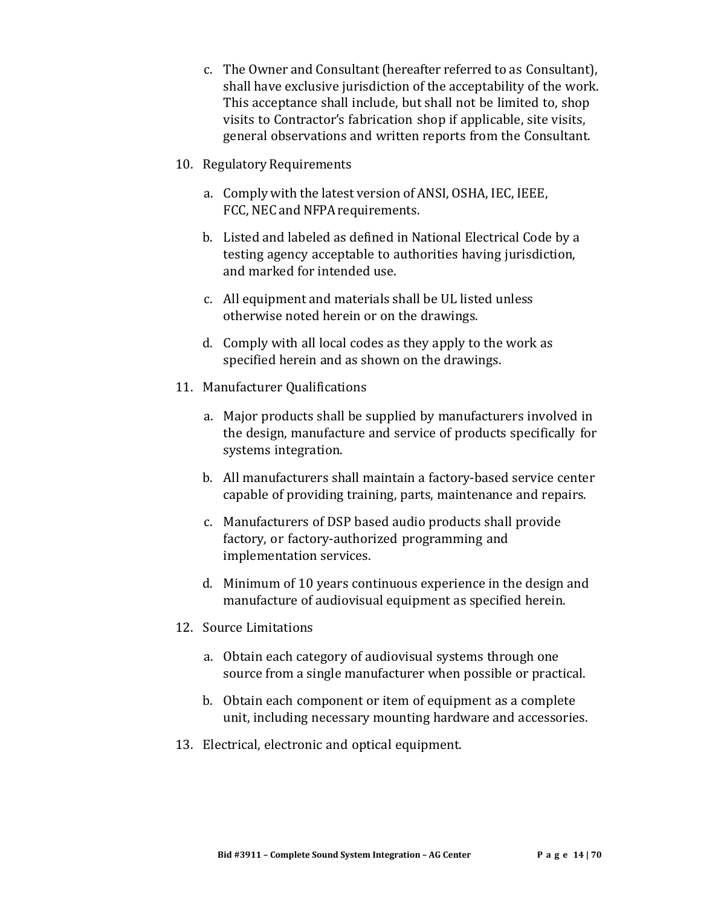c. The Owner and Consultant (hereafter referred to as Consultant), shall have exclusive jurisdiction of the acceptability of the work. This acceptance shall include, but shall not be limited to, shop visits to Contractor's fabrication shop if applicable, site visits, general observations and written reports from the Consultant.

10. Regulatory Requirements

    a. Comply with the latest version of ANSI, OSHA, IEC, IEEE, FCC, NEC and NFPA requirements.

    b. Listed and labeled as defined in National Electrical Code by a testing agency acceptable to authorities having jurisdiction, and marked for intended use.

    c. All equipment and materials shall be UL listed unless otherwise noted herein or on the drawings.

    d. Comply with all local codes as they apply to the work as specified herein and as shown on the drawings.

11. Manufacturer Qualifications

    a. Major products shall be supplied by manufacturers involved in the design, manufacture and service of products specifically for systems integration.

    b. All manufacturers shall maintain a factory-based service center capable of providing training, parts, maintenance and repairs.

    c. Manufacturers of DSP based audio products shall provide factory, or factory-authorized programming and implementation services.

    d. Minimum of 10 years continuous experience in the design and manufacture of audiovisual equipment as specified herein.

12. Source Limitations

    a. Obtain each category of audiovisual systems through one source from a single manufacturer when possible or practical.

    b. Obtain each component or item of equipment as a complete unit, including necessary mounting hardware and accessories.

13. Electrical, electronic and optical equipment.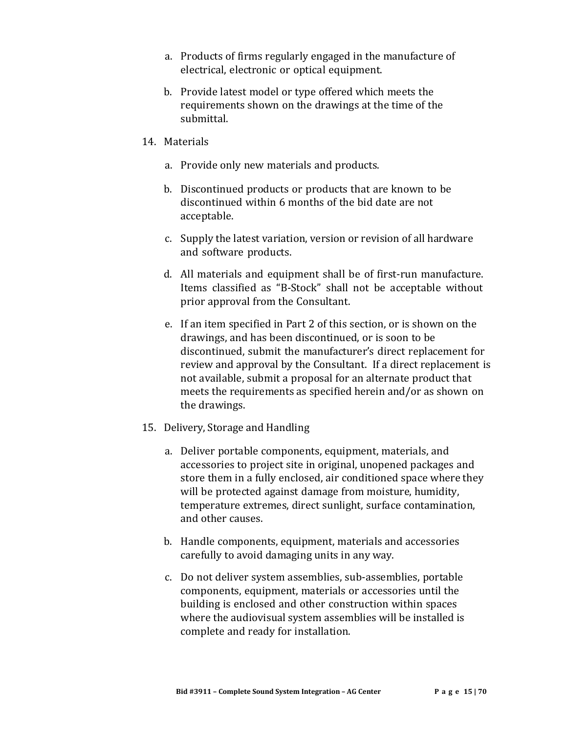a. Products of firms regularly engaged in the manufacture of electrical, electronic or optical equipment.

b. Provide latest model or type offered which meets the requirements shown on the drawings at the time of the submittal.

14. Materials

    a. Provide only new materials and products.

    b. Discontinued products or products that are known to be discontinued within 6 months of the bid date are not acceptable.

    c. Supply the latest variation, version or revision of all hardware and software products.

    d. All materials and equipment shall be of first-run manufacture. Items classified as "B-Stock" shall not be acceptable without prior approval from the Consultant.

    e. If an item specified in Part 2 of this section, or is shown on the drawings, and has been discontinued, or is soon to be discontinued, submit the manufacturer's direct replacement for review and approval by the Consultant. If a direct replacement is not available, submit a proposal for an alternate product that meets the requirements as specified herein and/or as shown on the drawings.

15. Delivery, Storage and Handling

    a. Deliver portable components, equipment, materials, and accessories to project site in original, unopened packages and store them in a fully enclosed, air conditioned space where they will be protected against damage from moisture, humidity, temperature extremes, direct sunlight, surface contamination, and other causes.

    b. Handle components, equipment, materials and accessories carefully to avoid damaging units in any way.

    c. Do not deliver system assemblies, sub-assemblies, portable components, equipment, materials or accessories until the building is enclosed and other construction within spaces where the audiovisual system assemblies will be installed is complete and ready for installation.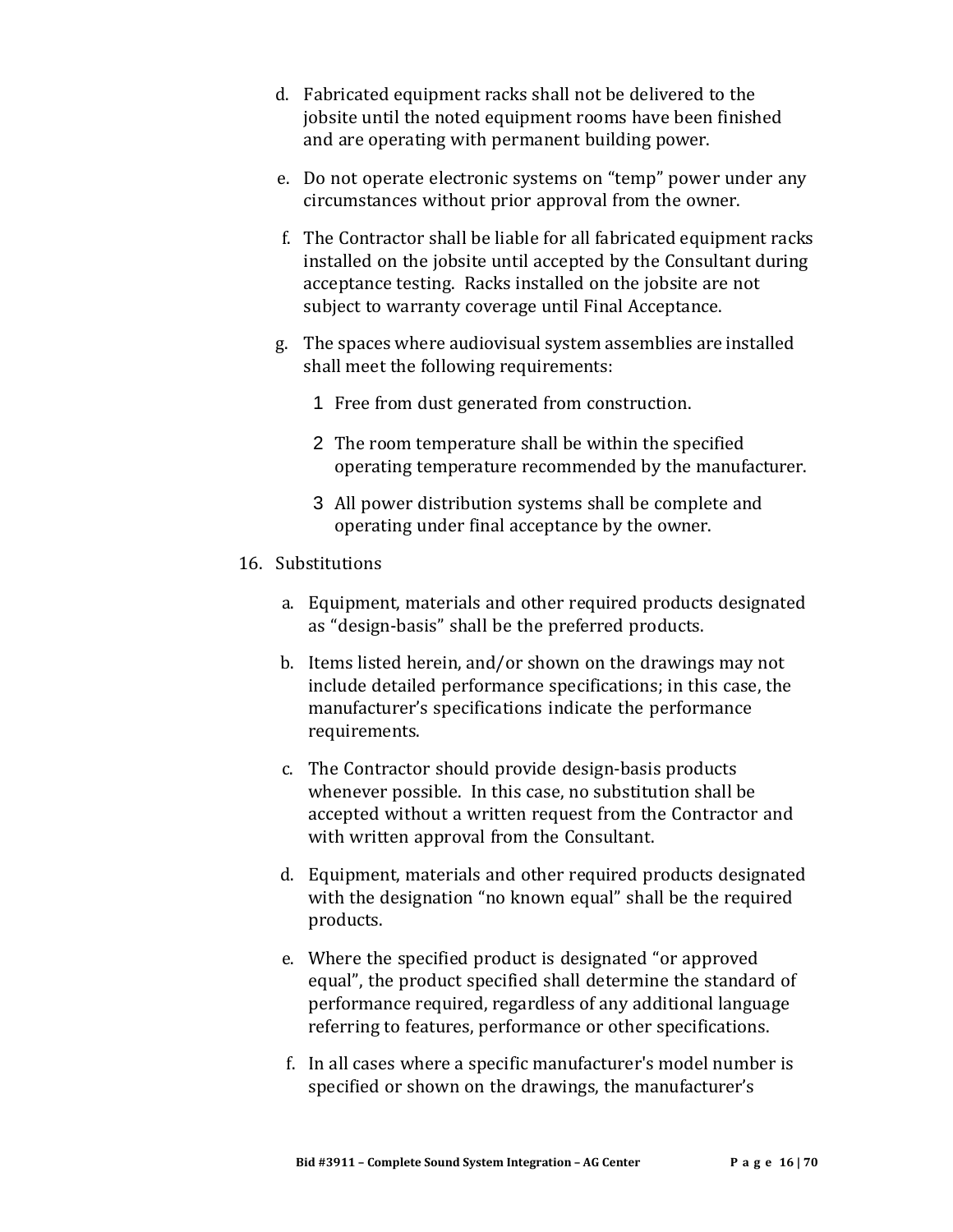d. Fabricated equipment racks shall not be delivered to the jobsite until the noted equipment rooms have been finished and are operating with permanent building power.

e. Do not operate electronic systems on "temp" power under any circumstances without prior approval from the owner.

f. The Contractor shall be liable for all fabricated equipment racks installed on the jobsite until accepted by the Consultant during acceptance testing. Racks installed on the jobsite are not subject to warranty coverage until Final Acceptance.

g. The spaces where audiovisual system assemblies are installed shall meet the following requirements:

   1 Free from dust generated from construction.

   2 The room temperature shall be within the specified operating temperature recommended by the manufacturer.

   3 All power distribution systems shall be complete and operating under final acceptance by the owner.

16. Substitutions

a. Equipment, materials and other required products designated as "design-basis" shall be the preferred products.

b. Items listed herein, and/or shown on the drawings may not include detailed performance specifications; in this case, the manufacturer's specifications indicate the performance requirements.

c. The Contractor should provide design-basis products whenever possible. In this case, no substitution shall be accepted without a written request from the Contractor and with written approval from the Consultant.

d. Equipment, materials and other required products designated with the designation "no known equal" shall be the required products.

e. Where the specified product is designated "or approved equal", the product specified shall determine the standard of performance required, regardless of any additional language referring to features, performance or other specifications.

f. In all cases where a specific manufacturer's model number is specified or shown on the drawings, the manufacturer's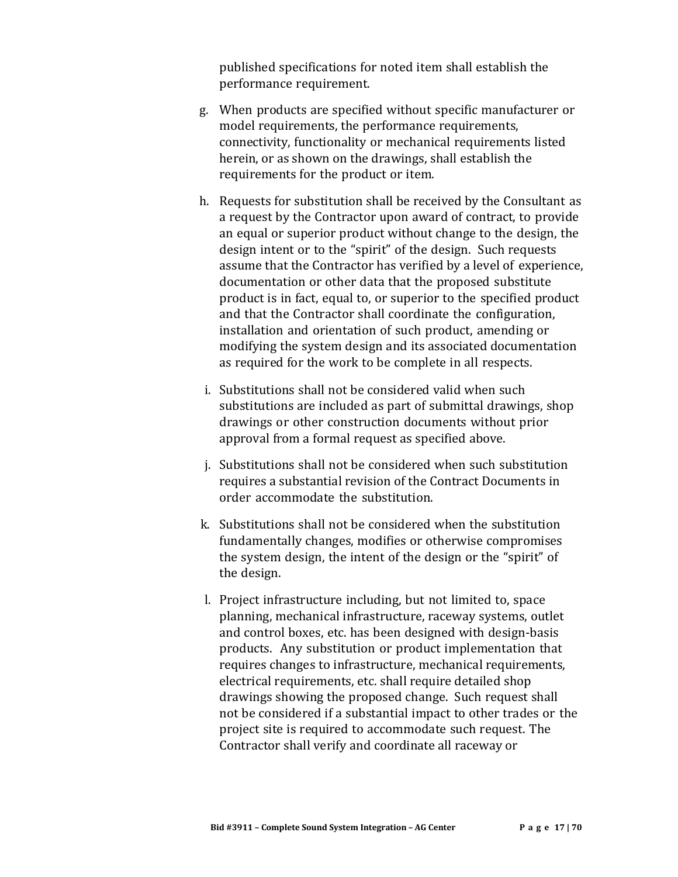published specifications for noted item shall establish the performance requirement.

g. When products are specified without specific manufacturer or model requirements, the performance requirements, connectivity, functionality or mechanical requirements listed herein, or as shown on the drawings, shall establish the requirements for the product or item.

h. Requests for substitution shall be received by the Consultant as a request by the Contractor upon award of contract, to provide an equal or superior product without change to the design, the design intent or to the "spirit" of the design. Such requests assume that the Contractor has verified by a level of experience, documentation or other data that the proposed substitute product is in fact, equal to, or superior to the specified product and that the Contractor shall coordinate the configuration, installation and orientation of such product, amending or modifying the system design and its associated documentation as required for the work to be complete in all respects.

i. Substitutions shall not be considered valid when such substitutions are included as part of submittal drawings, shop drawings or other construction documents without prior approval from a formal request as specified above.

j. Substitutions shall not be considered when such substitution requires a substantial revision of the Contract Documents in order accommodate the substitution.

k. Substitutions shall not be considered when the substitution fundamentally changes, modifies or otherwise compromises the system design, the intent of the design or the "spirit" of the design.

l. Project infrastructure including, but not limited to, space planning, mechanical infrastructure, raceway systems, outlet and control boxes, etc. has been designed with design-basis products. Any substitution or product implementation that requires changes to infrastructure, mechanical requirements, electrical requirements, etc. shall require detailed shop drawings showing the proposed change. Such request shall not be considered if a substantial impact to other trades or the project site is required to accommodate such request. The Contractor shall verify and coordinate all raceway or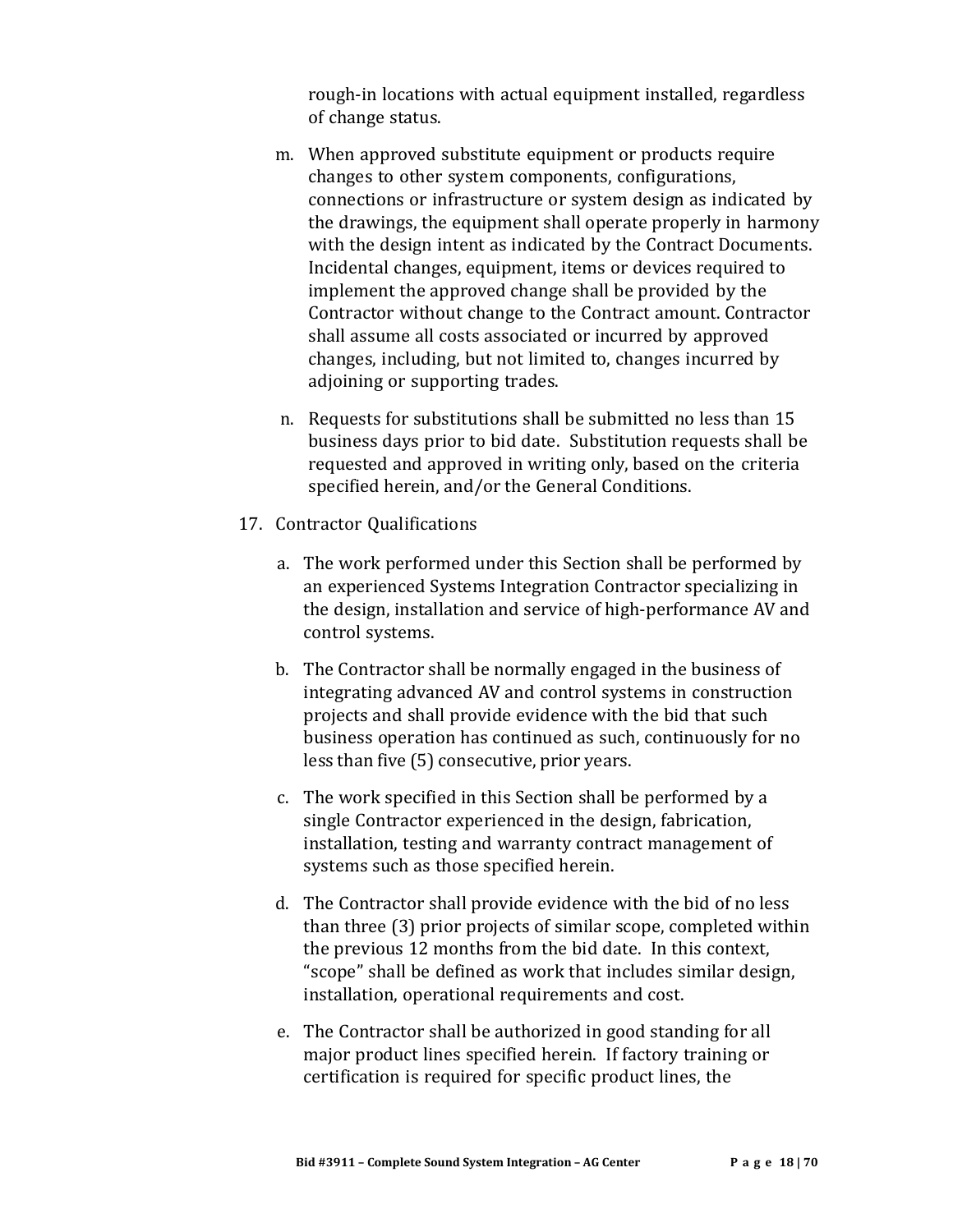rough-in locations with actual equipment installed, regardless of change status.

m. When approved substitute equipment or products require changes to other system components, configurations, connections or infrastructure or system design as indicated by the drawings, the equipment shall operate properly in harmony with the design intent as indicated by the Contract Documents. Incidental changes, equipment, items or devices required to implement the approved change shall be provided by the Contractor without change to the Contract amount. Contractor shall assume all costs associated or incurred by approved changes, including, but not limited to, changes incurred by adjoining or supporting trades.

n. Requests for substitutions shall be submitted no less than 15 business days prior to bid date. Substitution requests shall be requested and approved in writing only, based on the criteria specified herein, and/or the General Conditions.

17. Contractor Qualifications

    a. The work performed under this Section shall be performed by an experienced Systems Integration Contractor specializing in the design, installation and service of high-performance AV and control systems.

    b. The Contractor shall be normally engaged in the business of integrating advanced AV and control systems in construction projects and shall provide evidence with the bid that such business operation has continued as such, continuously for no less than five (5) consecutive, prior years.

    c. The work specified in this Section shall be performed by a single Contractor experienced in the design, fabrication, installation, testing and warranty contract management of systems such as those specified herein.

    d. The Contractor shall provide evidence with the bid of no less than three (3) prior projects of similar scope, completed within the previous 12 months from the bid date. In this context, "scope" shall be defined as work that includes similar design, installation, operational requirements and cost.

    e. The Contractor shall be authorized in good standing for all major product lines specified herein. If factory training or certification is required for specific product lines, the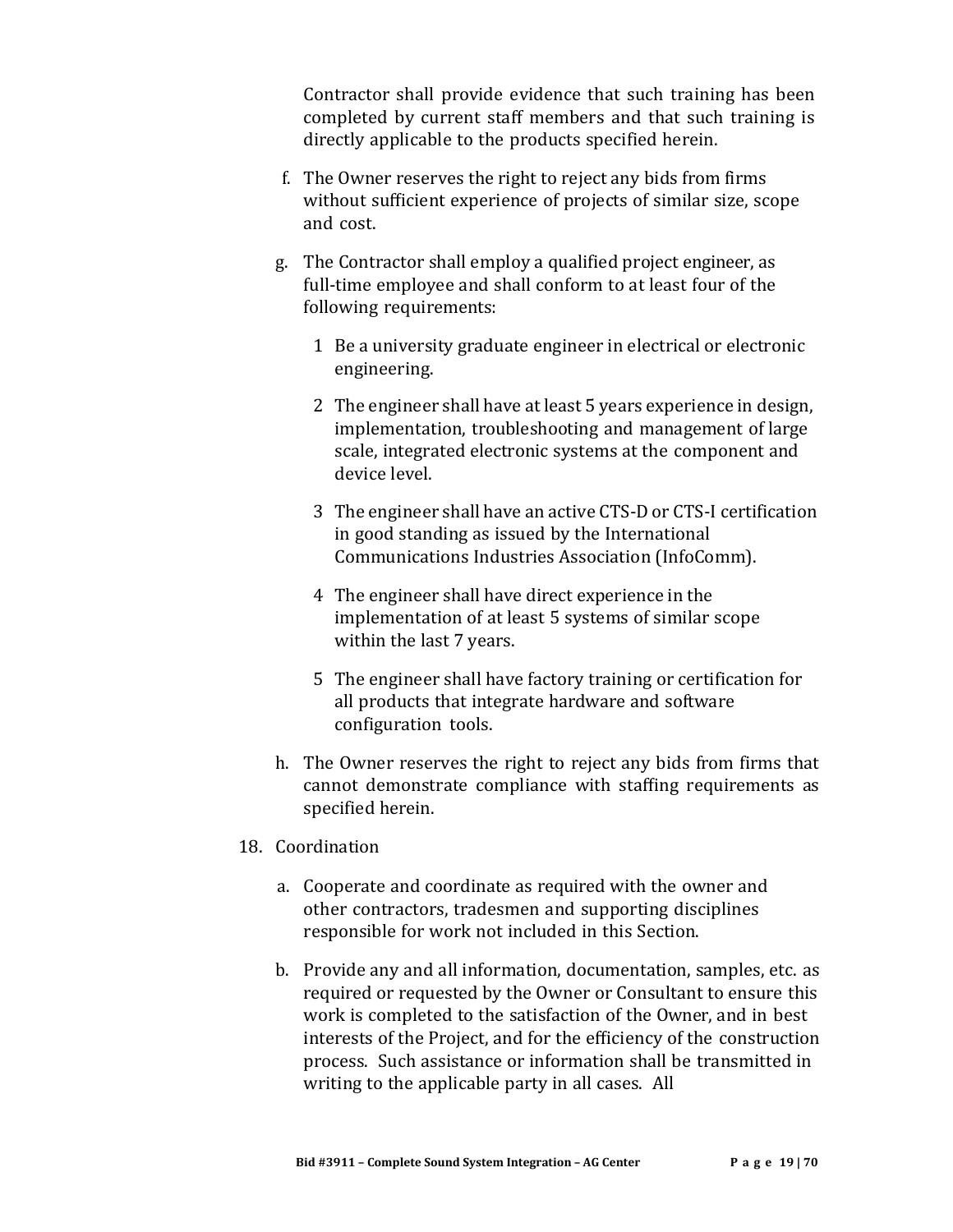Contractor shall provide evidence that such training has been completed by current staff members and that such training is directly applicable to the products specified herein.

f. The Owner reserves the right to reject any bids from firms without sufficient experience of projects of similar size, scope and cost.

g. The Contractor shall employ a qualified project engineer, as full-time employee and shall conform to at least four of the following requirements:

   1 Be a university graduate engineer in electrical or electronic engineering.

   2 The engineer shall have at least 5 years experience in design, implementation, troubleshooting and management of large scale, integrated electronic systems at the component and device level.

   3 The engineer shall have an active CTS-D or CTS-I certification in good standing as issued by the International Communications Industries Association (InfoComm).

   4 The engineer shall have direct experience in the implementation of at least 5 systems of similar scope within the last 7 years.

   5 The engineer shall have factory training or certification for all products that integrate hardware and software configuration tools.

h. The Owner reserves the right to reject any bids from firms that cannot demonstrate compliance with staffing requirements as specified herein.

18. Coordination

   a. Cooperate and coordinate as required with the owner and other contractors, tradesmen and supporting disciplines responsible for work not included in this Section.

   b. Provide any and all information, documentation, samples, etc. as required or requested by the Owner or Consultant to ensure this work is completed to the satisfaction of the Owner, and in best interests of the Project, and for the efficiency of the construction process. Such assistance or information shall be transmitted in writing to the applicable party in all cases. All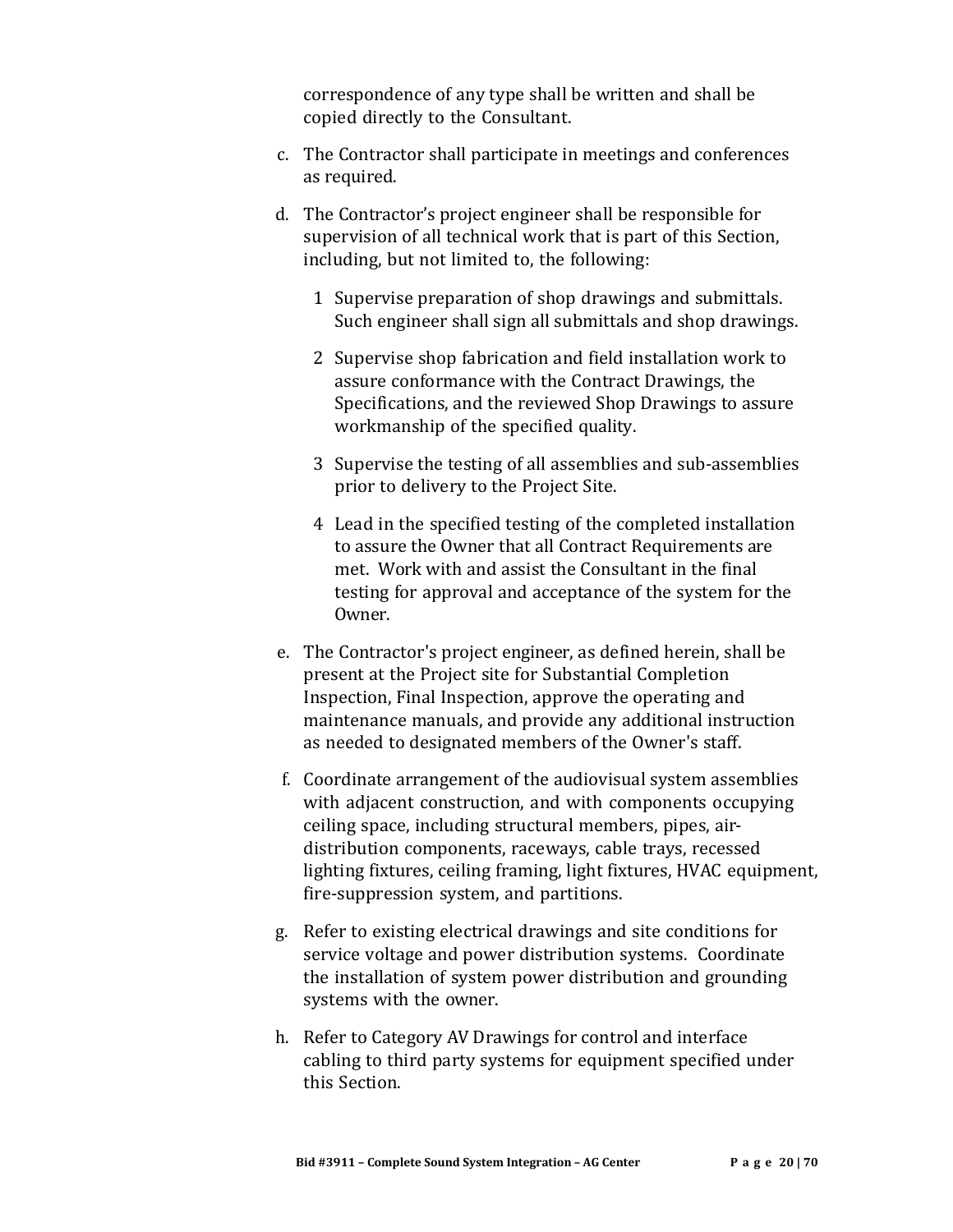correspondence of any type shall be written and shall be copied directly to the Consultant.

c. The Contractor shall participate in meetings and conferences as required.

d. The Contractor's project engineer shall be responsible for supervision of all technical work that is part of this Section, including, but not limited to, the following:

   1 Supervise preparation of shop drawings and submittals. Such engineer shall sign all submittals and shop drawings.

   2 Supervise shop fabrication and field installation work to assure conformance with the Contract Drawings, the Specifications, and the reviewed Shop Drawings to assure workmanship of the specified quality.

   3 Supervise the testing of all assemblies and sub-assemblies prior to delivery to the Project Site.

   4 Lead in the specified testing of the completed installation to assure the Owner that all Contract Requirements are met. Work with and assist the Consultant in the final testing for approval and acceptance of the system for the Owner.

e. The Contractor's project engineer, as defined herein, shall be present at the Project site for Substantial Completion Inspection, Final Inspection, approve the operating and maintenance manuals, and provide any additional instruction as needed to designated members of the Owner's staff.

f. Coordinate arrangement of the audiovisual system assemblies with adjacent construction, and with components occupying ceiling space, including structural members, pipes, air-distribution components, raceways, cable trays, recessed lighting fixtures, ceiling framing, light fixtures, HVAC equipment, fire-suppression system, and partitions.

g. Refer to existing electrical drawings and site conditions for service voltage and power distribution systems. Coordinate the installation of system power distribution and grounding systems with the owner.

h. Refer to Category AV Drawings for control and interface cabling to third party systems for equipment specified under this Section.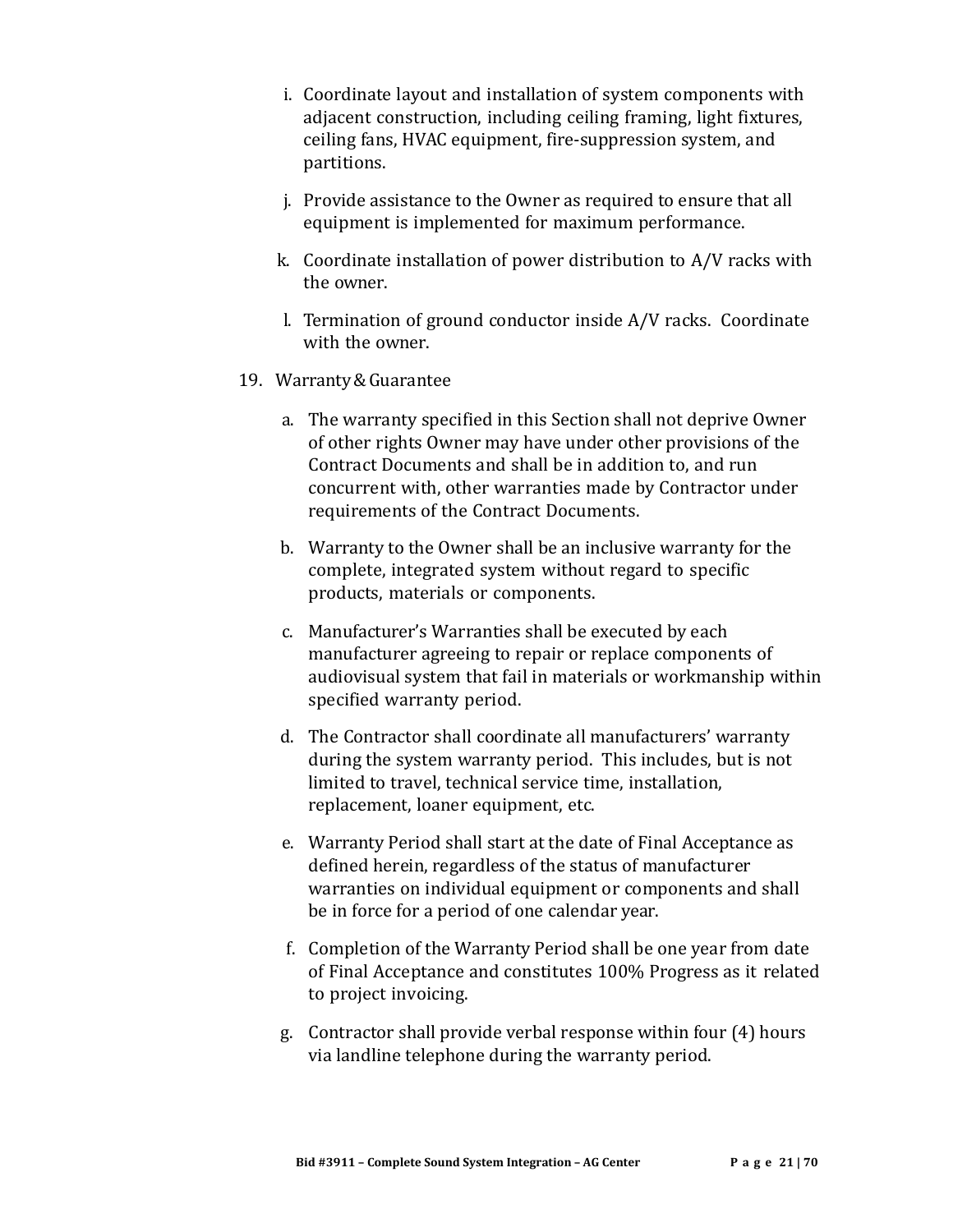i. Coordinate layout and installation of system components with adjacent construction, including ceiling framing, light fixtures, ceiling fans, HVAC equipment, fire-suppression system, and partitions.

j. Provide assistance to the Owner as required to ensure that all equipment is implemented for maximum performance.

k. Coordinate installation of power distribution to A/V racks with the owner.

l. Termination of ground conductor inside A/V racks. Coordinate with the owner.

19. Warranty & Guarantee

a. The warranty specified in this Section shall not deprive Owner of other rights Owner may have under other provisions of the Contract Documents and shall be in addition to, and run concurrent with, other warranties made by Contractor under requirements of the Contract Documents.

b. Warranty to the Owner shall be an inclusive warranty for the complete, integrated system without regard to specific products, materials or components.

c. Manufacturer's Warranties shall be executed by each manufacturer agreeing to repair or replace components of audiovisual system that fail in materials or workmanship within specified warranty period.

d. The Contractor shall coordinate all manufacturers' warranty during the system warranty period. This includes, but is not limited to travel, technical service time, installation, replacement, loaner equipment, etc.

e. Warranty Period shall start at the date of Final Acceptance as defined herein, regardless of the status of manufacturer warranties on individual equipment or components and shall be in force for a period of one calendar year.

f. Completion of the Warranty Period shall be one year from date of Final Acceptance and constitutes 100% Progress as it related to project invoicing.

g. Contractor shall provide verbal response within four (4) hours via landline telephone during the warranty period.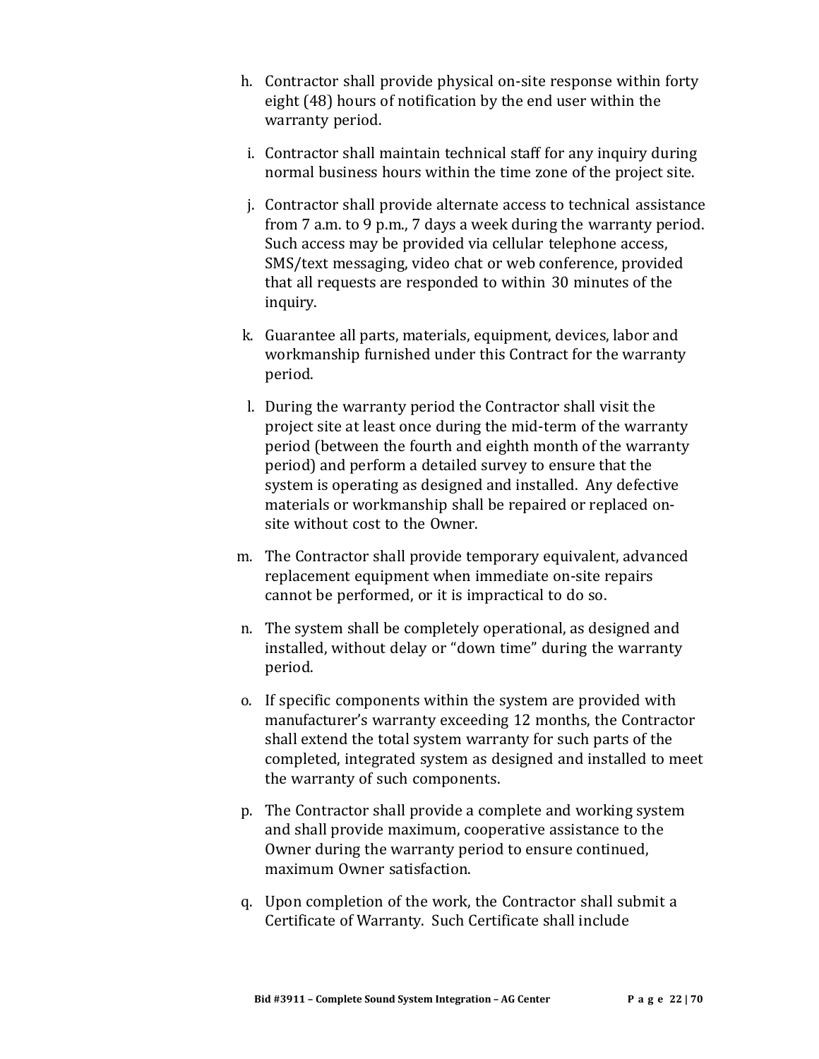h. Contractor shall provide physical on-site response within forty eight (48) hours of notification by the end user within the warranty period.

i. Contractor shall maintain technical staff for any inquiry during normal business hours within the time zone of the project site.

j. Contractor shall provide alternate access to technical assistance from 7 a.m. to 9 p.m., 7 days a week during the warranty period. Such access may be provided via cellular telephone access, SMS/text messaging, video chat or web conference, provided that all requests are responded to within 30 minutes of the inquiry.

k. Guarantee all parts, materials, equipment, devices, labor and workmanship furnished under this Contract for the warranty period.

l. During the warranty period the Contractor shall visit the project site at least once during the mid-term of the warranty period (between the fourth and eighth month of the warranty period) and perform a detailed survey to ensure that the system is operating as designed and installed. Any defective materials or workmanship shall be repaired or replaced on-site without cost to the Owner.

m. The Contractor shall provide temporary equivalent, advanced replacement equipment when immediate on-site repairs cannot be performed, or it is impractical to do so.

n. The system shall be completely operational, as designed and installed, without delay or “down time” during the warranty period.

o. If specific components within the system are provided with manufacturer’s warranty exceeding 12 months, the Contractor shall extend the total system warranty for such parts of the completed, integrated system as designed and installed to meet the warranty of such components.

p. The Contractor shall provide a complete and working system and shall provide maximum, cooperative assistance to the Owner during the warranty period to ensure continued, maximum Owner satisfaction.

q. Upon completion of the work, the Contractor shall submit a Certificate of Warranty. Such Certificate shall include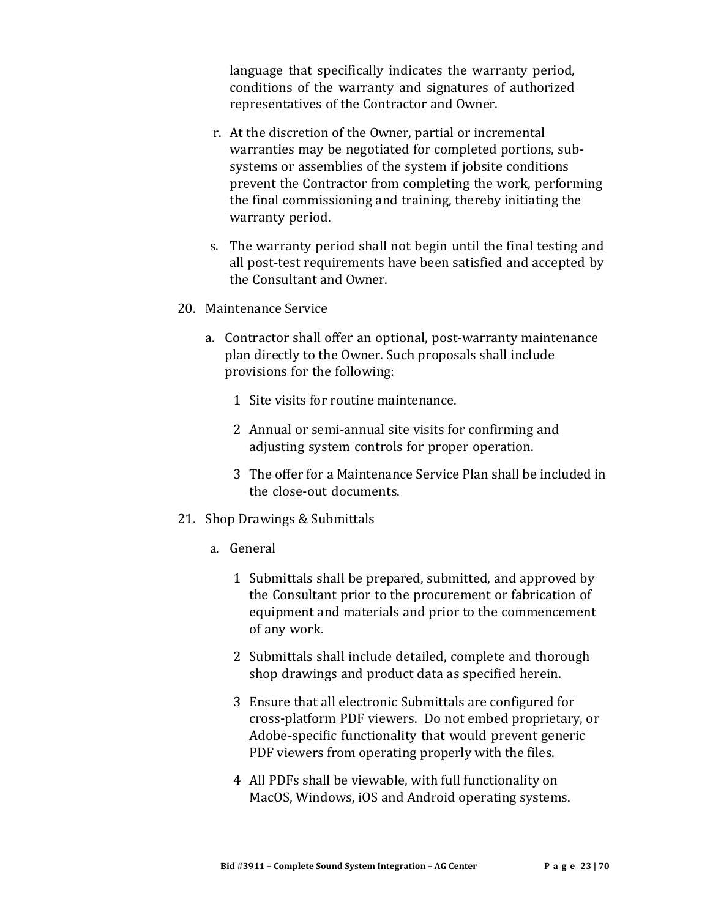language that specifically indicates the warranty period, conditions of the warranty and signatures of authorized representatives of the Contractor and Owner.

r. At the discretion of the Owner, partial or incremental warranties may be negotiated for completed portions, sub-systems or assemblies of the system if jobsite conditions prevent the Contractor from completing the work, performing the final commissioning and training, thereby initiating the warranty period.

s. The warranty period shall not begin until the final testing and all post-test requirements have been satisfied and accepted by the Consultant and Owner.

20. Maintenance Service

a. Contractor shall offer an optional, post-warranty maintenance plan directly to the Owner. Such proposals shall include provisions for the following:

1 Site visits for routine maintenance.

2 Annual or semi-annual site visits for confirming and adjusting system controls for proper operation.

3 The offer for a Maintenance Service Plan shall be included in the close-out documents.

21. Shop Drawings & Submittals

a. General

1 Submittals shall be prepared, submitted, and approved by the Consultant prior to the procurement or fabrication of equipment and materials and prior to the commencement of any work.

2 Submittals shall include detailed, complete and thorough shop drawings and product data as specified herein.

3 Ensure that all electronic Submittals are configured for cross-platform PDF viewers. Do not embed proprietary, or Adobe-specific functionality that would prevent generic PDF viewers from operating properly with the files.

4 All PDFs shall be viewable, with full functionality on MacOS, Windows, iOS and Android operating systems.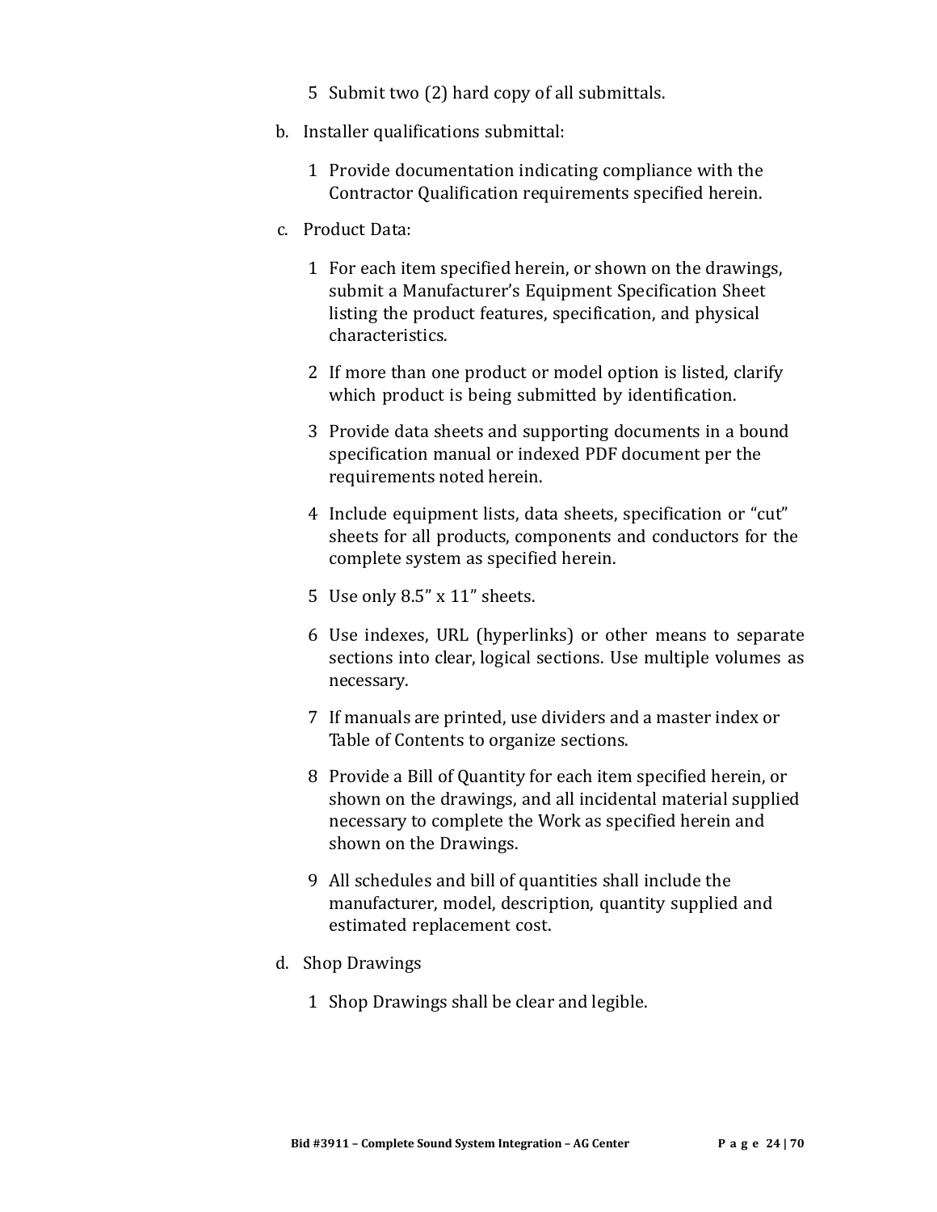5 Submit two (2) hard copy of all submittals.

b. Installer qualifications submittal:

   1 Provide documentation indicating compliance with the Contractor Qualification requirements specified herein.

c. Product Data:

   1 For each item specified herein, or shown on the drawings, submit a Manufacturer's Equipment Specification Sheet listing the product features, specification, and physical characteristics.

   2 If more than one product or model option is listed, clarify which product is being submitted by identification.

   3 Provide data sheets and supporting documents in a bound specification manual or indexed PDF document per the requirements noted herein.

   4 Include equipment lists, data sheets, specification or "cut" sheets for all products, components and conductors for the complete system as specified herein.

   5 Use only 8.5" x 11" sheets.

   6 Use indexes, URL (hyperlinks) or other means to separate sections into clear, logical sections. Use multiple volumes as necessary.

   7 If manuals are printed, use dividers and a master index or Table of Contents to organize sections.

   8 Provide a Bill of Quantity for each item specified herein, or shown on the drawings, and all incidental material supplied necessary to complete the Work as specified herein and shown on the Drawings.

   9 All schedules and bill of quantities shall include the manufacturer, model, description, quantity supplied and estimated replacement cost.

d. Shop Drawings

   1 Shop Drawings shall be clear and legible.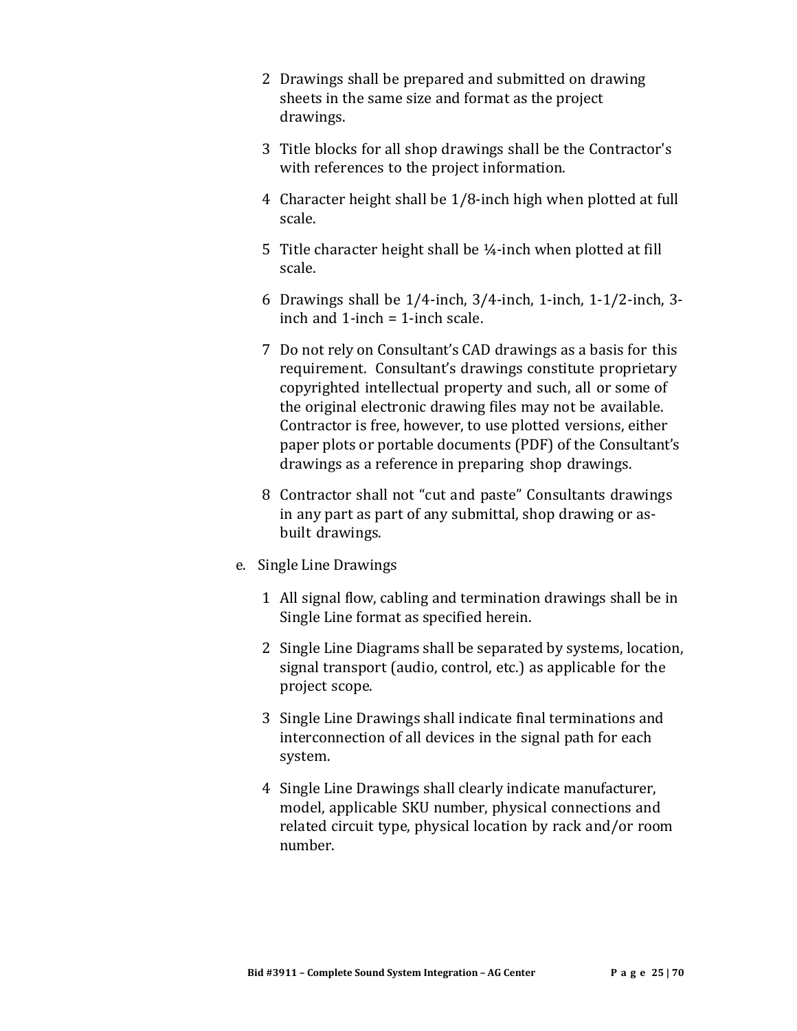2 Drawings shall be prepared and submitted on drawing sheets in the same size and format as the project drawings.

3 Title blocks for all shop drawings shall be the Contractor's with references to the project information.

4 Character height shall be 1/8-inch high when plotted at full scale.

5 Title character height shall be ¼-inch when plotted at fill scale.

6 Drawings shall be 1/4-inch, 3/4-inch, 1-inch, 1-1/2-inch, 3-inch and 1-inch = 1-inch scale.

7 Do not rely on Consultant's CAD drawings as a basis for this requirement. Consultant's drawings constitute proprietary copyrighted intellectual property and such, all or some of the original electronic drawing files may not be available. Contractor is free, however, to use plotted versions, either paper plots or portable documents (PDF) of the Consultant's drawings as a reference in preparing shop drawings.

8 Contractor shall not "cut and paste" Consultants drawings in any part as part of any submittal, shop drawing or as-built drawings.

e. Single Line Drawings

1 All signal flow, cabling and termination drawings shall be in Single Line format as specified herein.

2 Single Line Diagrams shall be separated by systems, location, signal transport (audio, control, etc.) as applicable for the project scope.

3 Single Line Drawings shall indicate final terminations and interconnection of all devices in the signal path for each system.

4 Single Line Drawings shall clearly indicate manufacturer, model, applicable SKU number, physical connections and related circuit type, physical location by rack and/or room number.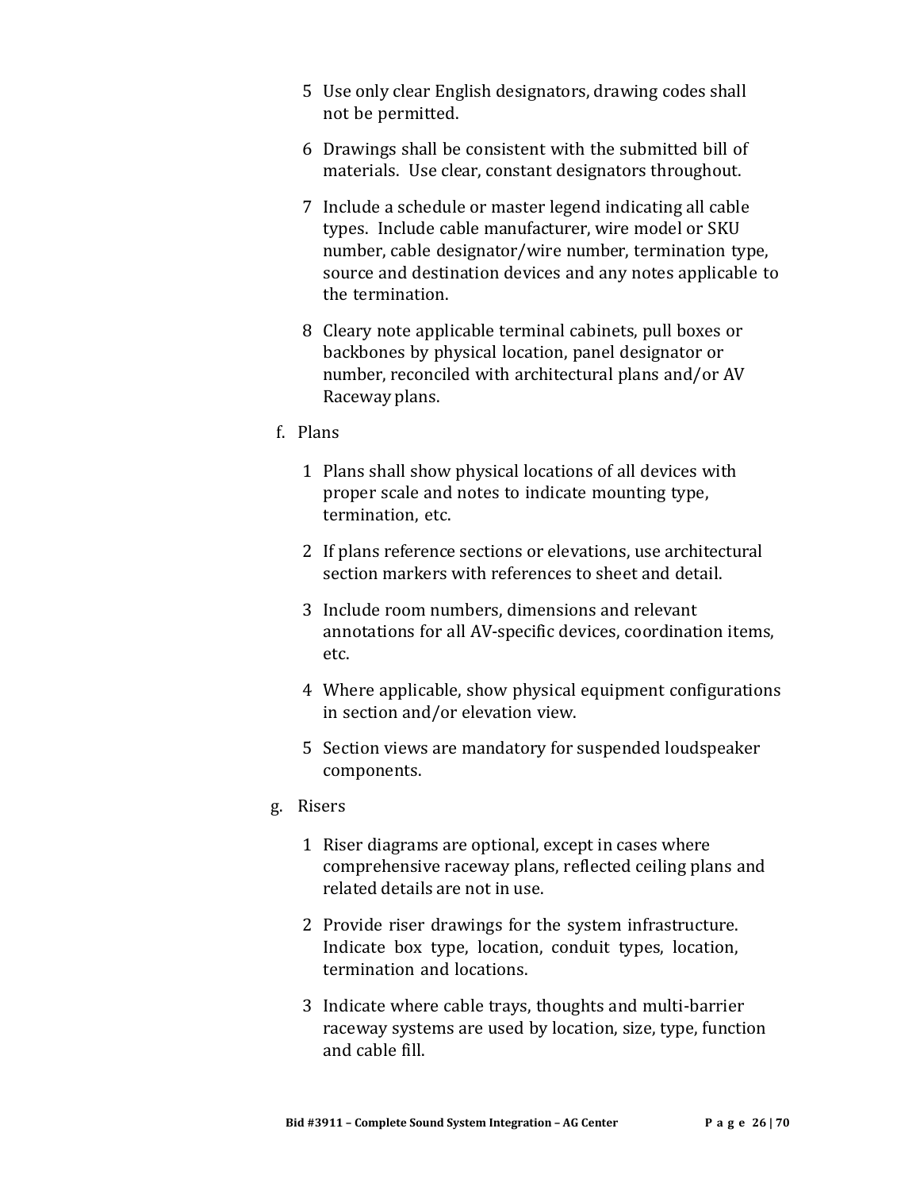5 Use only clear English designators, drawing codes shall not be permitted.

6 Drawings shall be consistent with the submitted bill of materials. Use clear, constant designators throughout.

7 Include a schedule or master legend indicating all cable types. Include cable manufacturer, wire model or SKU number, cable designator/wire number, termination type, source and destination devices and any notes applicable to the termination.

8 Cleary note applicable terminal cabinets, pull boxes or backbones by physical location, panel designator or number, reconciled with architectural plans and/or AV Raceway plans.

f. Plans

1 Plans shall show physical locations of all devices with proper scale and notes to indicate mounting type, termination, etc.

2 If plans reference sections or elevations, use architectural section markers with references to sheet and detail.

3 Include room numbers, dimensions and relevant annotations for all AV-specific devices, coordination items, etc.

4 Where applicable, show physical equipment configurations in section and/or elevation view.

5 Section views are mandatory for suspended loudspeaker components.

g. Risers

1 Riser diagrams are optional, except in cases where comprehensive raceway plans, reflected ceiling plans and related details are not in use.

2 Provide riser drawings for the system infrastructure. Indicate box type, location, conduit types, location, termination and locations.

3 Indicate where cable trays, thoughts and multi-barrier raceway systems are used by location, size, type, function and cable fill.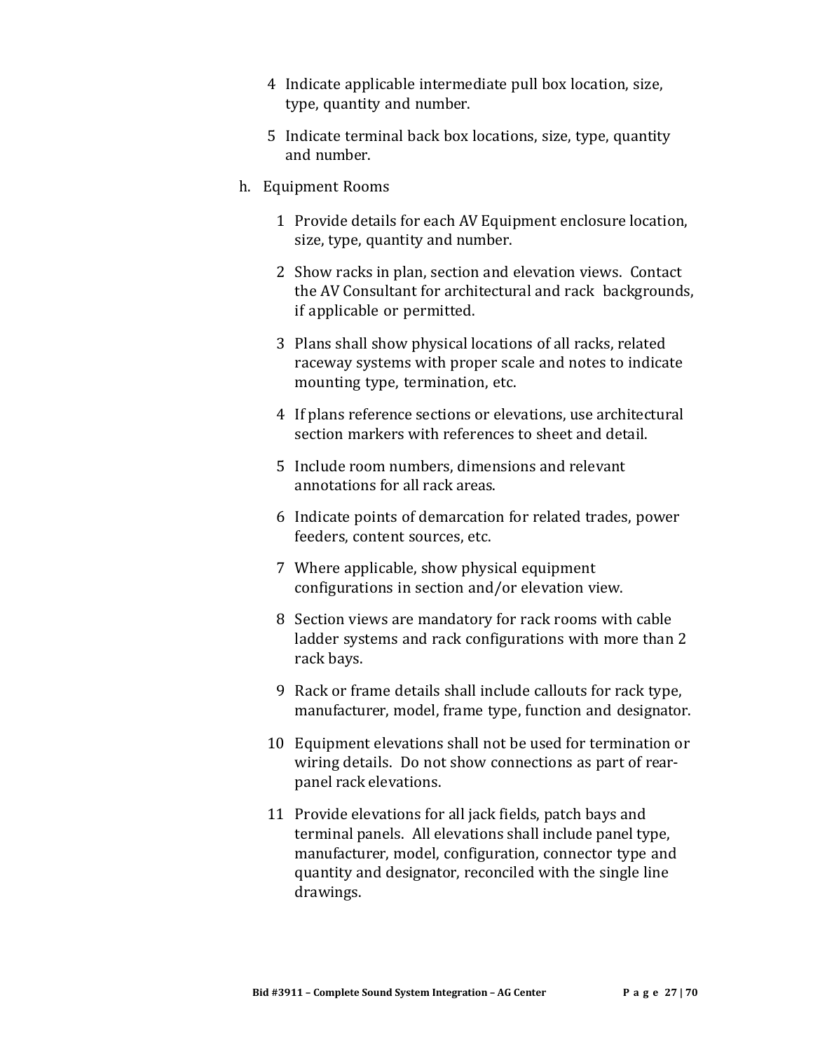4 Indicate applicable intermediate pull box location, size, type, quantity and number.

5 Indicate terminal back box locations, size, type, quantity and number.

h. Equipment Rooms

1 Provide details for each AV Equipment enclosure location, size, type, quantity and number.

2 Show racks in plan, section and elevation views. Contact the AV Consultant for architectural and rack backgrounds, if applicable or permitted.

3 Plans shall show physical locations of all racks, related raceway systems with proper scale and notes to indicate mounting type, termination, etc.

4 If plans reference sections or elevations, use architectural section markers with references to sheet and detail.

5 Include room numbers, dimensions and relevant annotations for all rack areas.

6 Indicate points of demarcation for related trades, power feeders, content sources, etc.

7 Where applicable, show physical equipment configurations in section and/or elevation view.

8 Section views are mandatory for rack rooms with cable ladder systems and rack configurations with more than 2 rack bays.

9 Rack or frame details shall include callouts for rack type, manufacturer, model, frame type, function and designator.

10 Equipment elevations shall not be used for termination or wiring details. Do not show connections as part of rear-panel rack elevations.

11 Provide elevations for all jack fields, patch bays and terminal panels. All elevations shall include panel type, manufacturer, model, configuration, connector type and quantity and designator, reconciled with the single line drawings.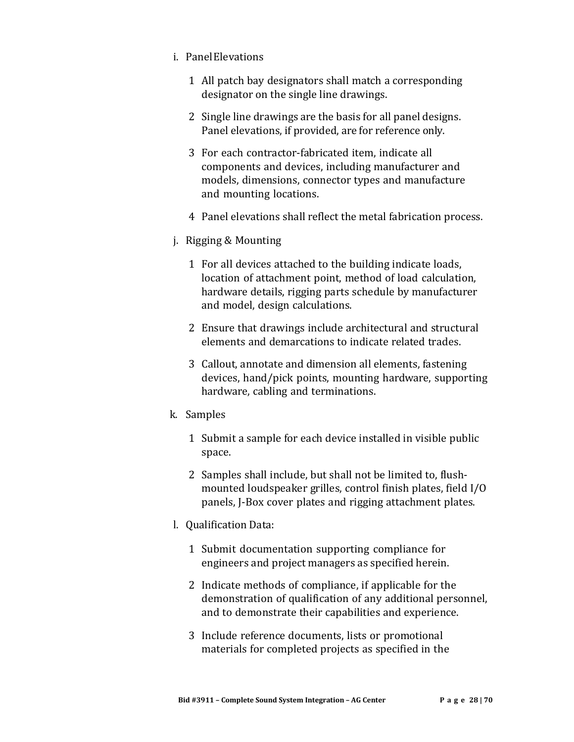i. Panel Elevations

   1 All patch bay designators shall match a corresponding designator on the single line drawings.

   2 Single line drawings are the basis for all panel designs. Panel elevations, if provided, are for reference only.

   3 For each contractor-fabricated item, indicate all components and devices, including manufacturer and models, dimensions, connector types and manufacture and mounting locations.

   4 Panel elevations shall reflect the metal fabrication process.

j. Rigging & Mounting

   1 For all devices attached to the building indicate loads, location of attachment point, method of load calculation, hardware details, rigging parts schedule by manufacturer and model, design calculations.

   2 Ensure that drawings include architectural and structural elements and demarcations to indicate related trades.

   3 Callout, annotate and dimension all elements, fastening devices, hand/pick points, mounting hardware, supporting hardware, cabling and terminations.

k. Samples

   1 Submit a sample for each device installed in visible public space.

   2 Samples shall include, but shall not be limited to, flush-mounted loudspeaker grilles, control finish plates, field I/O panels, J-Box cover plates and rigging attachment plates.

l. Qualification Data:

   1 Submit documentation supporting compliance for engineers and project managers as specified herein.

   2 Indicate methods of compliance, if applicable for the demonstration of qualification of any additional personnel, and to demonstrate their capabilities and experience.

   3 Include reference documents, lists or promotional materials for completed projects as specified in the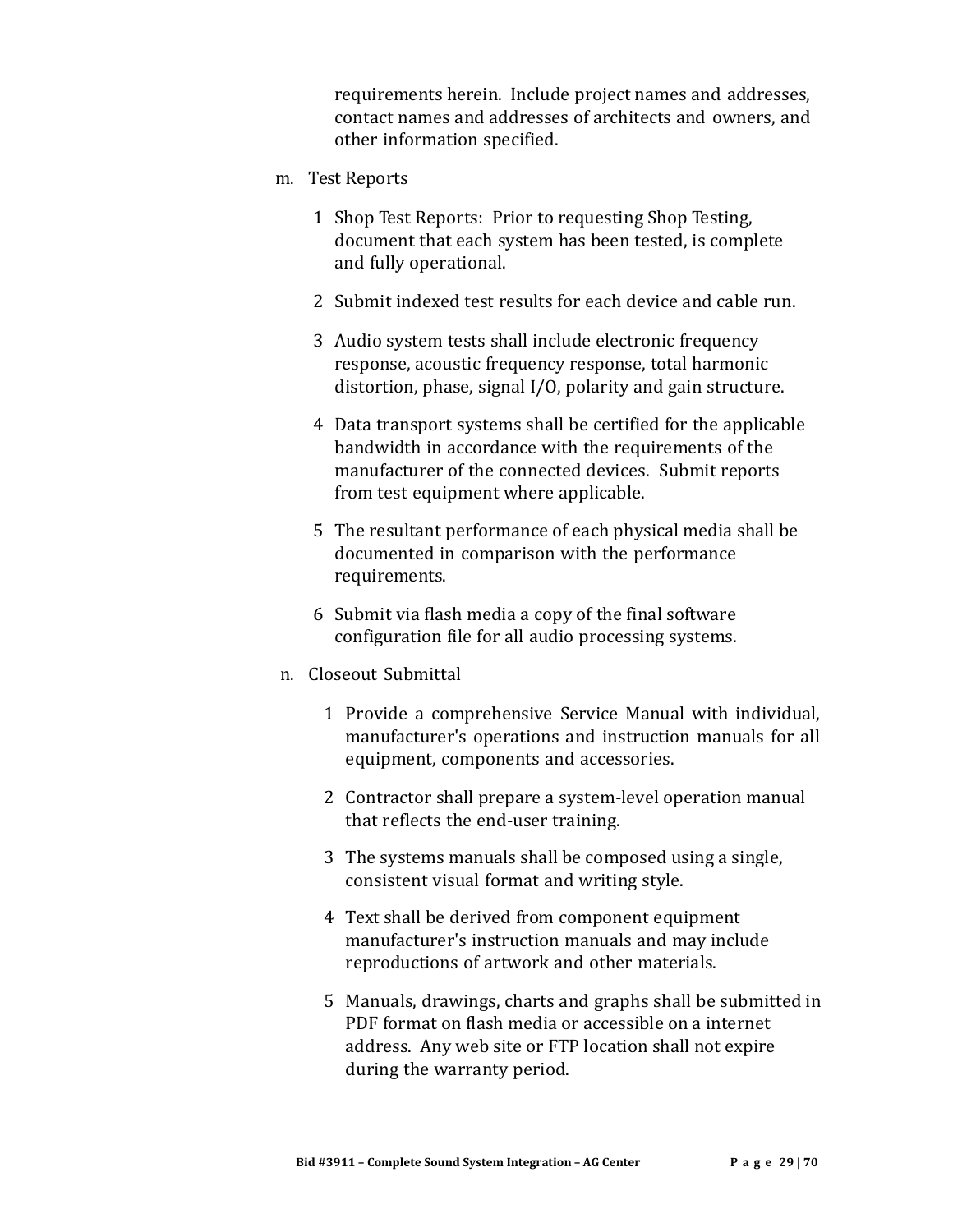requirements herein. Include project names and addresses, contact names and addresses of architects and owners, and other information specified.

m. Test Reports

1 Shop Test Reports: Prior to requesting Shop Testing, document that each system has been tested, is complete and fully operational.

2 Submit indexed test results for each device and cable run.

3 Audio system tests shall include electronic frequency response, acoustic frequency response, total harmonic distortion, phase, signal I/O, polarity and gain structure.

4 Data transport systems shall be certified for the applicable bandwidth in accordance with the requirements of the manufacturer of the connected devices. Submit reports from test equipment where applicable.

5 The resultant performance of each physical media shall be documented in comparison with the performance requirements.

6 Submit via flash media a copy of the final software configuration file for all audio processing systems.

n. Closeout Submittal

1 Provide a comprehensive Service Manual with individual, manufacturer's operations and instruction manuals for all equipment, components and accessories.

2 Contractor shall prepare a system-level operation manual that reflects the end-user training.

3 The systems manuals shall be composed using a single, consistent visual format and writing style.

4 Text shall be derived from component equipment manufacturer's instruction manuals and may include reproductions of artwork and other materials.

5 Manuals, drawings, charts and graphs shall be submitted in PDF format on flash media or accessible on a internet address. Any web site or FTP location shall not expire during the warranty period.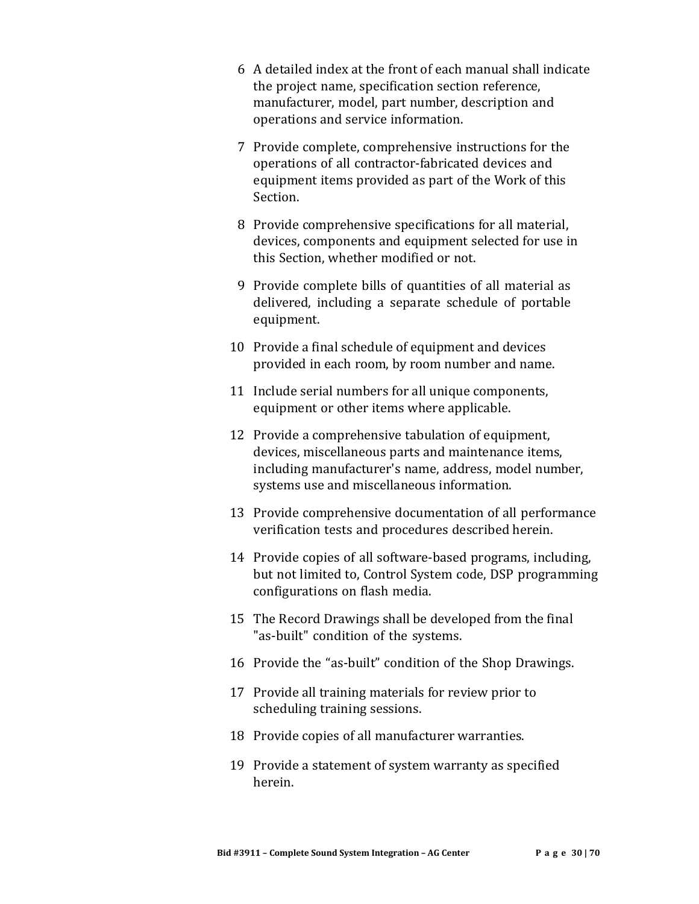6. A detailed index at the front of each manual shall indicate the project name, specification section reference, manufacturer, model, part number, description and operations and service information.
7. Provide complete, comprehensive instructions for the operations of all contractor-fabricated devices and equipment items provided as part of the Work of this Section.
8. Provide comprehensive specifications for all material, devices, components and equipment selected for use in this Section, whether modified or not.
9. Provide complete bills of quantities of all material as delivered, including a separate schedule of portable equipment.
10. Provide a final schedule of equipment and devices provided in each room, by room number and name.
11. Include serial numbers for all unique components, equipment or other items where applicable.
12. Provide a comprehensive tabulation of equipment, devices, miscellaneous parts and maintenance items, including manufacturer's name, address, model number, systems use and miscellaneous information.
13. Provide comprehensive documentation of all performance verification tests and procedures described herein.
14. Provide copies of all software-based programs, including, but not limited to, Control System code, DSP programming configurations on flash media.
15. The Record Drawings shall be developed from the final "as-built" condition of the systems.
16. Provide the "as-built" condition of the Shop Drawings.
17. Provide all training materials for review prior to scheduling training sessions.
18. Provide copies of all manufacturer warranties.
19. Provide a statement of system warranty as specified herein.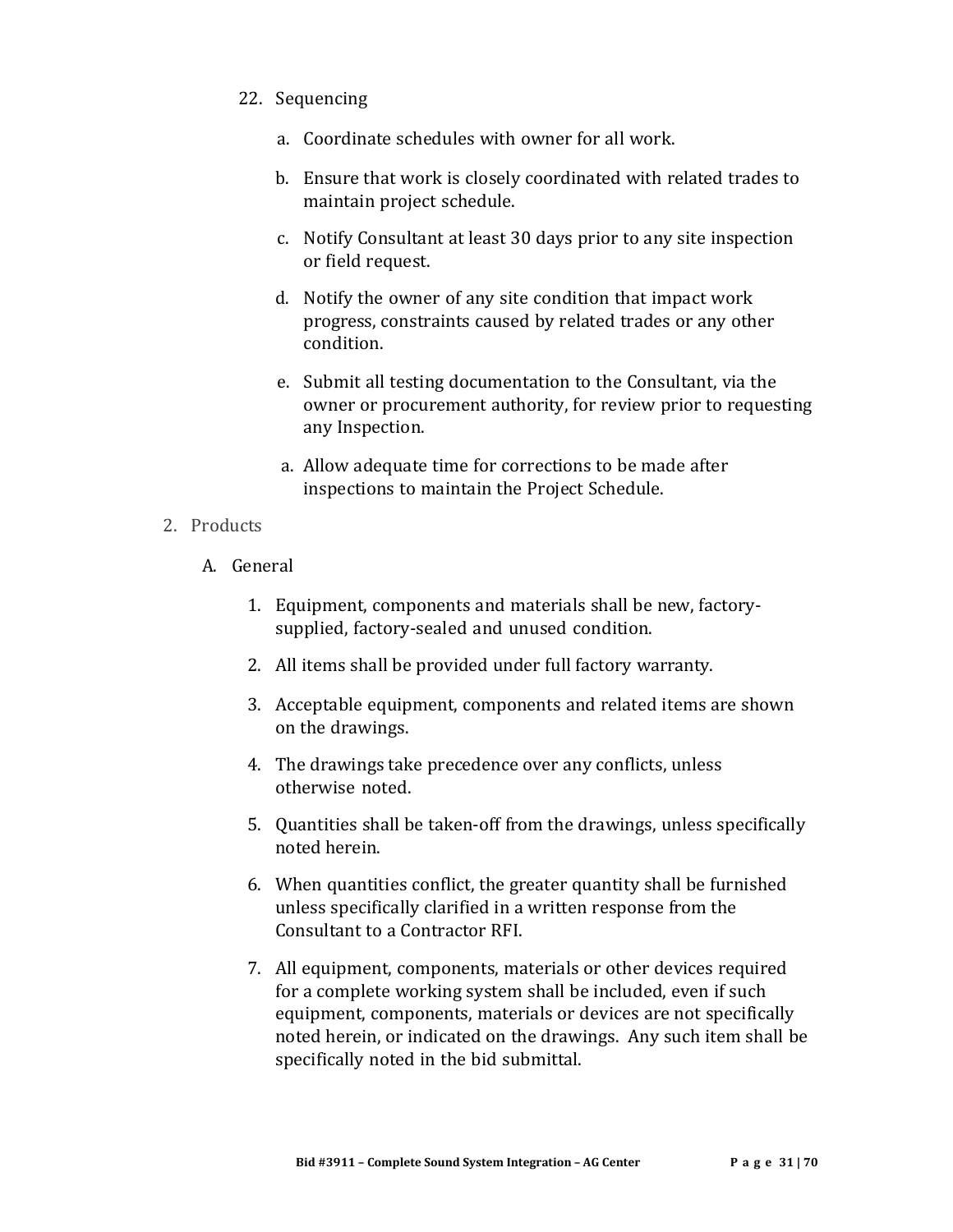22. Sequencing

    a. Coordinate schedules with owner for all work.

    b. Ensure that work is closely coordinated with related trades to maintain project schedule.

    c. Notify Consultant at least 30 days prior to any site inspection or field request.

    d. Notify the owner of any site condition that impact work progress, constraints caused by related trades or any other condition.

    e. Submit all testing documentation to the Consultant, via the owner or procurement authority, for review prior to requesting any Inspection.

    a. Allow adequate time for corrections to be made after inspections to maintain the Project Schedule.

2. Products

   A. General

      1. Equipment, components and materials shall be new, factory-supplied, factory-sealed and unused condition.

      2. All items shall be provided under full factory warranty.

      3. Acceptable equipment, components and related items are shown on the drawings.

      4. The drawings take precedence over any conflicts, unless otherwise noted.

      5. Quantities shall be taken-off from the drawings, unless specifically noted herein.

      6. When quantities conflict, the greater quantity shall be furnished unless specifically clarified in a written response from the Consultant to a Contractor RFI.

      7. All equipment, components, materials or other devices required for a complete working system shall be included, even if such equipment, components, materials or devices are not specifically noted herein, or indicated on the drawings. Any such item shall be specifically noted in the bid submittal.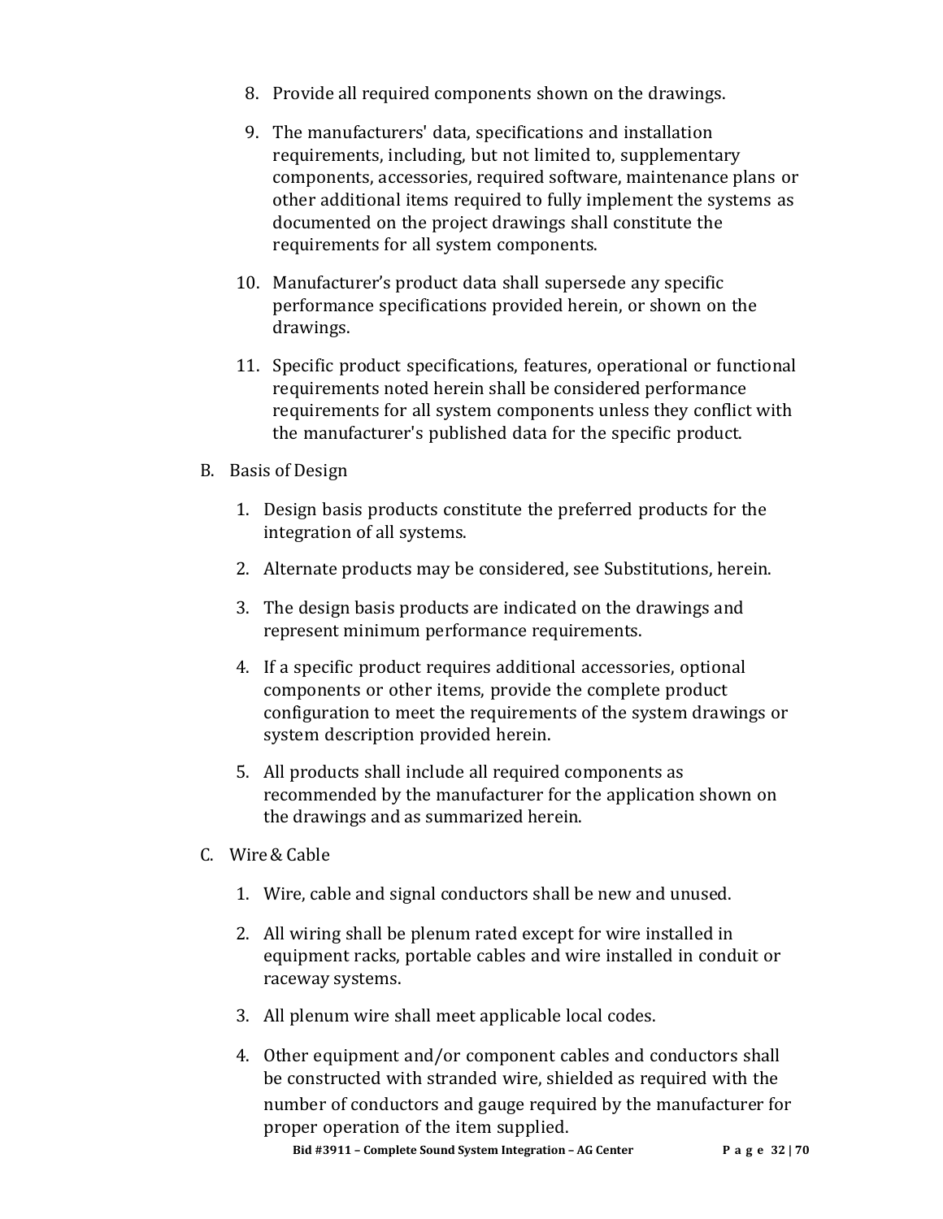8. Provide all required components shown on the drawings.

9. The manufacturers' data, specifications and installation requirements, including, but not limited to, supplementary components, accessories, required software, maintenance plans or other additional items required to fully implement the systems as documented on the project drawings shall constitute the requirements for all system components.

10. Manufacturer's product data shall supersede any specific performance specifications provided herein, or shown on the drawings.

11. Specific product specifications, features, operational or functional requirements noted herein shall be considered performance requirements for all system components unless they conflict with the manufacturer's published data for the specific product.

B. Basis of Design

1. Design basis products constitute the preferred products for the integration of all systems.

2. Alternate products may be considered, see Substitutions, herein.

3. The design basis products are indicated on the drawings and represent minimum performance requirements.

4. If a specific product requires additional accessories, optional components or other items, provide the complete product configuration to meet the requirements of the system drawings or system description provided herein.

5. All products shall include all required components as recommended by the manufacturer for the application shown on the drawings and as summarized herein.

C. Wire & Cable

1. Wire, cable and signal conductors shall be new and unused.

2. All wiring shall be plenum rated except for wire installed in equipment racks, portable cables and wire installed in conduit or raceway systems.

3. All plenum wire shall meet applicable local codes.

4. Other equipment and/or component cables and conductors shall be constructed with stranded wire, shielded as required with the number of conductors and gauge required by the manufacturer for proper operation of the item supplied.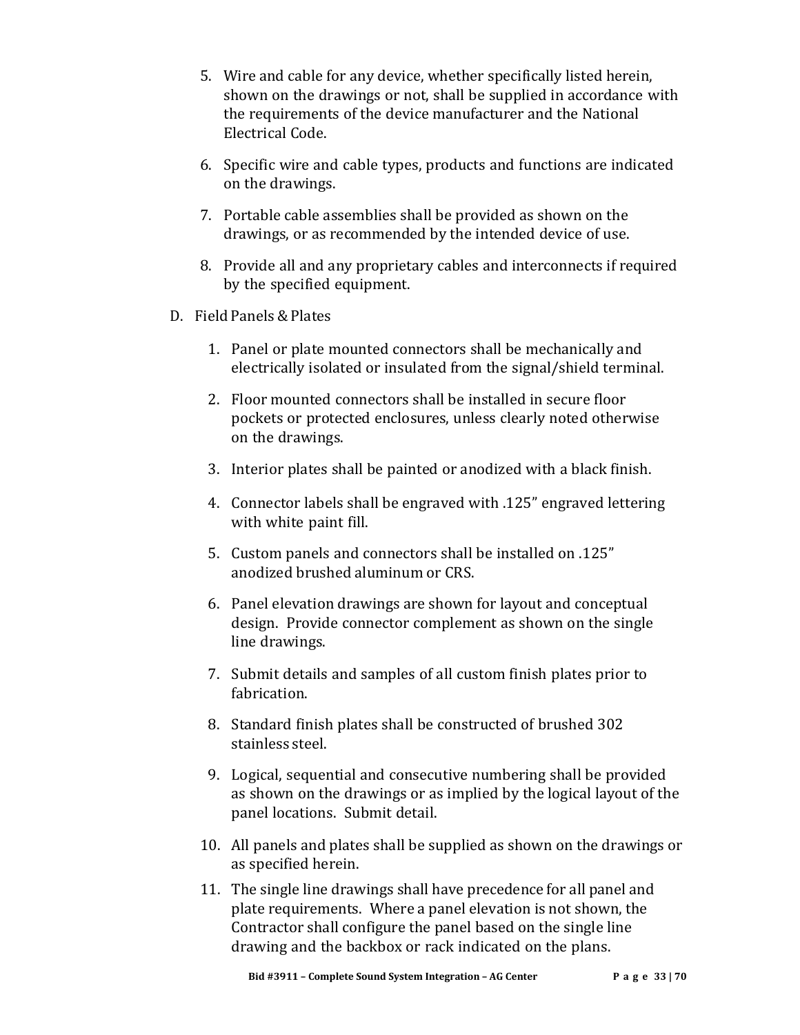5. Wire and cable for any device, whether specifically listed herein, shown on the drawings or not, shall be supplied in accordance with the requirements of the device manufacturer and the National Electrical Code.

6. Specific wire and cable types, products and functions are indicated on the drawings.

7. Portable cable assemblies shall be provided as shown on the drawings, or as recommended by the intended device of use.

8. Provide all and any proprietary cables and interconnects if required by the specified equipment.

D. Field Panels & Plates

1. Panel or plate mounted connectors shall be mechanically and electrically isolated or insulated from the signal/shield terminal.

2. Floor mounted connectors shall be installed in secure floor pockets or protected enclosures, unless clearly noted otherwise on the drawings.

3. Interior plates shall be painted or anodized with a black finish.

4. Connector labels shall be engraved with .125" engraved lettering with white paint fill.

5. Custom panels and connectors shall be installed on .125" anodized brushed aluminum or CRS.

6. Panel elevation drawings are shown for layout and conceptual design. Provide connector complement as shown on the single line drawings.

7. Submit details and samples of all custom finish plates prior to fabrication.

8. Standard finish plates shall be constructed of brushed 302 stainless steel.

9. Logical, sequential and consecutive numbering shall be provided as shown on the drawings or as implied by the logical layout of the panel locations. Submit detail.

10. All panels and plates shall be supplied as shown on the drawings or as specified herein.

11. The single line drawings shall have precedence for all panel and plate requirements. Where a panel elevation is not shown, the Contractor shall configure the panel based on the single line drawing and the backbox or rack indicated on the plans.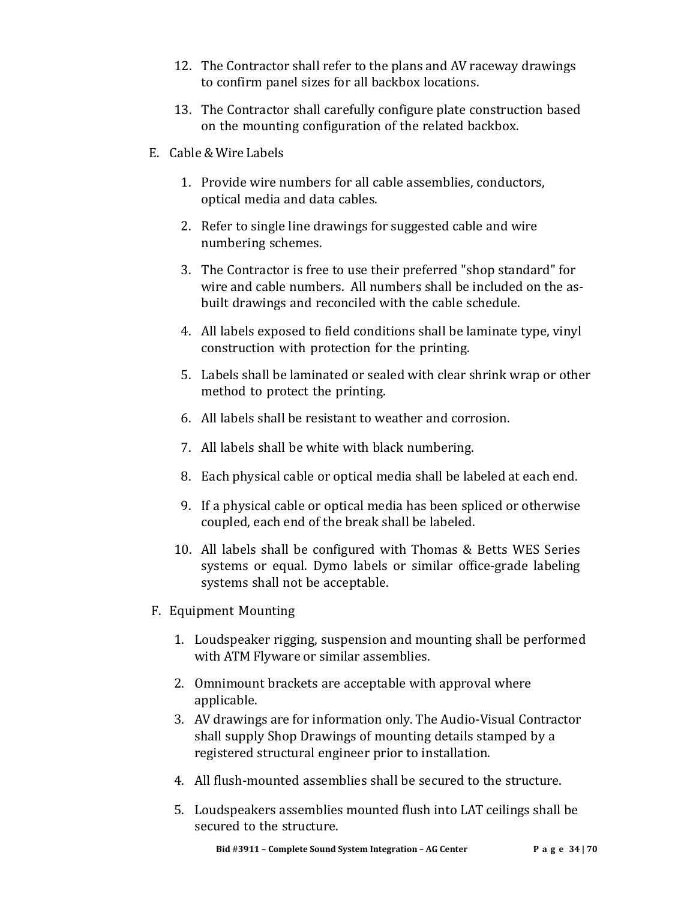12. The Contractor shall refer to the plans and AV raceway drawings to confirm panel sizes for all backbox locations.

13. The Contractor shall carefully configure plate construction based on the mounting configuration of the related backbox.

E. Cable & Wire Labels

1. Provide wire numbers for all cable assemblies, conductors, optical media and data cables.

2. Refer to single line drawings for suggested cable and wire numbering schemes.

3. The Contractor is free to use their preferred "shop standard" for wire and cable numbers. All numbers shall be included on the as-built drawings and reconciled with the cable schedule.

4. All labels exposed to field conditions shall be laminate type, vinyl construction with protection for the printing.

5. Labels shall be laminated or sealed with clear shrink wrap or other method to protect the printing.

6. All labels shall be resistant to weather and corrosion.

7. All labels shall be white with black numbering.

8. Each physical cable or optical media shall be labeled at each end.

9. If a physical cable or optical media has been spliced or otherwise coupled, each end of the break shall be labeled.

10. All labels shall be configured with Thomas & Betts WES Series systems or equal. Dymo labels or similar office-grade labeling systems shall not be acceptable.

F. Equipment Mounting

1. Loudspeaker rigging, suspension and mounting shall be performed with ATM Flyware or similar assemblies.

2. Omnimount brackets are acceptable with approval where applicable.

3. AV drawings are for information only. The Audio-Visual Contractor shall supply Shop Drawings of mounting details stamped by a registered structural engineer prior to installation.

4. All flush-mounted assemblies shall be secured to the structure.

5. Loudspeakers assemblies mounted flush into LAT ceilings shall be secured to the structure.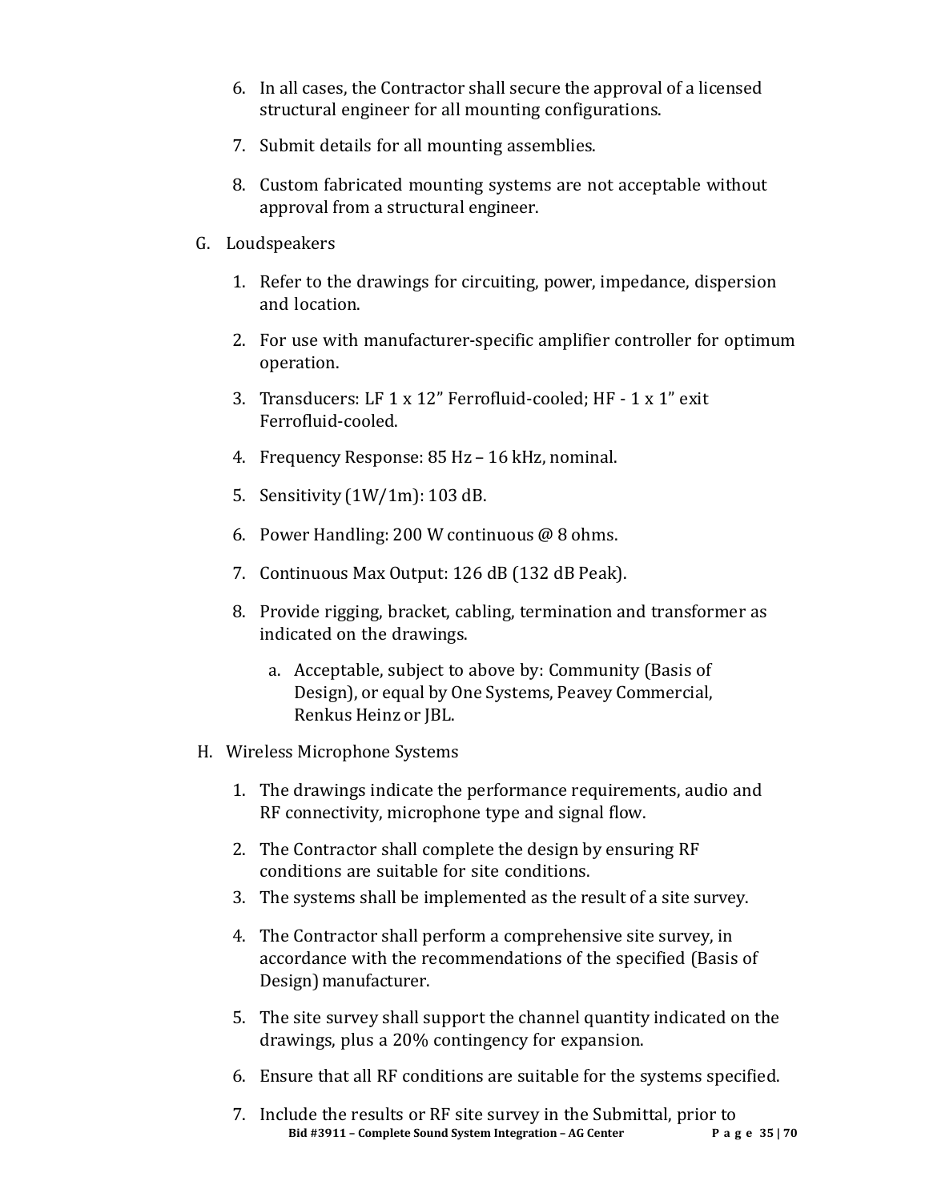6. In all cases, the Contractor shall secure the approval of a licensed structural engineer for all mounting configurations.

7. Submit details for all mounting assemblies.

8. Custom fabricated mounting systems are not acceptable without approval from a structural engineer.

G. Loudspeakers

1. Refer to the drawings for circuiting, power, impedance, dispersion and location.

2. For use with manufacturer-specific amplifier controller for optimum operation.

3. Transducers: LF 1 x 12" Ferrofluid-cooled; HF - 1 x 1" exit Ferrofluid-cooled.

4. Frequency Response: 85 Hz – 16 kHz, nominal.

5. Sensitivity (1W/1m): 103 dB.

6. Power Handling: 200 W continuous @ 8 ohms.

7. Continuous Max Output: 126 dB (132 dB Peak).

8. Provide rigging, bracket, cabling, termination and transformer as indicated on the drawings.

   a. Acceptable, subject to above by: Community (Basis of Design), or equal by One Systems, Peavey Commercial, Renkus Heinz or JBL.

H. Wireless Microphone Systems

1. The drawings indicate the performance requirements, audio and RF connectivity, microphone type and signal flow.

2. The Contractor shall complete the design by ensuring RF conditions are suitable for site conditions.

3. The systems shall be implemented as the result of a site survey.

4. The Contractor shall perform a comprehensive site survey, in accordance with the recommendations of the specified (Basis of Design) manufacturer.

5. The site survey shall support the channel quantity indicated on the drawings, plus a 20% contingency for expansion.

6. Ensure that all RF conditions are suitable for the systems specified.

7. Include the results or RF site survey in the Submittal, prior to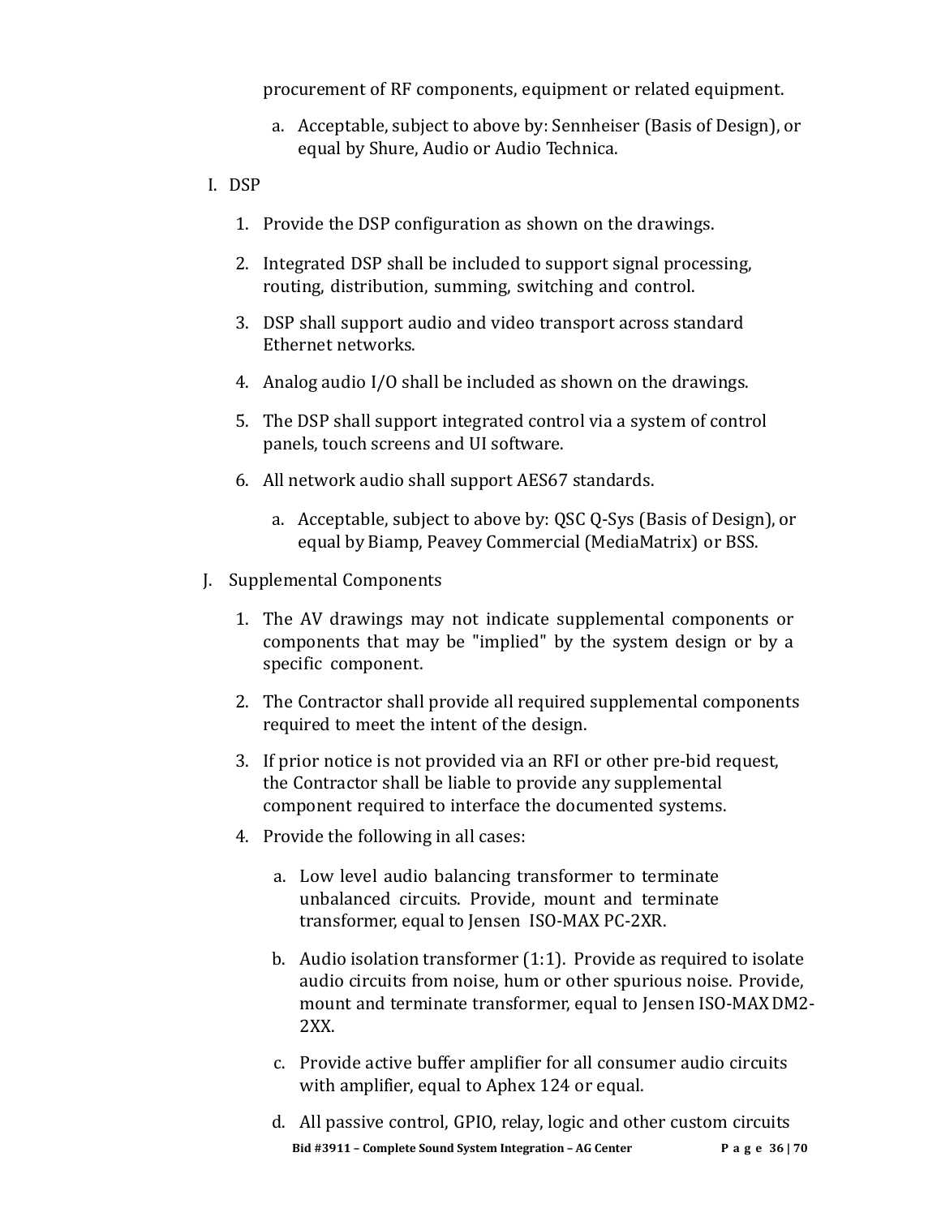procurement of RF components, equipment or related equipment.

   a. Acceptable, subject to above by: Sennheiser (Basis of Design), or equal by Shure, Audio or Audio Technica.

I. DSP

   1. Provide the DSP configuration as shown on the drawings.

   2. Integrated DSP shall be included to support signal processing, routing, distribution, summing, switching and control.

   3. DSP shall support audio and video transport across standard Ethernet networks.

   4. Analog audio I/O shall be included as shown on the drawings.

   5. The DSP shall support integrated control via a system of control panels, touch screens and UI software.

   6. All network audio shall support AES67 standards.

      a. Acceptable, subject to above by: QSC Q-Sys (Basis of Design), or equal by Biamp, Peavey Commercial (MediaMatrix) or BSS.

J. Supplemental Components

   1. The AV drawings may not indicate supplemental components or components that may be "implied" by the system design or by a specific component.

   2. The Contractor shall provide all required supplemental components required to meet the intent of the design.

   3. If prior notice is not provided via an RFI or other pre-bid request, the Contractor shall be liable to provide any supplemental component required to interface the documented systems.

   4. Provide the following in all cases:

      a. Low level audio balancing transformer to terminate unbalanced circuits. Provide, mount and terminate transformer, equal to Jensen ISO-MAX PC-2XR.

      b. Audio isolation transformer (1:1). Provide as required to isolate audio circuits from noise, hum or other spurious noise. Provide, mount and terminate transformer, equal to Jensen ISO-MAX DM2-2XX.

      c. Provide active buffer amplifier for all consumer audio circuits with amplifier, equal to Aphex 124 or equal.

      d. All passive control, GPIO, relay, logic and other custom circuits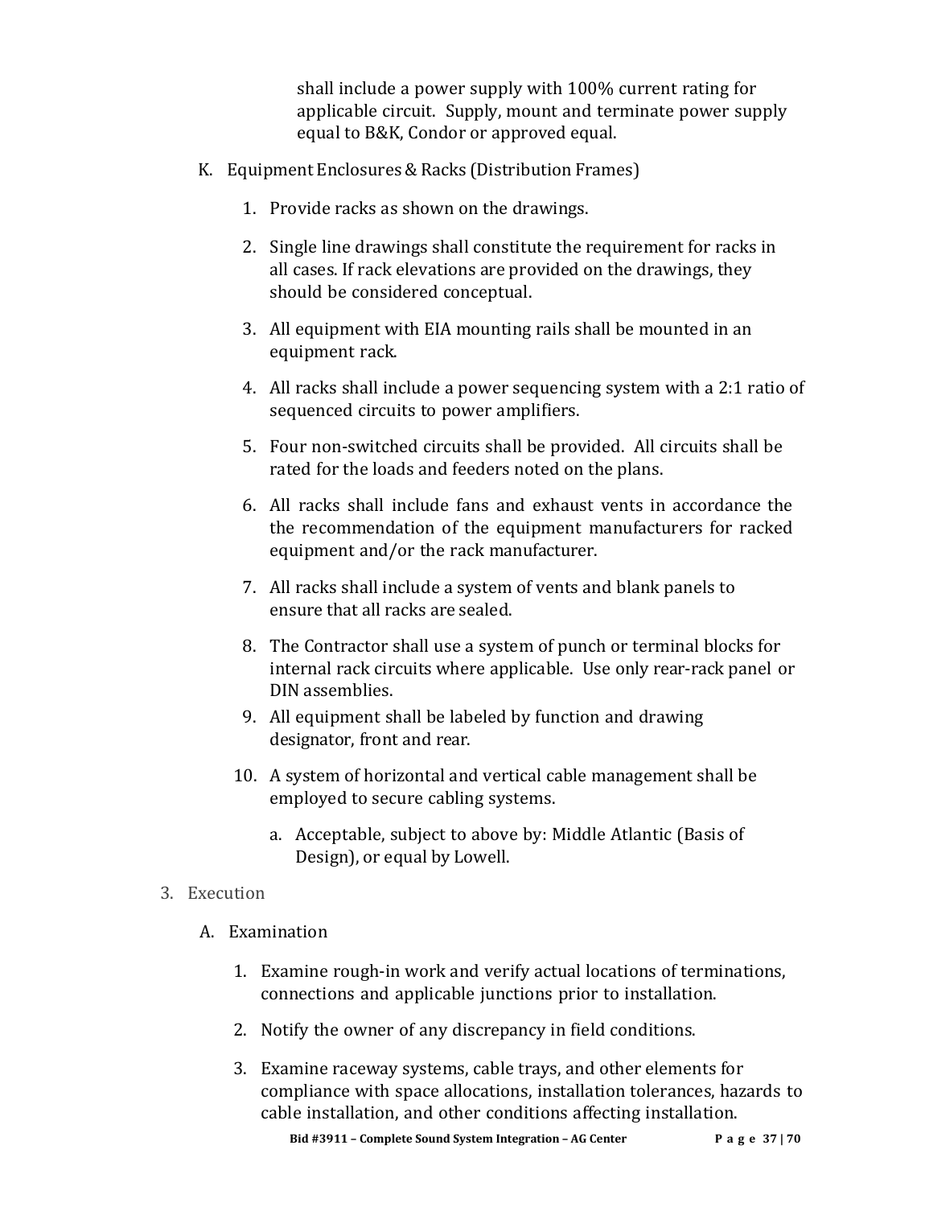shall include a power supply with 100% current rating for applicable circuit. Supply, mount and terminate power supply equal to B&K, Condor or approved equal.

K. Equipment Enclosures & Racks (Distribution Frames)

1. Provide racks as shown on the drawings.

2. Single line drawings shall constitute the requirement for racks in all cases. If rack elevations are provided on the drawings, they should be considered conceptual.

3. All equipment with EIA mounting rails shall be mounted in an equipment rack.

4. All racks shall include a power sequencing system with a 2:1 ratio of sequenced circuits to power amplifiers.

5. Four non-switched circuits shall be provided. All circuits shall be rated for the loads and feeders noted on the plans.

6. All racks shall include fans and exhaust vents in accordance the the recommendation of the equipment manufacturers for racked equipment and/or the rack manufacturer.

7. All racks shall include a system of vents and blank panels to ensure that all racks are sealed.

8. The Contractor shall use a system of punch or terminal blocks for internal rack circuits where applicable. Use only rear-rack panel or DIN assemblies.

9. All equipment shall be labeled by function and drawing designator, front and rear.

10. A system of horizontal and vertical cable management shall be employed to secure cabling systems.

    a. Acceptable, subject to above by: Middle Atlantic (Basis of Design), or equal by Lowell.

3. Execution

A. Examination

1. Examine rough-in work and verify actual locations of terminations, connections and applicable junctions prior to installation.

2. Notify the owner of any discrepancy in field conditions.

3. Examine raceway systems, cable trays, and other elements for compliance with space allocations, installation tolerances, hazards to cable installation, and other conditions affecting installation.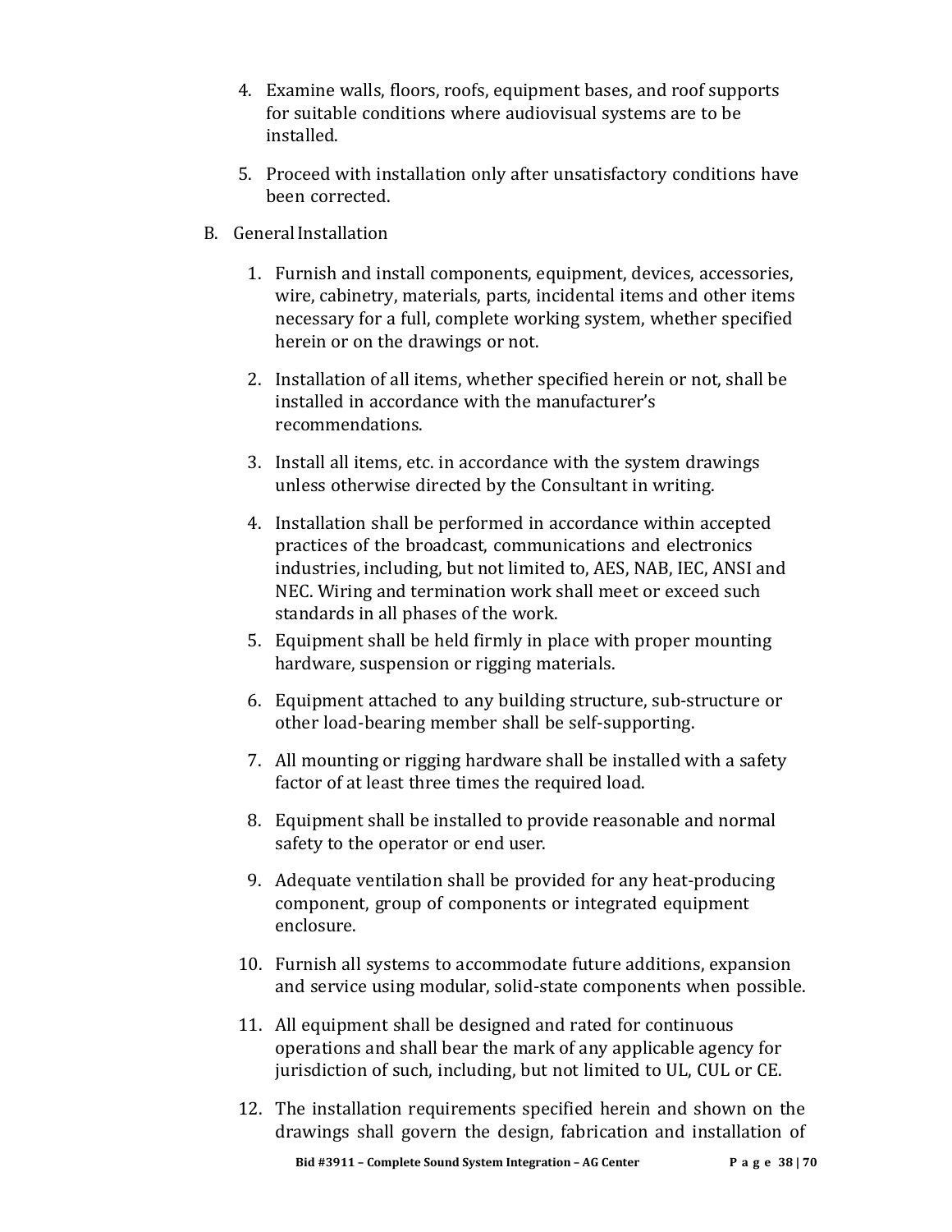4. Examine walls, floors, roofs, equipment bases, and roof supports for suitable conditions where audiovisual systems are to be installed.

5. Proceed with installation only after unsatisfactory conditions have been corrected.

B. General Installation

1. Furnish and install components, equipment, devices, accessories, wire, cabinetry, materials, parts, incidental items and other items necessary for a full, complete working system, whether specified herein or on the drawings or not.

2. Installation of all items, whether specified herein or not, shall be installed in accordance with the manufacturer's recommendations.

3. Install all items, etc. in accordance with the system drawings unless otherwise directed by the Consultant in writing.

4. Installation shall be performed in accordance within accepted practices of the broadcast, communications and electronics industries, including, but not limited to, AES, NAB, IEC, ANSI and NEC. Wiring and termination work shall meet or exceed such standards in all phases of the work.

5. Equipment shall be held firmly in place with proper mounting hardware, suspension or rigging materials.

6. Equipment attached to any building structure, sub-structure or other load-bearing member shall be self-supporting.

7. All mounting or rigging hardware shall be installed with a safety factor of at least three times the required load.

8. Equipment shall be installed to provide reasonable and normal safety to the operator or end user.

9. Adequate ventilation shall be provided for any heat-producing component, group of components or integrated equipment enclosure.

10. Furnish all systems to accommodate future additions, expansion and service using modular, solid-state components when possible.

11. All equipment shall be designed and rated for continuous operations and shall bear the mark of any applicable agency for jurisdiction of such, including, but not limited to UL, CUL or CE.

12. The installation requirements specified herein and shown on the drawings shall govern the design, fabrication and installation of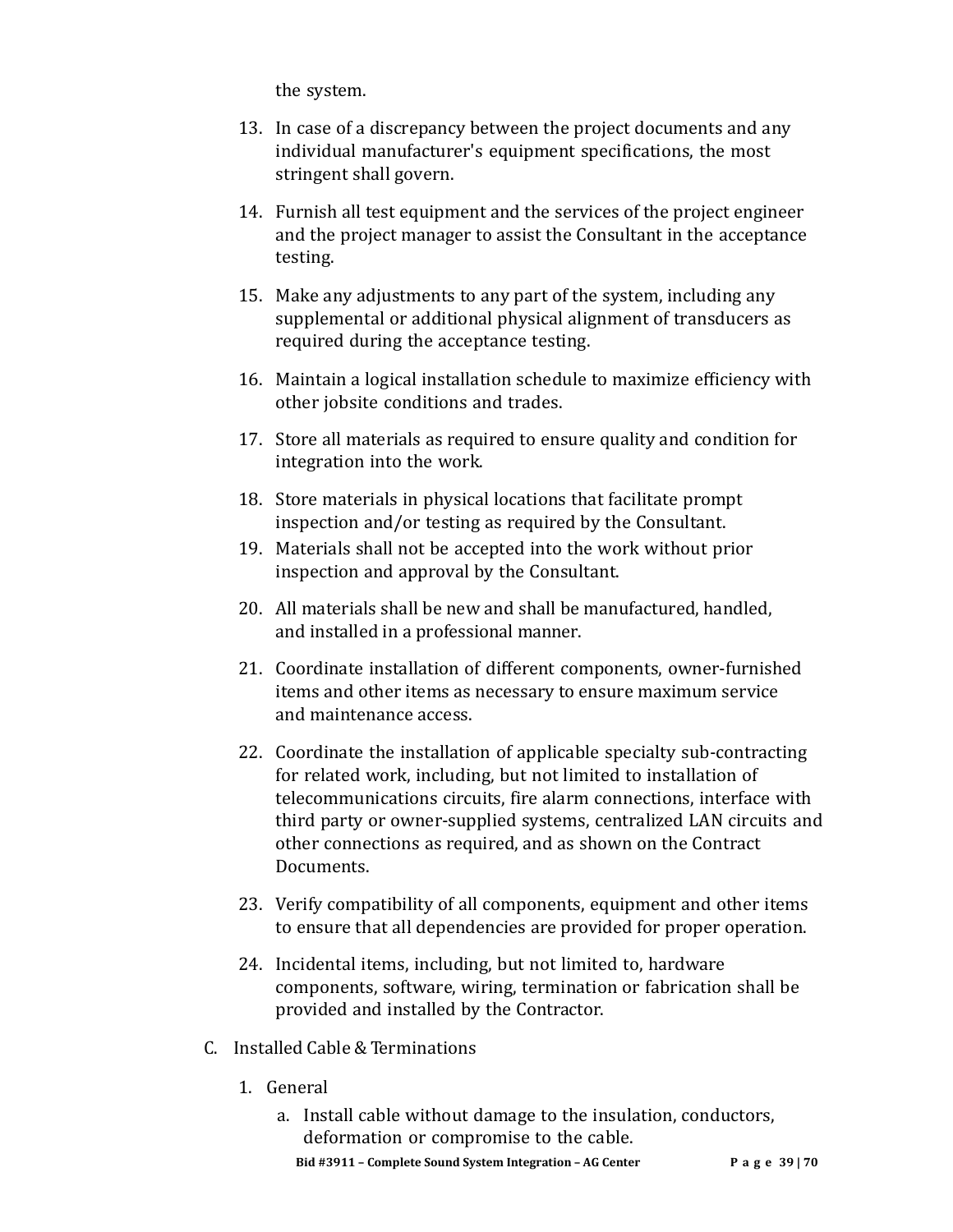the system.

13. In case of a discrepancy between the project documents and any individual manufacturer's equipment specifications, the most stringent shall govern.

14. Furnish all test equipment and the services of the project engineer and the project manager to assist the Consultant in the acceptance testing.

15. Make any adjustments to any part of the system, including any supplemental or additional physical alignment of transducers as required during the acceptance testing.

16. Maintain a logical installation schedule to maximize efficiency with other jobsite conditions and trades.

17. Store all materials as required to ensure quality and condition for integration into the work.

18. Store materials in physical locations that facilitate prompt inspection and/or testing as required by the Consultant.

19. Materials shall not be accepted into the work without prior inspection and approval by the Consultant.

20. All materials shall be new and shall be manufactured, handled, and installed in a professional manner.

21. Coordinate installation of different components, owner-furnished items and other items as necessary to ensure maximum service and maintenance access.

22. Coordinate the installation of applicable specialty sub-contracting for related work, including, but not limited to installation of telecommunications circuits, fire alarm connections, interface with third party or owner-supplied systems, centralized LAN circuits and other connections as required, and as shown on the Contract Documents.

23. Verify compatibility of all components, equipment and other items to ensure that all dependencies are provided for proper operation.

24. Incidental items, including, but not limited to, hardware components, software, wiring, termination or fabrication shall be provided and installed by the Contractor.

C. Installed Cable & Terminations

1. General

    a. Install cable without damage to the insulation, conductors, deformation or compromise to the cable.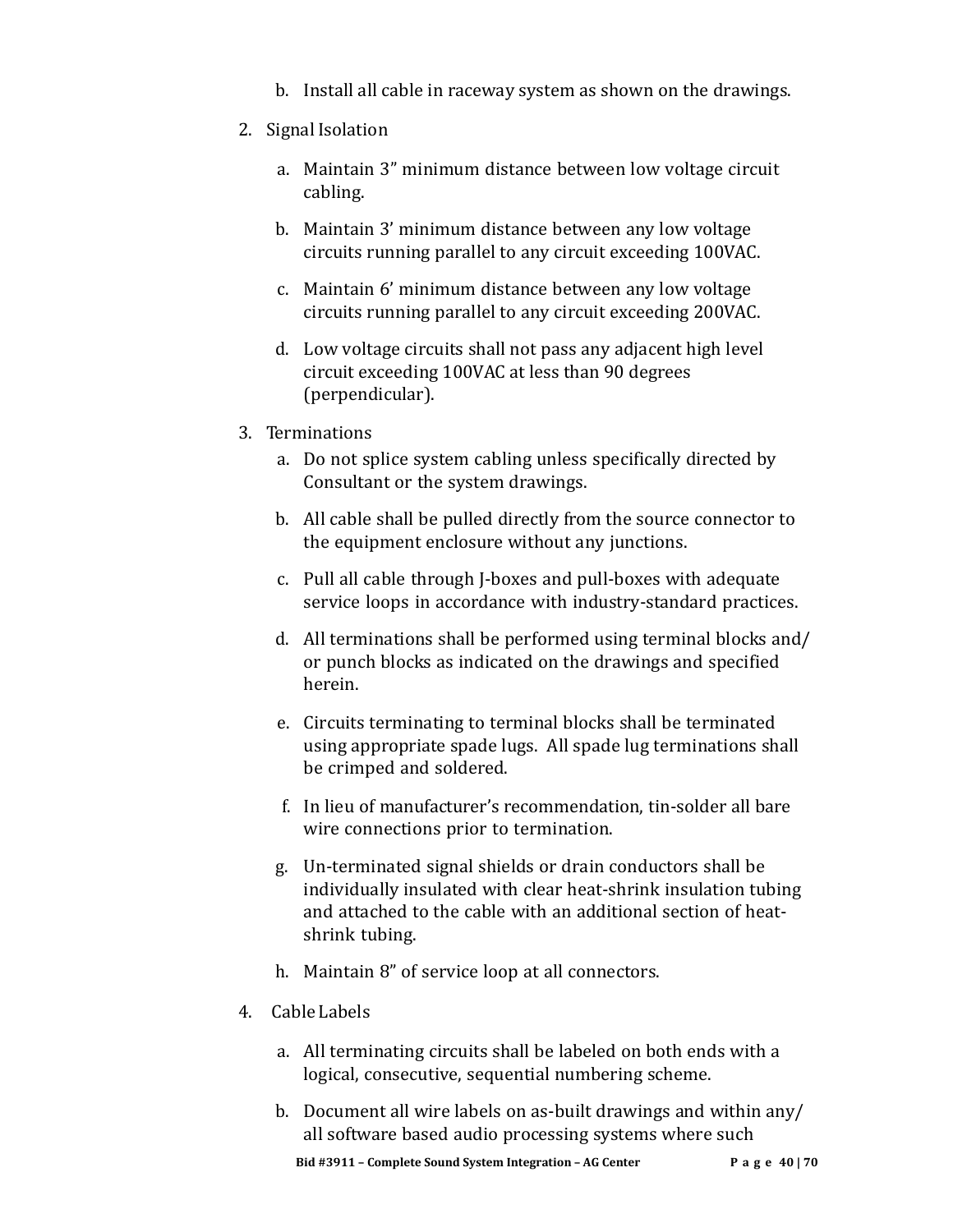b. Install all cable in raceway system as shown on the drawings.

2. Signal Isolation

   a. Maintain 3" minimum distance between low voltage circuit cabling.

   b. Maintain 3' minimum distance between any low voltage circuits running parallel to any circuit exceeding 100VAC.

   c. Maintain 6' minimum distance between any low voltage circuits running parallel to any circuit exceeding 200VAC.

   d. Low voltage circuits shall not pass any adjacent high level circuit exceeding 100VAC at less than 90 degrees (perpendicular).

3. Terminations

   a. Do not splice system cabling unless specifically directed by Consultant or the system drawings.

   b. All cable shall be pulled directly from the source connector to the equipment enclosure without any junctions.

   c. Pull all cable through J-boxes and pull-boxes with adequate service loops in accordance with industry-standard practices.

   d. All terminations shall be performed using terminal blocks and/or punch blocks as indicated on the drawings and specified herein.

   e. Circuits terminating to terminal blocks shall be terminated using appropriate spade lugs. All spade lug terminations shall be crimped and soldered.

   f. In lieu of manufacturer's recommendation, tin-solder all bare wire connections prior to termination.

   g. Un-terminated signal shields or drain conductors shall be individually insulated with clear heat-shrink insulation tubing and attached to the cable with an additional section of heat-shrink tubing.

   h. Maintain 8" of service loop at all connectors.

4. Cable Labels

   a. All terminating circuits shall be labeled on both ends with a logical, consecutive, sequential numbering scheme.

   b. Document all wire labels on as-built drawings and within any/all software based audio processing systems where such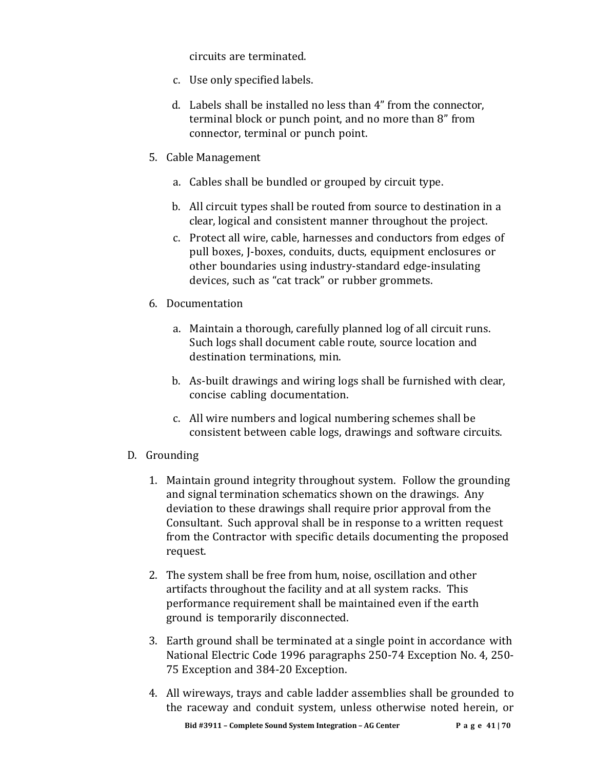circuits are terminated.

c. Use only specified labels.

d. Labels shall be installed no less than 4" from the connector, terminal block or punch point, and no more than 8" from connector, terminal or punch point.

5. Cable Management

   a. Cables shall be bundled or grouped by circuit type.

   b. All circuit types shall be routed from source to destination in a clear, logical and consistent manner throughout the project.

   c. Protect all wire, cable, harnesses and conductors from edges of pull boxes, J-boxes, conduits, ducts, equipment enclosures or other boundaries using industry-standard edge-insulating devices, such as "cat track" or rubber grommets.

6. Documentation

   a. Maintain a thorough, carefully planned log of all circuit runs. Such logs shall document cable route, source location and destination terminations, min.

   b. As-built drawings and wiring logs shall be furnished with clear, concise cabling documentation.

   c. All wire numbers and logical numbering schemes shall be consistent between cable logs, drawings and software circuits.

D. Grounding

1. Maintain ground integrity throughout system. Follow the grounding and signal termination schematics shown on the drawings. Any deviation to these drawings shall require prior approval from the Consultant. Such approval shall be in response to a written request from the Contractor with specific details documenting the proposed request.

2. The system shall be free from hum, noise, oscillation and other artifacts throughout the facility and at all system racks. This performance requirement shall be maintained even if the earth ground is temporarily disconnected.

3. Earth ground shall be terminated at a single point in accordance with National Electric Code 1996 paragraphs 250-74 Exception No. 4, 250-75 Exception and 384-20 Exception.

4. All wireways, trays and cable ladder assemblies shall be grounded to the raceway and conduit system, unless otherwise noted herein, or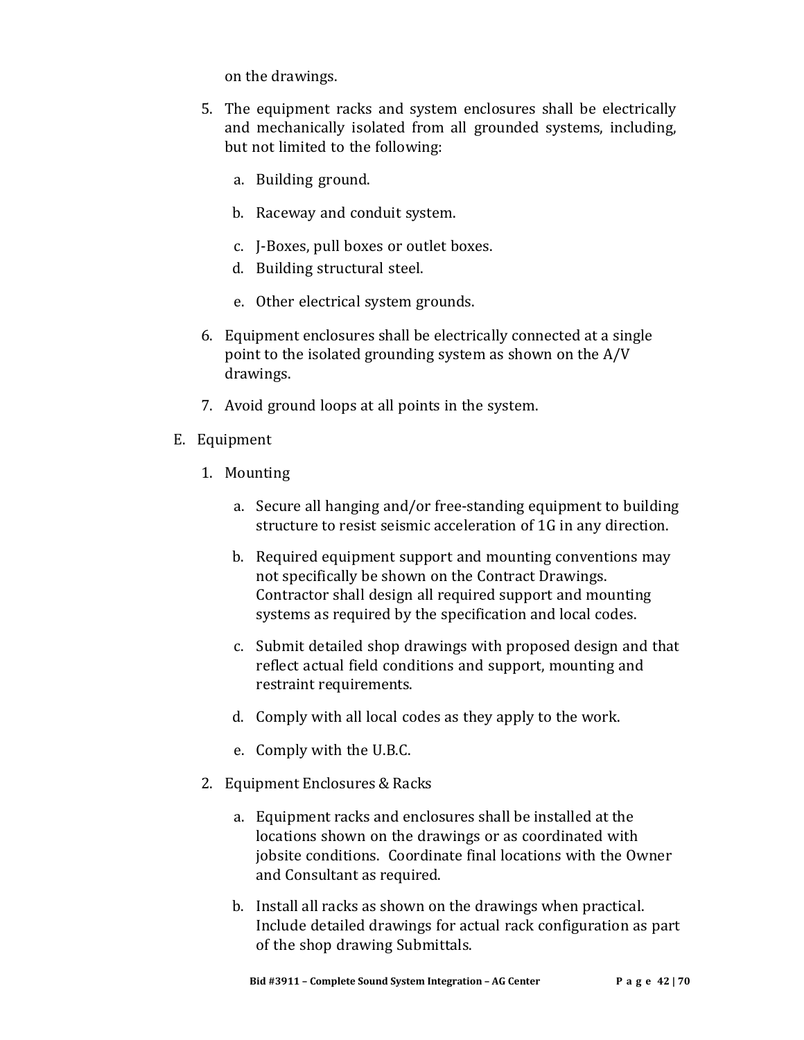on the drawings.

5. The equipment racks and system enclosures shall be electrically and mechanically isolated from all grounded systems, including, but not limited to the following:

   a. Building ground.

   b. Raceway and conduit system.

   c. J-Boxes, pull boxes or outlet boxes.

   d. Building structural steel.

   e. Other electrical system grounds.

6. Equipment enclosures shall be electrically connected at a single point to the isolated grounding system as shown on the A/V drawings.

7. Avoid ground loops at all points in the system.

E. Equipment

1. Mounting

   a. Secure all hanging and/or free-standing equipment to building structure to resist seismic acceleration of 1G in any direction.

   b. Required equipment support and mounting conventions may not specifically be shown on the Contract Drawings. Contractor shall design all required support and mounting systems as required by the specification and local codes.

   c. Submit detailed shop drawings with proposed design and that reflect actual field conditions and support, mounting and restraint requirements.

   d. Comply with all local codes as they apply to the work.

   e. Comply with the U.B.C.

2. Equipment Enclosures & Racks

   a. Equipment racks and enclosures shall be installed at the locations shown on the drawings or as coordinated with jobsite conditions. Coordinate final locations with the Owner and Consultant as required.

   b. Install all racks as shown on the drawings when practical. Include detailed drawings for actual rack configuration as part of the shop drawing Submittals.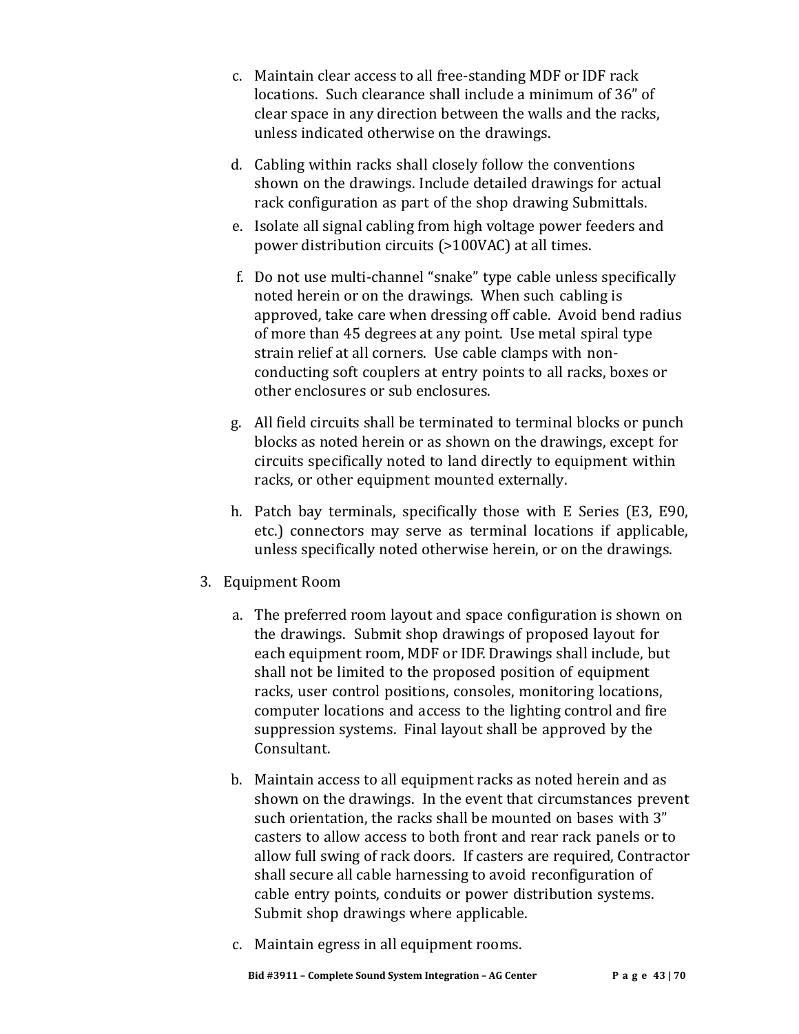c. Maintain clear access to all free-standing MDF or IDF rack locations. Such clearance shall include a minimum of 36" of clear space in any direction between the walls and the racks, unless indicated otherwise on the drawings.

d. Cabling within racks shall closely follow the conventions shown on the drawings. Include detailed drawings for actual rack configuration as part of the shop drawing Submittals.

e. Isolate all signal cabling from high voltage power feeders and power distribution circuits (>100VAC) at all times.

f. Do not use multi-channel "snake" type cable unless specifically noted herein or on the drawings. When such cabling is approved, take care when dressing off cable. Avoid bend radius of more than 45 degrees at any point. Use metal spiral type strain relief at all corners. Use cable clamps with non-conducting soft couplers at entry points to all racks, boxes or other enclosures or sub enclosures.

g. All field circuits shall be terminated to terminal blocks or punch blocks as noted herein or as shown on the drawings, except for circuits specifically noted to land directly to equipment within racks, or other equipment mounted externally.

h. Patch bay terminals, specifically those with E Series (E3, E90, etc.) connectors may serve as terminal locations if applicable, unless specifically noted otherwise herein, or on the drawings.

3. Equipment Room

   a. The preferred room layout and space configuration is shown on the drawings. Submit shop drawings of proposed layout for each equipment room, MDF or IDF. Drawings shall include, but shall not be limited to the proposed position of equipment racks, user control positions, consoles, monitoring locations, computer locations and access to the lighting control and fire suppression systems. Final layout shall be approved by the Consultant.

   b. Maintain access to all equipment racks as noted herein and as shown on the drawings. In the event that circumstances prevent such orientation, the racks shall be mounted on bases with 3" casters to allow access to both front and rear rack panels or to allow full swing of rack doors. If casters are required, Contractor shall secure all cable harnessing to avoid reconfiguration of cable entry points, conduits or power distribution systems. Submit shop drawings where applicable.

   c. Maintain egress in all equipment rooms.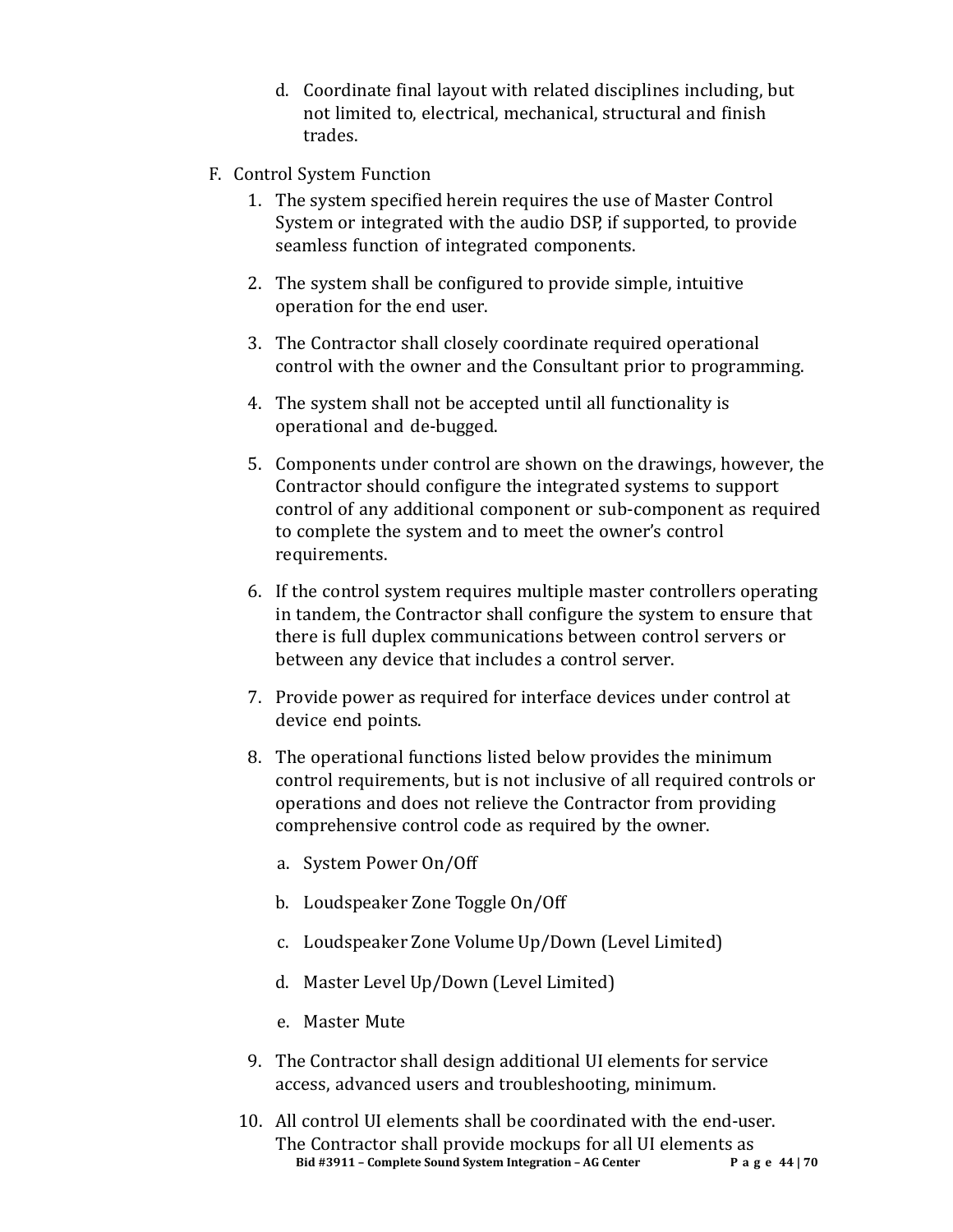d. Coordinate final layout with related disciplines including, but not limited to, electrical, mechanical, structural and finish trades.

F. Control System Function

1. The system specified herein requires the use of Master Control System or integrated with the audio DSP, if supported, to provide seamless function of integrated components.

2. The system shall be configured to provide simple, intuitive operation for the end user.

3. The Contractor shall closely coordinate required operational control with the owner and the Consultant prior to programming.

4. The system shall not be accepted until all functionality is operational and de-bugged.

5. Components under control are shown on the drawings, however, the Contractor should configure the integrated systems to support control of any additional component or sub-component as required to complete the system and to meet the owner's control requirements.

6. If the control system requires multiple master controllers operating in tandem, the Contractor shall configure the system to ensure that there is full duplex communications between control servers or between any device that includes a control server.

7. Provide power as required for interface devices under control at device end points.

8. The operational functions listed below provides the minimum control requirements, but is not inclusive of all required controls or operations and does not relieve the Contractor from providing comprehensive control code as required by the owner.

   a. System Power On/Off

   b. Loudspeaker Zone Toggle On/Off

   c. Loudspeaker Zone Volume Up/Down (Level Limited)

   d. Master Level Up/Down (Level Limited)

   e. Master Mute

9. The Contractor shall design additional UI elements for service access, advanced users and troubleshooting, minimum.

10. All control UI elements shall be coordinated with the end-user. The Contractor shall provide mockups for all UI elements as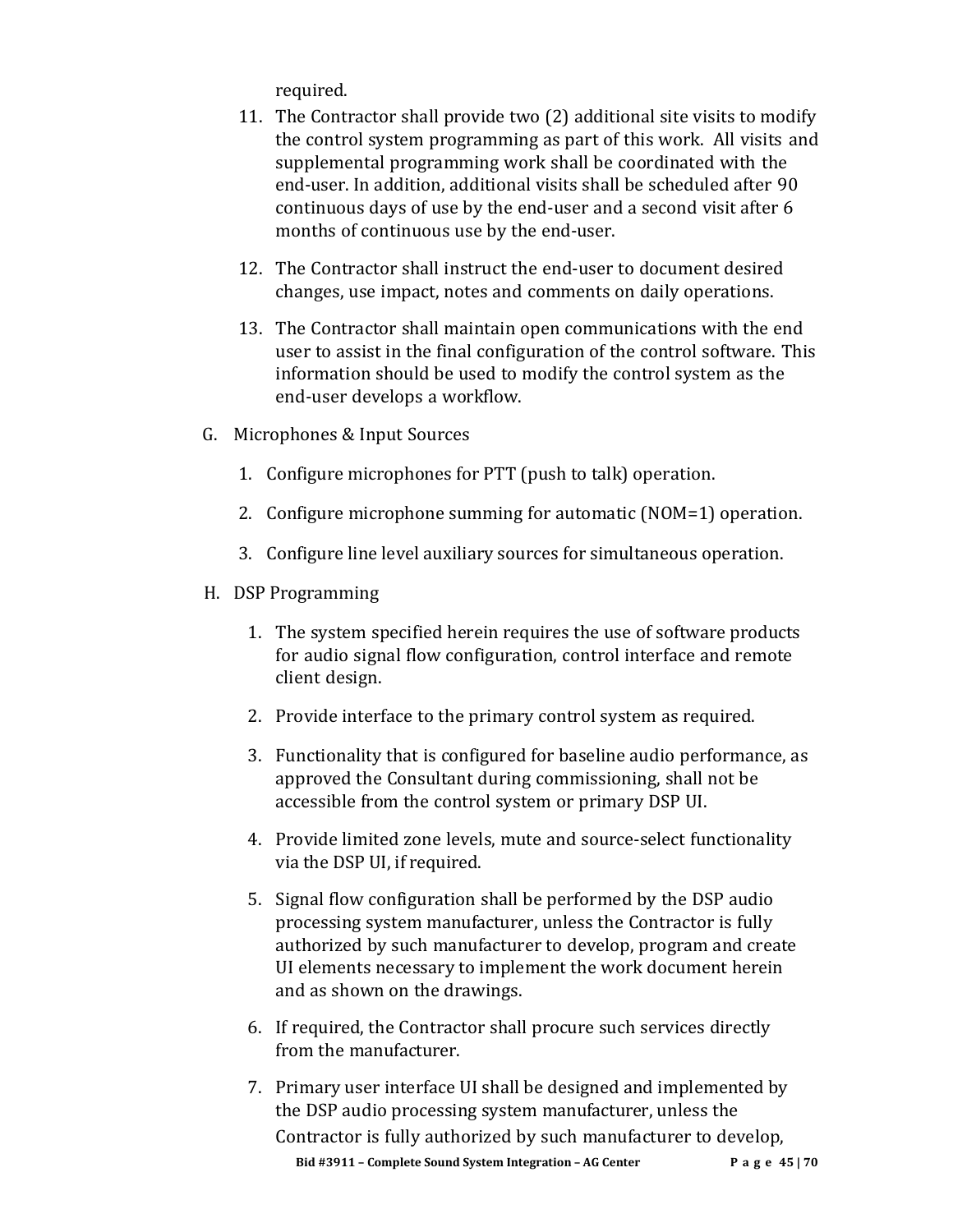required.

11. The Contractor shall provide two (2) additional site visits to modify the control system programming as part of this work. All visits and supplemental programming work shall be coordinated with the end-user. In addition, additional visits shall be scheduled after 90 continuous days of use by the end-user and a second visit after 6 months of continuous use by the end-user.

12. The Contractor shall instruct the end-user to document desired changes, use impact, notes and comments on daily operations.

13. The Contractor shall maintain open communications with the end user to assist in the final configuration of the control software. This information should be used to modify the control system as the end-user develops a workflow.

G. Microphones & Input Sources

1. Configure microphones for PTT (push to talk) operation.

2. Configure microphone summing for automatic (NOM=1) operation.

3. Configure line level auxiliary sources for simultaneous operation.

H. DSP Programming

1. The system specified herein requires the use of software products for audio signal flow configuration, control interface and remote client design.

2. Provide interface to the primary control system as required.

3. Functionality that is configured for baseline audio performance, as approved the Consultant during commissioning, shall not be accessible from the control system or primary DSP UI.

4. Provide limited zone levels, mute and source-select functionality via the DSP UI, if required.

5. Signal flow configuration shall be performed by the DSP audio processing system manufacturer, unless the Contractor is fully authorized by such manufacturer to develop, program and create UI elements necessary to implement the work document herein and as shown on the drawings.

6. If required, the Contractor shall procure such services directly from the manufacturer.

7. Primary user interface UI shall be designed and implemented by the DSP audio processing system manufacturer, unless the Contractor is fully authorized by such manufacturer to develop,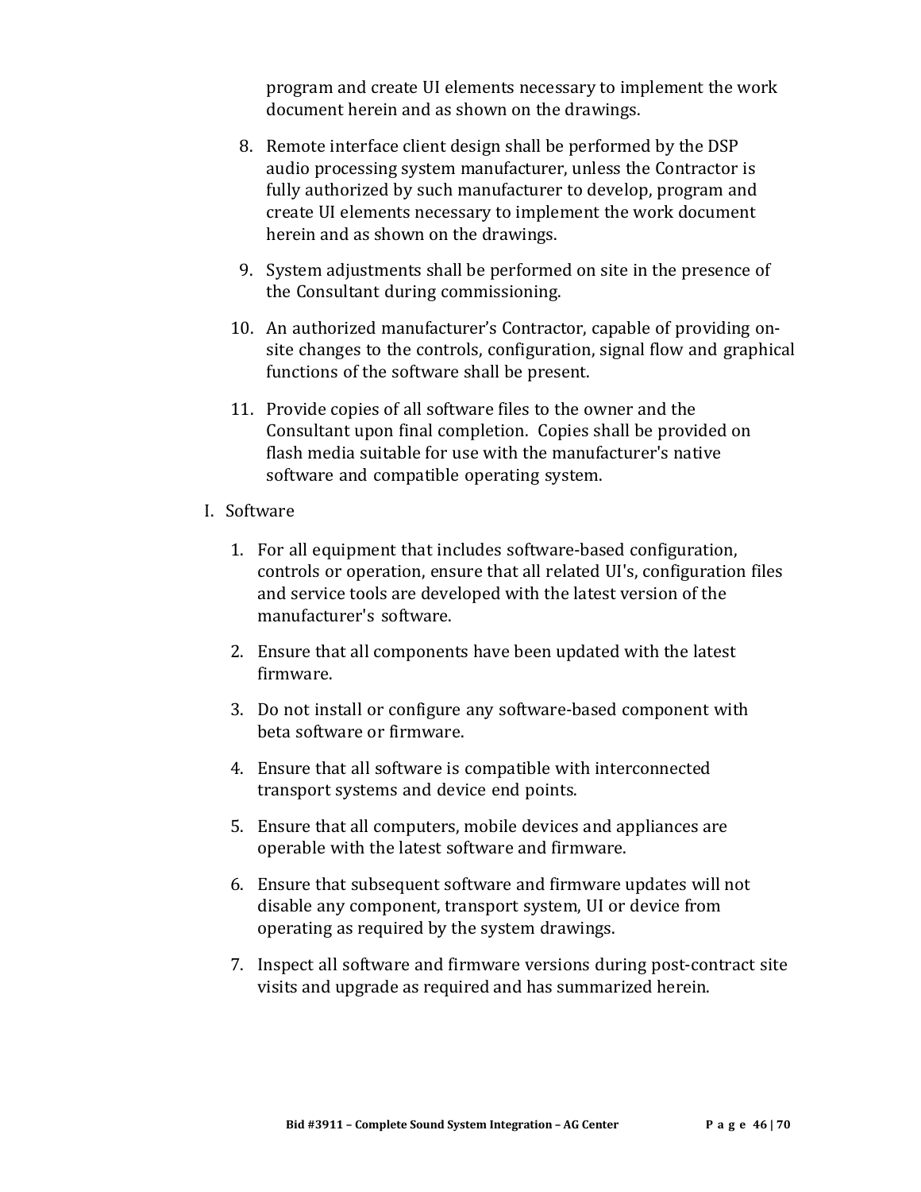program and create UI elements necessary to implement the work document herein and as shown on the drawings.

8. Remote interface client design shall be performed by the DSP audio processing system manufacturer, unless the Contractor is fully authorized by such manufacturer to develop, program and create UI elements necessary to implement the work document herein and as shown on the drawings.

9. System adjustments shall be performed on site in the presence of the Consultant during commissioning.

10. An authorized manufacturer's Contractor, capable of providing on-site changes to the controls, configuration, signal flow and graphical functions of the software shall be present.

11. Provide copies of all software files to the owner and the Consultant upon final completion. Copies shall be provided on flash media suitable for use with the manufacturer's native software and compatible operating system.

I. Software

1. For all equipment that includes software-based configuration, controls or operation, ensure that all related UI's, configuration files and service tools are developed with the latest version of the manufacturer's software.

2. Ensure that all components have been updated with the latest firmware.

3. Do not install or configure any software-based component with beta software or firmware.

4. Ensure that all software is compatible with interconnected transport systems and device end points.

5. Ensure that all computers, mobile devices and appliances are operable with the latest software and firmware.

6. Ensure that subsequent software and firmware updates will not disable any component, transport system, UI or device from operating as required by the system drawings.

7. Inspect all software and firmware versions during post-contract site visits and upgrade as required and has summarized herein.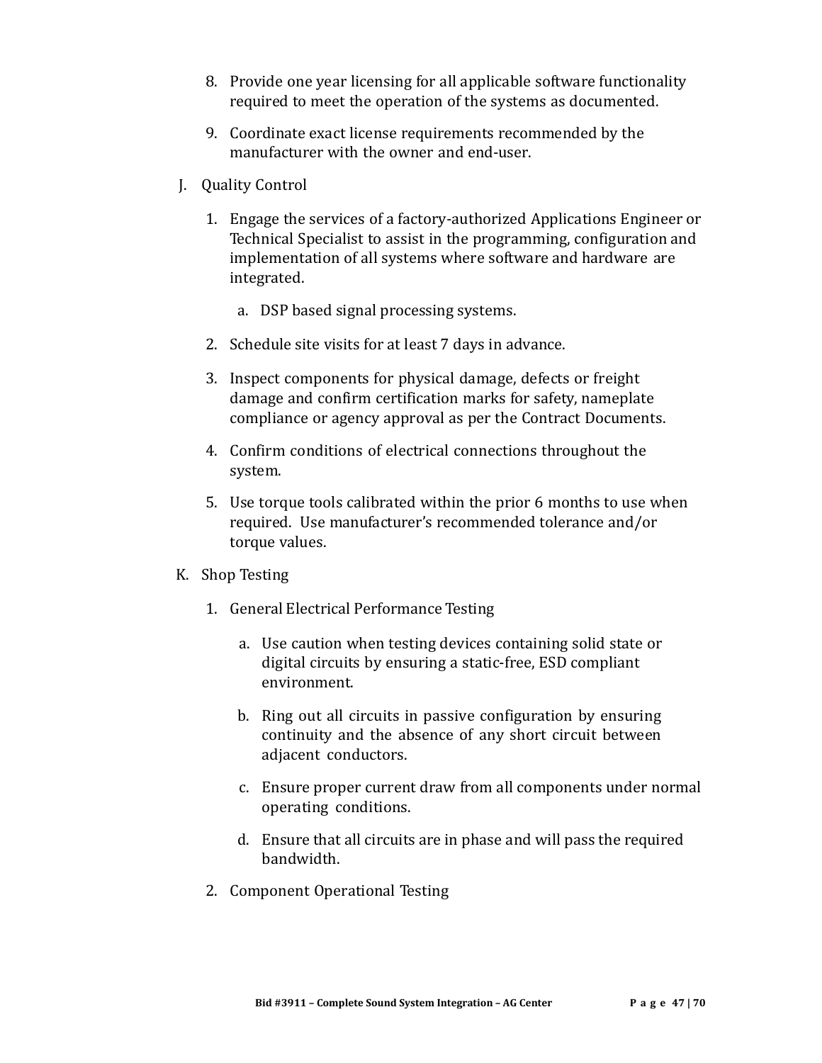8. Provide one year licensing for all applicable software functionality required to meet the operation of the systems as documented.

9. Coordinate exact license requirements recommended by the manufacturer with the owner and end-user.

J. Quality Control

   1. Engage the services of a factory-authorized Applications Engineer or Technical Specialist to assist in the programming, configuration and implementation of all systems where software and hardware are integrated.

      a. DSP based signal processing systems.

   2. Schedule site visits for at least 7 days in advance.

   3. Inspect components for physical damage, defects or freight damage and confirm certification marks for safety, nameplate compliance or agency approval as per the Contract Documents.

   4. Confirm conditions of electrical connections throughout the system.

   5. Use torque tools calibrated within the prior 6 months to use when required. Use manufacturer's recommended tolerance and/or torque values.

K. Shop Testing

   1. General Electrical Performance Testing

      a. Use caution when testing devices containing solid state or digital circuits by ensuring a static-free, ESD compliant environment.

      b. Ring out all circuits in passive configuration by ensuring continuity and the absence of any short circuit between adjacent conductors.

      c. Ensure proper current draw from all components under normal operating conditions.

      d. Ensure that all circuits are in phase and will pass the required bandwidth.

   2. Component Operational Testing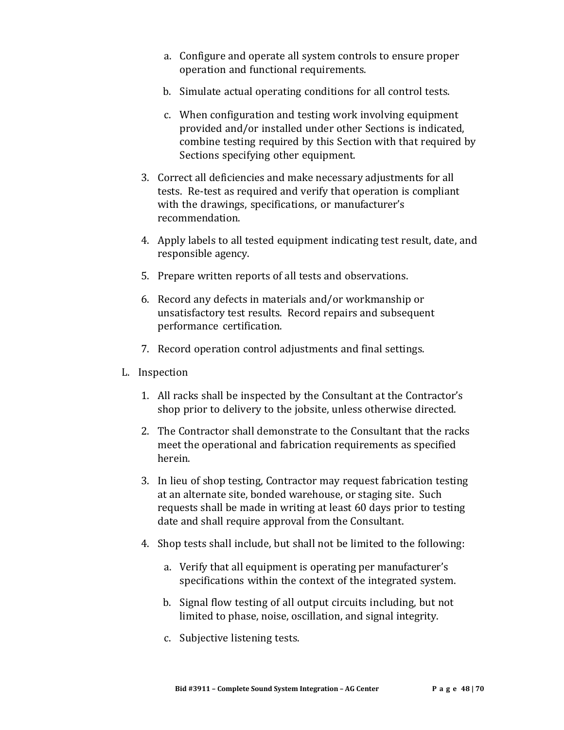a. Configure and operate all system controls to ensure proper operation and functional requirements.

b. Simulate actual operating conditions for all control tests.

c. When configuration and testing work involving equipment provided and/or installed under other Sections is indicated, combine testing required by this Section with that required by Sections specifying other equipment.

3. Correct all deficiencies and make necessary adjustments for all tests. Re-test as required and verify that operation is compliant with the drawings, specifications, or manufacturer's recommendation.

4. Apply labels to all tested equipment indicating test result, date, and responsible agency.

5. Prepare written reports of all tests and observations.

6. Record any defects in materials and/or workmanship or unsatisfactory test results. Record repairs and subsequent performance certification.

7. Record operation control adjustments and final settings.

L. Inspection

1. All racks shall be inspected by the Consultant at the Contractor's shop prior to delivery to the jobsite, unless otherwise directed.

2. The Contractor shall demonstrate to the Consultant that the racks meet the operational and fabrication requirements as specified herein.

3. In lieu of shop testing, Contractor may request fabrication testing at an alternate site, bonded warehouse, or staging site. Such requests shall be made in writing at least 60 days prior to testing date and shall require approval from the Consultant.

4. Shop tests shall include, but shall not be limited to the following:

   a. Verify that all equipment is operating per manufacturer's specifications within the context of the integrated system.

   b. Signal flow testing of all output circuits including, but not limited to phase, noise, oscillation, and signal integrity.

   c. Subjective listening tests.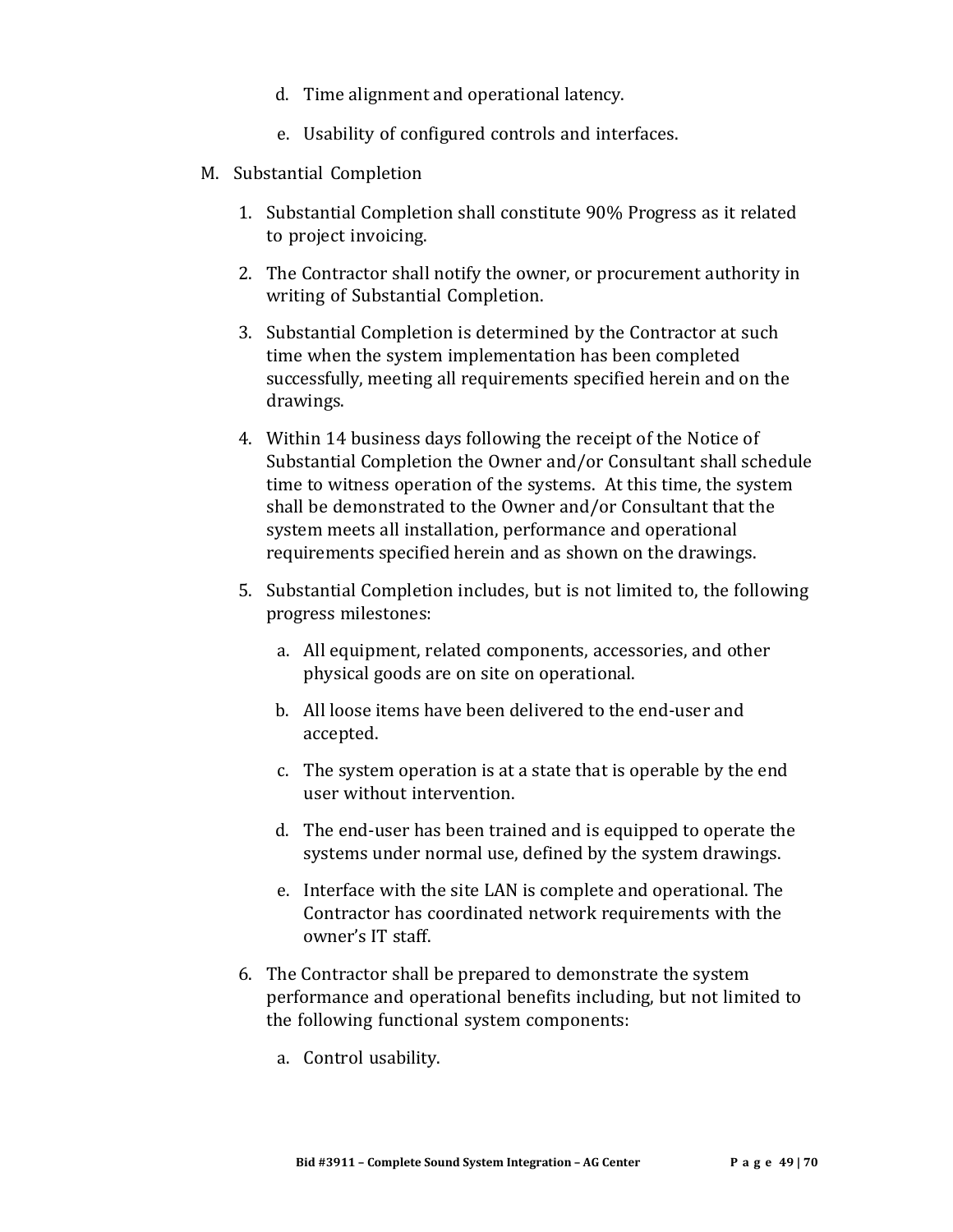d. Time alignment and operational latency.

e. Usability of configured controls and interfaces.

M. Substantial Completion

1. Substantial Completion shall constitute 90% Progress as it related to project invoicing.

2. The Contractor shall notify the owner, or procurement authority in writing of Substantial Completion.

3. Substantial Completion is determined by the Contractor at such time when the system implementation has been completed successfully, meeting all requirements specified herein and on the drawings.

4. Within 14 business days following the receipt of the Notice of Substantial Completion the Owner and/or Consultant shall schedule time to witness operation of the systems. At this time, the system shall be demonstrated to the Owner and/or Consultant that the system meets all installation, performance and operational requirements specified herein and as shown on the drawings.

5. Substantial Completion includes, but is not limited to, the following progress milestones:

   a. All equipment, related components, accessories, and other physical goods are on site on operational.

   b. All loose items have been delivered to the end-user and accepted.

   c. The system operation is at a state that is operable by the end user without intervention.

   d. The end-user has been trained and is equipped to operate the systems under normal use, defined by the system drawings.

   e. Interface with the site LAN is complete and operational. The Contractor has coordinated network requirements with the owner's IT staff.

6. The Contractor shall be prepared to demonstrate the system performance and operational benefits including, but not limited to the following functional system components:

   a. Control usability.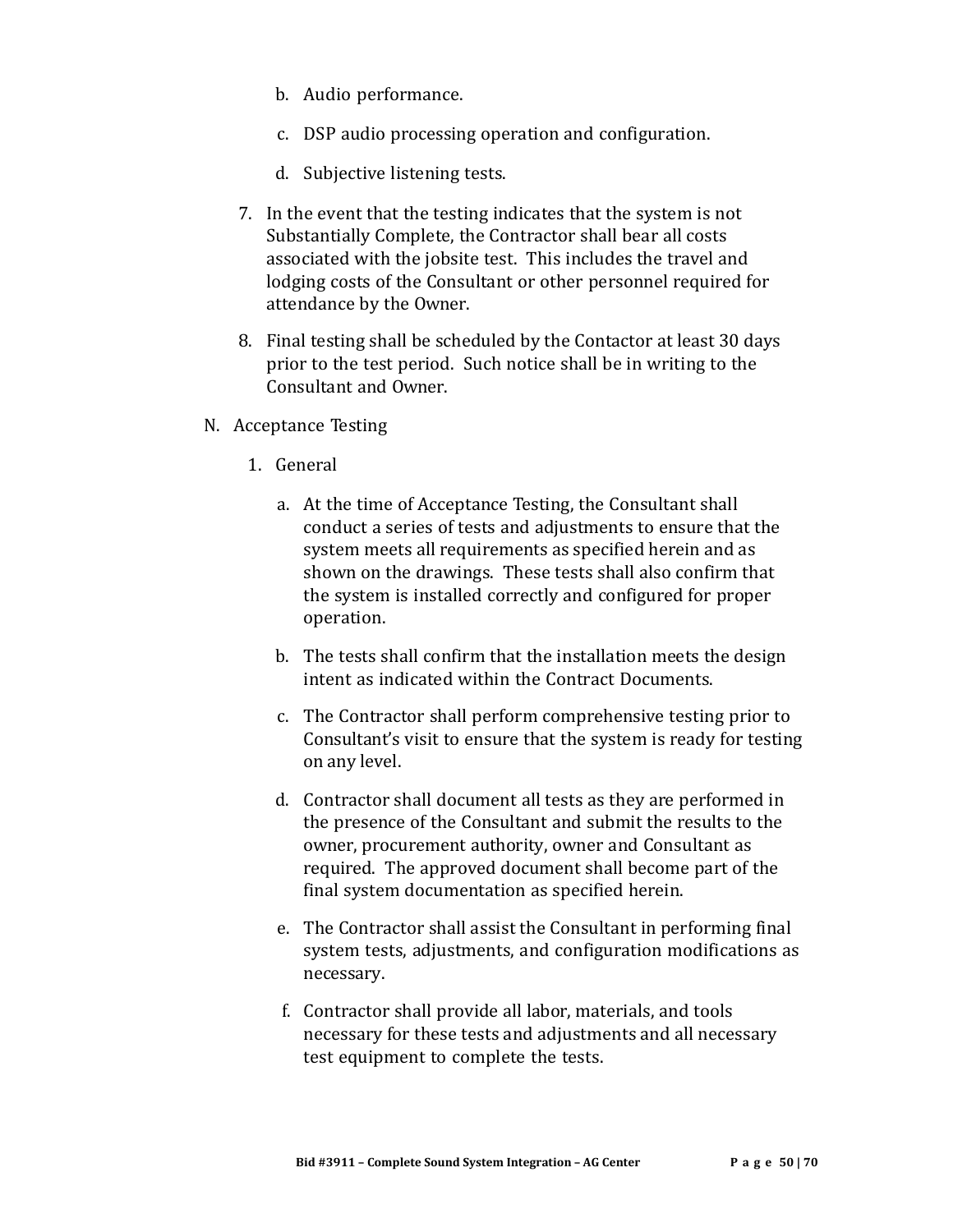b. Audio performance.

c. DSP audio processing operation and configuration.

d. Subjective listening tests.

7. In the event that the testing indicates that the system is not Substantially Complete, the Contractor shall bear all costs associated with the jobsite test. This includes the travel and lodging costs of the Consultant or other personnel required for attendance by the Owner.

8. Final testing shall be scheduled by the Contactor at least 30 days prior to the test period. Such notice shall be in writing to the Consultant and Owner.

N. Acceptance Testing

1. General

a. At the time of Acceptance Testing, the Consultant shall conduct a series of tests and adjustments to ensure that the system meets all requirements as specified herein and as shown on the drawings. These tests shall also confirm that the system is installed correctly and configured for proper operation.

b. The tests shall confirm that the installation meets the design intent as indicated within the Contract Documents.

c. The Contractor shall perform comprehensive testing prior to Consultant's visit to ensure that the system is ready for testing on any level.

d. Contractor shall document all tests as they are performed in the presence of the Consultant and submit the results to the owner, procurement authority, owner and Consultant as required. The approved document shall become part of the final system documentation as specified herein.

e. The Contractor shall assist the Consultant in performing final system tests, adjustments, and configuration modifications as necessary.

f. Contractor shall provide all labor, materials, and tools necessary for these tests and adjustments and all necessary test equipment to complete the tests.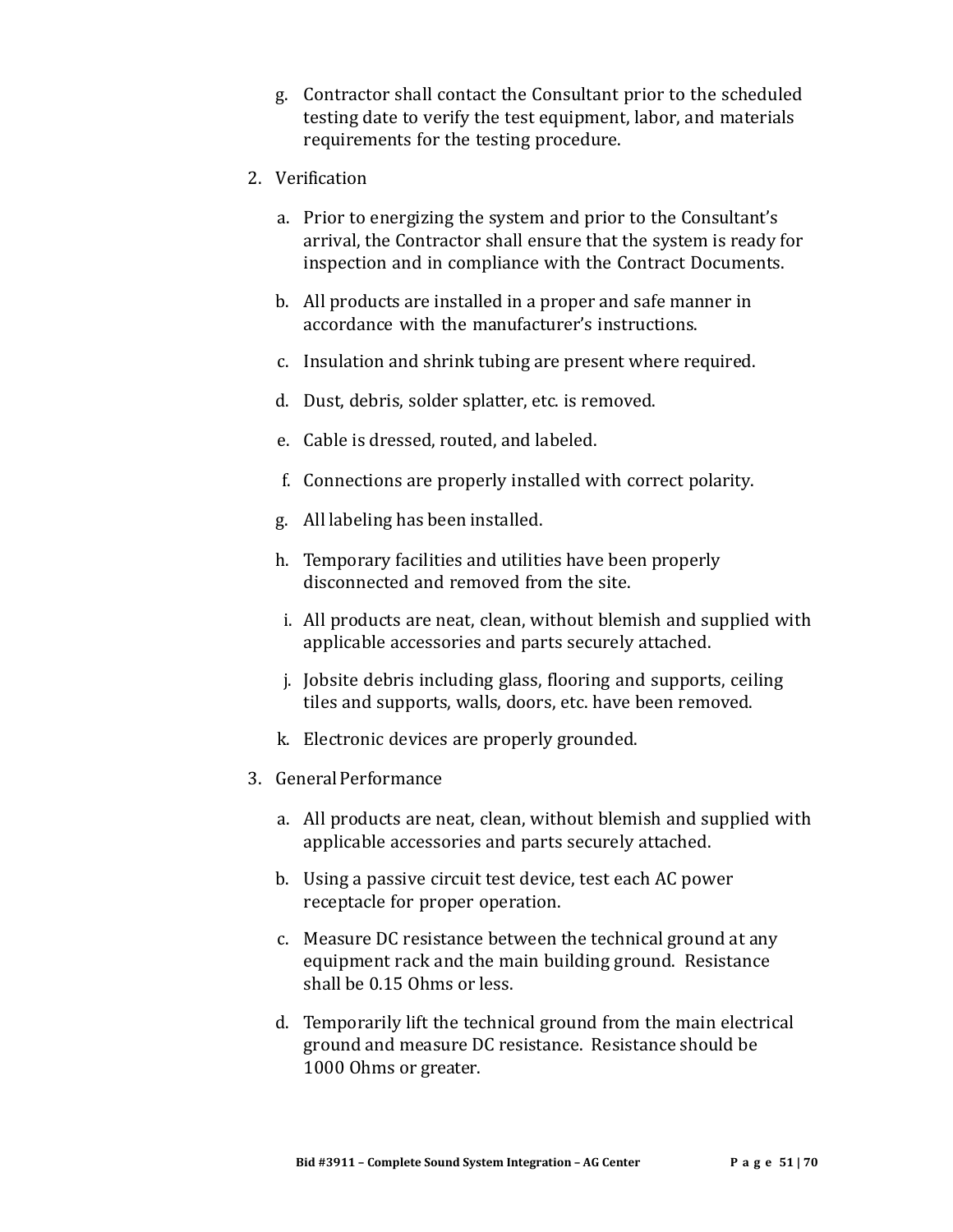g. Contractor shall contact the Consultant prior to the scheduled testing date to verify the test equipment, labor, and materials requirements for the testing procedure.

2. Verification

   a. Prior to energizing the system and prior to the Consultant's arrival, the Contractor shall ensure that the system is ready for inspection and in compliance with the Contract Documents.

   b. All products are installed in a proper and safe manner in accordance with the manufacturer's instructions.

   c. Insulation and shrink tubing are present where required.

   d. Dust, debris, solder splatter, etc. is removed.

   e. Cable is dressed, routed, and labeled.

   f. Connections are properly installed with correct polarity.

   g. All labeling has been installed.

   h. Temporary facilities and utilities have been properly disconnected and removed from the site.

   i. All products are neat, clean, without blemish and supplied with applicable accessories and parts securely attached.

   j. Jobsite debris including glass, flooring and supports, ceiling tiles and supports, walls, doors, etc. have been removed.

   k. Electronic devices are properly grounded.

3. General Performance

   a. All products are neat, clean, without blemish and supplied with applicable accessories and parts securely attached.

   b. Using a passive circuit test device, test each AC power receptacle for proper operation.

   c. Measure DC resistance between the technical ground at any equipment rack and the main building ground. Resistance shall be 0.15 Ohms or less.

   d. Temporarily lift the technical ground from the main electrical ground and measure DC resistance. Resistance should be 1000 Ohms or greater.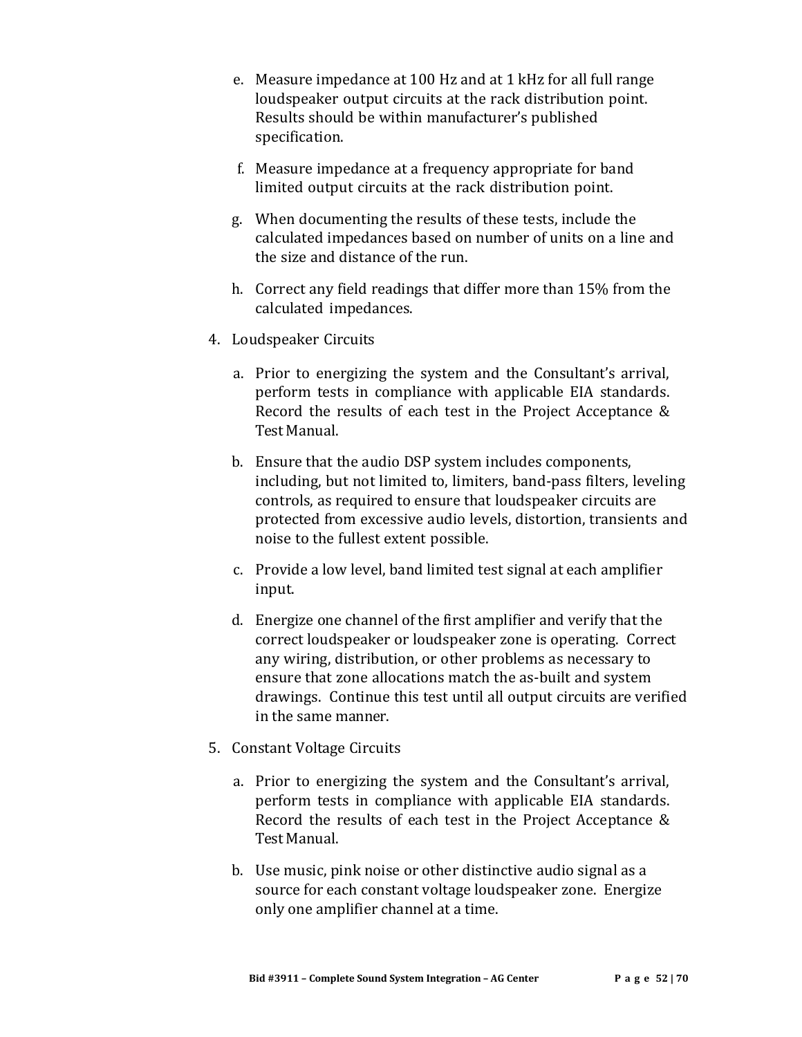e. Measure impedance at 100 Hz and at 1 kHz for all full range loudspeaker output circuits at the rack distribution point. Results should be within manufacturer's published specification.

f. Measure impedance at a frequency appropriate for band limited output circuits at the rack distribution point.

g. When documenting the results of these tests, include the calculated impedances based on number of units on a line and the size and distance of the run.

h. Correct any field readings that differ more than 15% from the calculated impedances.

4. Loudspeaker Circuits

   a. Prior to energizing the system and the Consultant's arrival, perform tests in compliance with applicable EIA standards. Record the results of each test in the Project Acceptance & Test Manual.

   b. Ensure that the audio DSP system includes components, including, but not limited to, limiters, band-pass filters, leveling controls, as required to ensure that loudspeaker circuits are protected from excessive audio levels, distortion, transients and noise to the fullest extent possible.

   c. Provide a low level, band limited test signal at each amplifier input.

   d. Energize one channel of the first amplifier and verify that the correct loudspeaker or loudspeaker zone is operating. Correct any wiring, distribution, or other problems as necessary to ensure that zone allocations match the as-built and system drawings. Continue this test until all output circuits are verified in the same manner.

5. Constant Voltage Circuits

   a. Prior to energizing the system and the Consultant's arrival, perform tests in compliance with applicable EIA standards. Record the results of each test in the Project Acceptance & Test Manual.

   b. Use music, pink noise or other distinctive audio signal as a source for each constant voltage loudspeaker zone. Energize only one amplifier channel at a time.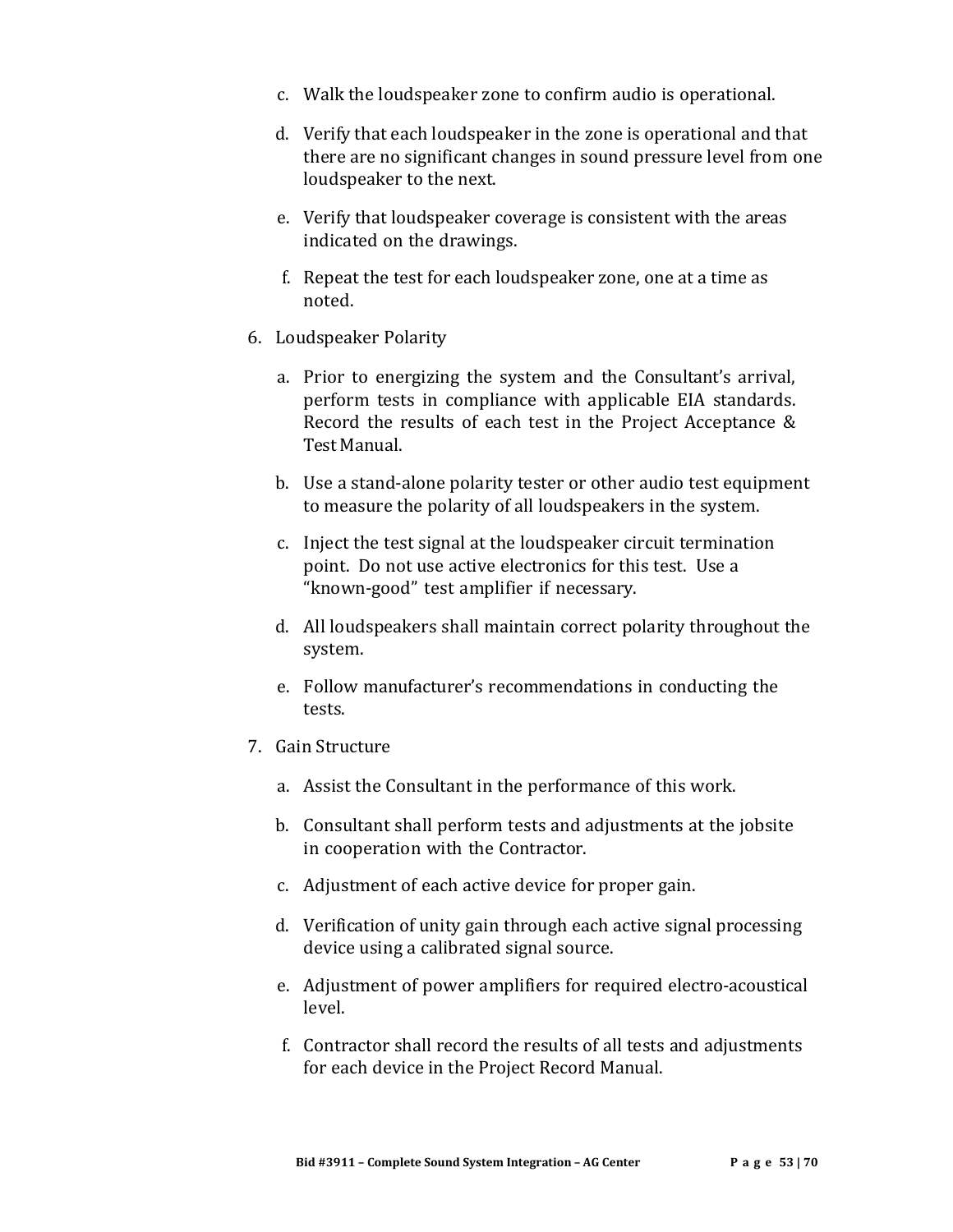c. Walk the loudspeaker zone to confirm audio is operational.

d. Verify that each loudspeaker in the zone is operational and that there are no significant changes in sound pressure level from one loudspeaker to the next.

e. Verify that loudspeaker coverage is consistent with the areas indicated on the drawings.

f. Repeat the test for each loudspeaker zone, one at a time as noted.

6. Loudspeaker Polarity

   a. Prior to energizing the system and the Consultant's arrival, perform tests in compliance with applicable EIA standards. Record the results of each test in the Project Acceptance & Test Manual.

   b. Use a stand-alone polarity tester or other audio test equipment to measure the polarity of all loudspeakers in the system.

   c. Inject the test signal at the loudspeaker circuit termination point. Do not use active electronics for this test. Use a "known-good" test amplifier if necessary.

   d. All loudspeakers shall maintain correct polarity throughout the system.

   e. Follow manufacturer's recommendations in conducting the tests.

7. Gain Structure

   a. Assist the Consultant in the performance of this work.

   b. Consultant shall perform tests and adjustments at the jobsite in cooperation with the Contractor.

   c. Adjustment of each active device for proper gain.

   d. Verification of unity gain through each active signal processing device using a calibrated signal source.

   e. Adjustment of power amplifiers for required electro-acoustical level.

   f. Contractor shall record the results of all tests and adjustments for each device in the Project Record Manual.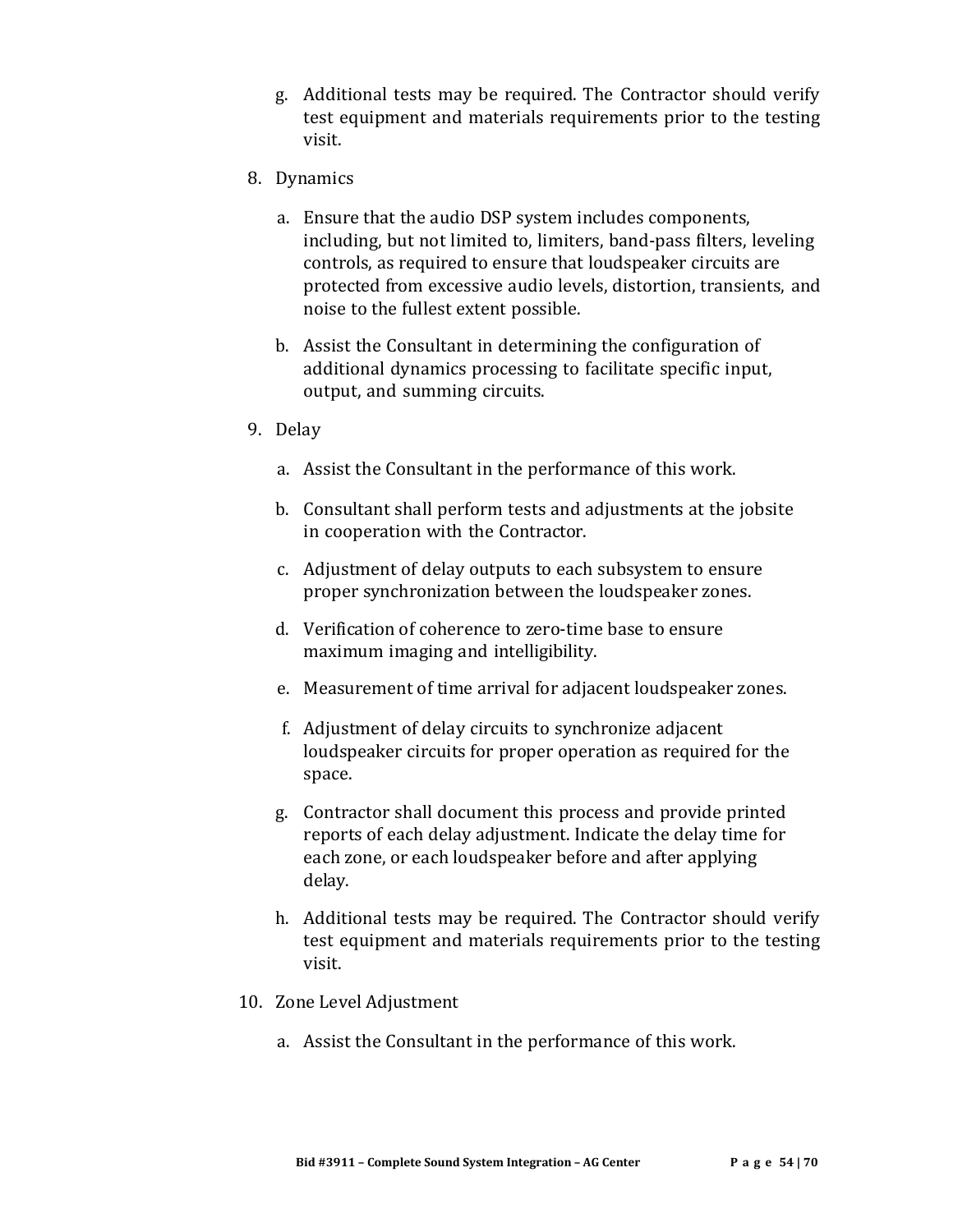g. Additional tests may be required. The Contractor should verify test equipment and materials requirements prior to the testing visit.

8. Dynamics

   a. Ensure that the audio DSP system includes components, including, but not limited to, limiters, band-pass filters, leveling controls, as required to ensure that loudspeaker circuits are protected from excessive audio levels, distortion, transients, and noise to the fullest extent possible.

   b. Assist the Consultant in determining the configuration of additional dynamics processing to facilitate specific input, output, and summing circuits.

9. Delay

   a. Assist the Consultant in the performance of this work.

   b. Consultant shall perform tests and adjustments at the jobsite in cooperation with the Contractor.

   c. Adjustment of delay outputs to each subsystem to ensure proper synchronization between the loudspeaker zones.

   d. Verification of coherence to zero-time base to ensure maximum imaging and intelligibility.

   e. Measurement of time arrival for adjacent loudspeaker zones.

   f. Adjustment of delay circuits to synchronize adjacent loudspeaker circuits for proper operation as required for the space.

   g. Contractor shall document this process and provide printed reports of each delay adjustment. Indicate the delay time for each zone, or each loudspeaker before and after applying delay.

   h. Additional tests may be required. The Contractor should verify test equipment and materials requirements prior to the testing visit.

10. Zone Level Adjustment

    a. Assist the Consultant in the performance of this work.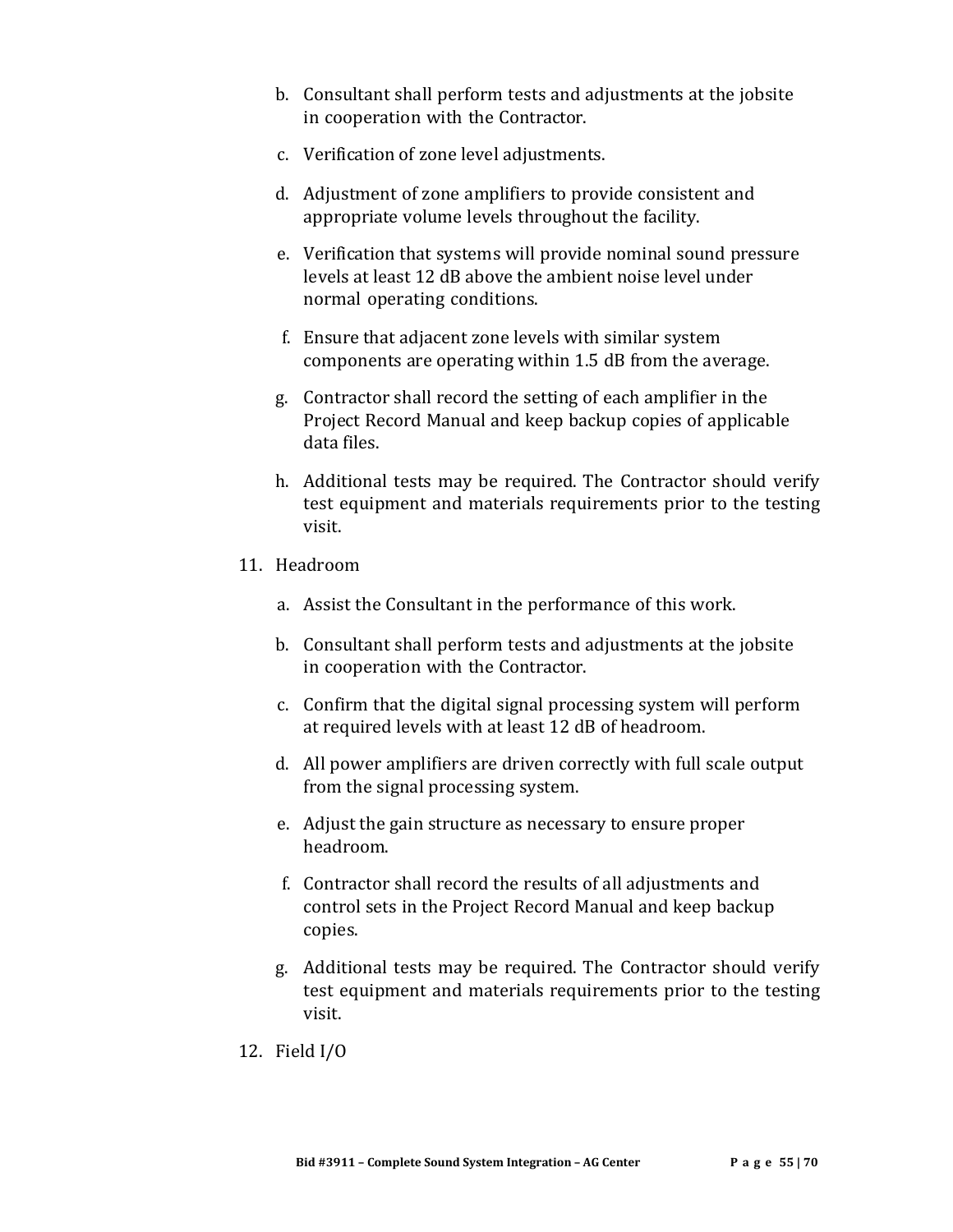b. Consultant shall perform tests and adjustments at the jobsite in cooperation with the Contractor.

c. Verification of zone level adjustments.

d. Adjustment of zone amplifiers to provide consistent and appropriate volume levels throughout the facility.

e. Verification that systems will provide nominal sound pressure levels at least 12 dB above the ambient noise level under normal operating conditions.

f. Ensure that adjacent zone levels with similar system components are operating within 1.5 dB from the average.

g. Contractor shall record the setting of each amplifier in the Project Record Manual and keep backup copies of applicable data files.

h. Additional tests may be required. The Contractor should verify test equipment and materials requirements prior to the testing visit.

11. Headroom

    a. Assist the Consultant in the performance of this work.

    b. Consultant shall perform tests and adjustments at the jobsite in cooperation with the Contractor.

    c. Confirm that the digital signal processing system will perform at required levels with at least 12 dB of headroom.

    d. All power amplifiers are driven correctly with full scale output from the signal processing system.

    e. Adjust the gain structure as necessary to ensure proper headroom.

    f. Contractor shall record the results of all adjustments and control sets in the Project Record Manual and keep backup copies.

    g. Additional tests may be required. The Contractor should verify test equipment and materials requirements prior to the testing visit.

12. Field I/O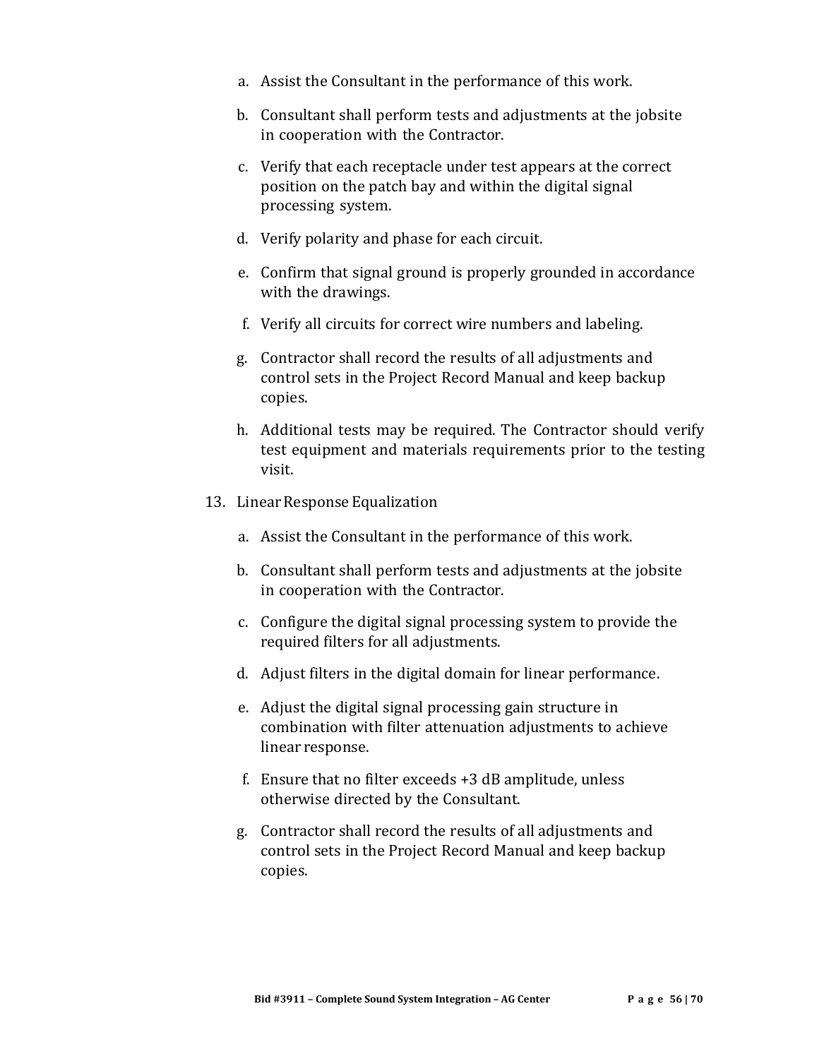a. Assist the Consultant in the performance of this work.

b. Consultant shall perform tests and adjustments at the jobsite in cooperation with the Contractor.

c. Verify that each receptacle under test appears at the correct position on the patch bay and within the digital signal processing system.

d. Verify polarity and phase for each circuit.

e. Confirm that signal ground is properly grounded in accordance with the drawings.

f. Verify all circuits for correct wire numbers and labeling.

g. Contractor shall record the results of all adjustments and control sets in the Project Record Manual and keep backup copies.

h. Additional tests may be required. The Contractor should verify test equipment and materials requirements prior to the testing visit.

13. Linear Response Equalization

   a. Assist the Consultant in the performance of this work.

   b. Consultant shall perform tests and adjustments at the jobsite in cooperation with the Contractor.

   c. Configure the digital signal processing system to provide the required filters for all adjustments.

   d. Adjust filters in the digital domain for linear performance.

   e. Adjust the digital signal processing gain structure in combination with filter attenuation adjustments to achieve linear response.

   f. Ensure that no filter exceeds +3 dB amplitude, unless otherwise directed by the Consultant.

   g. Contractor shall record the results of all adjustments and control sets in the Project Record Manual and keep backup copies.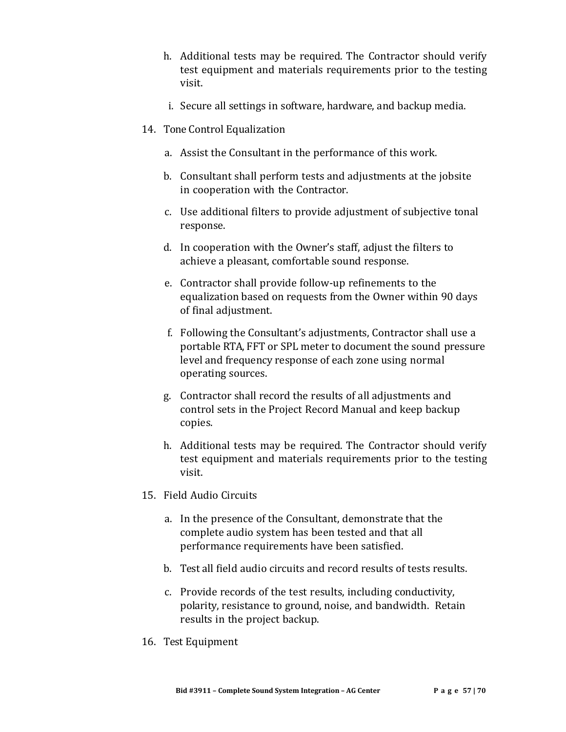h. Additional tests may be required. The Contractor should verify test equipment and materials requirements prior to the testing visit.

i. Secure all settings in software, hardware, and backup media.

14. Tone Control Equalization

    a. Assist the Consultant in the performance of this work.

    b. Consultant shall perform tests and adjustments at the jobsite in cooperation with the Contractor.

    c. Use additional filters to provide adjustment of subjective tonal response.

    d. In cooperation with the Owner's staff, adjust the filters to achieve a pleasant, comfortable sound response.

    e. Contractor shall provide follow-up refinements to the equalization based on requests from the Owner within 90 days of final adjustment.

    f. Following the Consultant's adjustments, Contractor shall use a portable RTA, FFT or SPL meter to document the sound pressure level and frequency response of each zone using normal operating sources.

    g. Contractor shall record the results of all adjustments and control sets in the Project Record Manual and keep backup copies.

    h. Additional tests may be required. The Contractor should verify test equipment and materials requirements prior to the testing visit.

15. Field Audio Circuits

    a. In the presence of the Consultant, demonstrate that the complete audio system has been tested and that all performance requirements have been satisfied.

    b. Test all field audio circuits and record results of tests results.

    c. Provide records of the test results, including conductivity, polarity, resistance to ground, noise, and bandwidth. Retain results in the project backup.

16. Test Equipment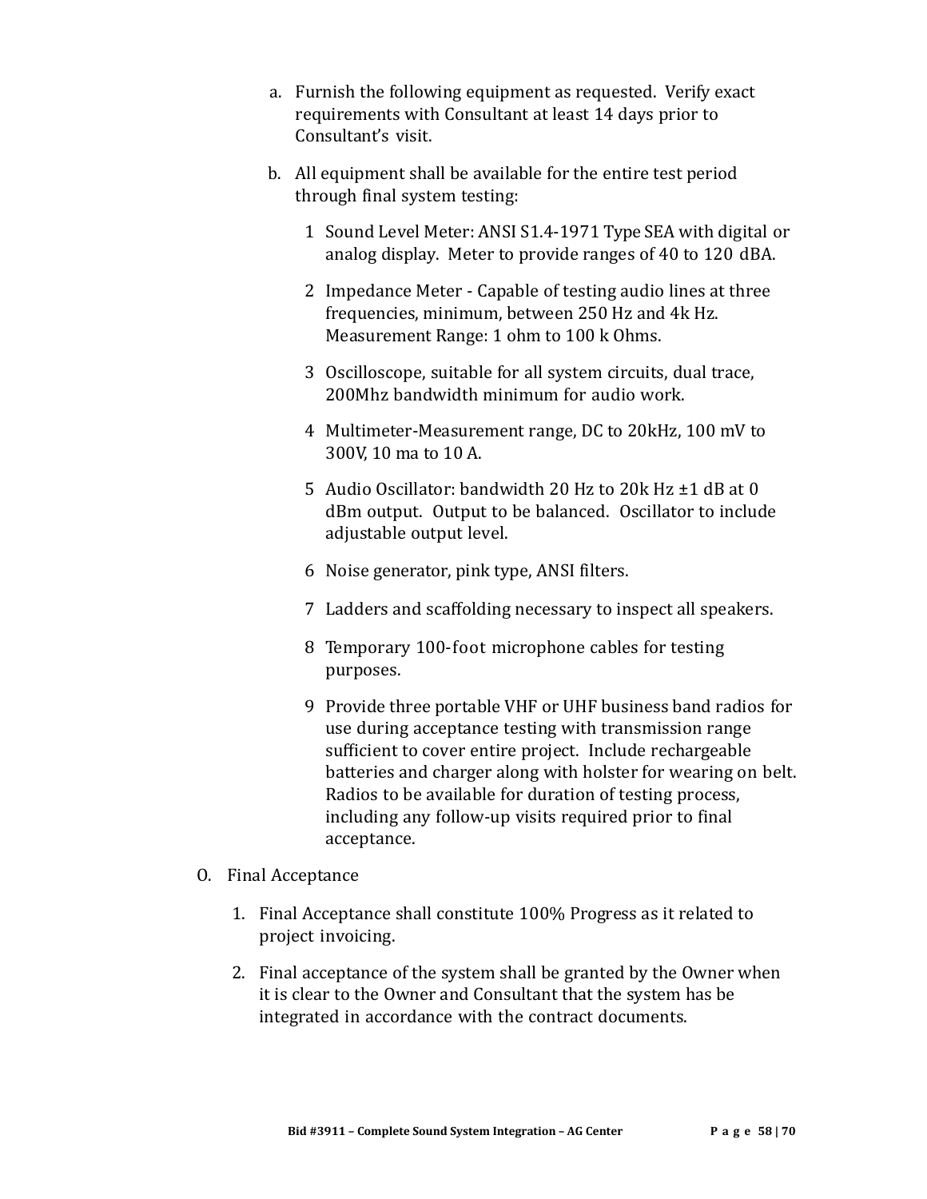a. Furnish the following equipment as requested. Verify exact requirements with Consultant at least 14 days prior to Consultant's visit.

b. All equipment shall be available for the entire test period through final system testing:

   1 Sound Level Meter: ANSI S1.4-1971 Type SEA with digital or analog display. Meter to provide ranges of 40 to 120 dBA.

   2 Impedance Meter - Capable of testing audio lines at three frequencies, minimum, between 250 Hz and 4k Hz. Measurement Range: 1 ohm to 100 k Ohms.

   3 Oscilloscope, suitable for all system circuits, dual trace, 200Mhz bandwidth minimum for audio work.

   4 Multimeter-Measurement range, DC to 20kHz, 100 mV to 300V, 10 ma to 10 A.

   5 Audio Oscillator: bandwidth 20 Hz to 20k Hz ±1 dB at 0 dBm output. Output to be balanced. Oscillator to include adjustable output level.

   6 Noise generator, pink type, ANSI filters.

   7 Ladders and scaffolding necessary to inspect all speakers.

   8 Temporary 100-foot microphone cables for testing purposes.

   9 Provide three portable VHF or UHF business band radios for use during acceptance testing with transmission range sufficient to cover entire project. Include rechargeable batteries and charger along with holster for wearing on belt. Radios to be available for duration of testing process, including any follow-up visits required prior to final acceptance.

O. Final Acceptance

1. Final Acceptance shall constitute 100% Progress as it related to project invoicing.

2. Final acceptance of the system shall be granted by the Owner when it is clear to the Owner and Consultant that the system has be integrated in accordance with the contract documents.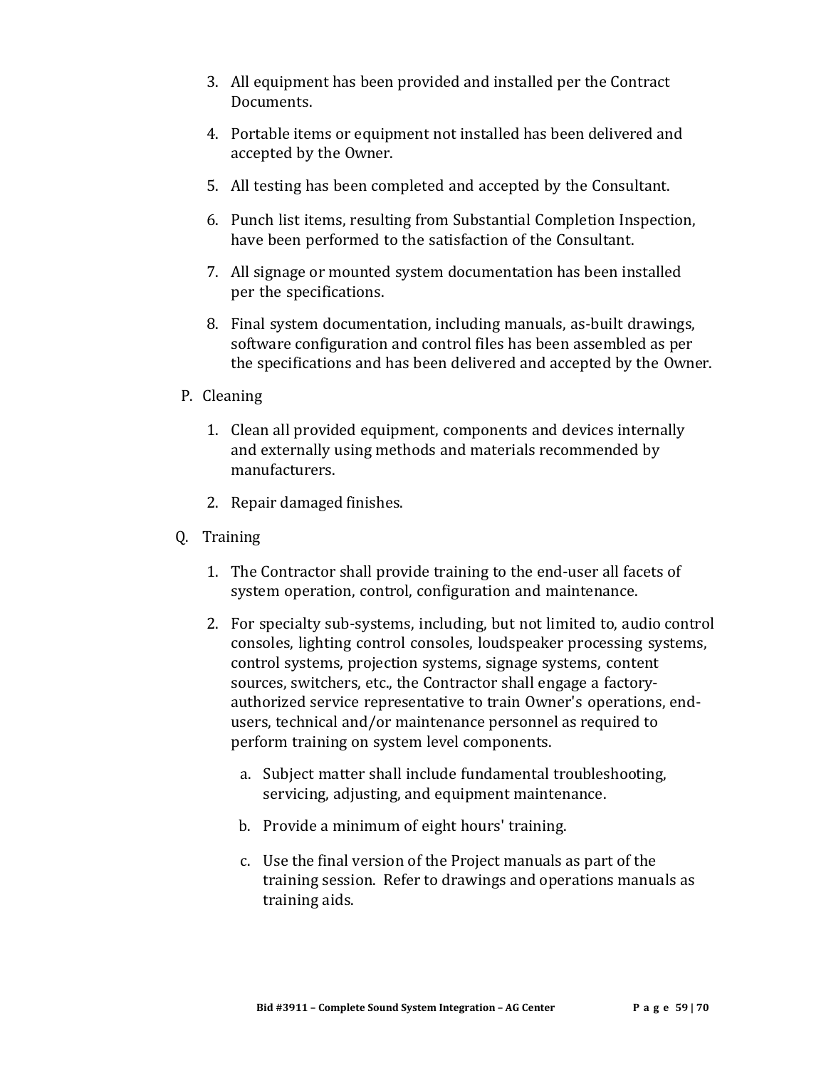3. All equipment has been provided and installed per the Contract Documents.

4. Portable items or equipment not installed has been delivered and accepted by the Owner.

5. All testing has been completed and accepted by the Consultant.

6. Punch list items, resulting from Substantial Completion Inspection, have been performed to the satisfaction of the Consultant.

7. All signage or mounted system documentation has been installed per the specifications.

8. Final system documentation, including manuals, as-built drawings, software configuration and control files has been assembled as per the specifications and has been delivered and accepted by the Owner.

P. Cleaning

1. Clean all provided equipment, components and devices internally and externally using methods and materials recommended by manufacturers.

2. Repair damaged finishes.

Q. Training

1. The Contractor shall provide training to the end-user all facets of system operation, control, configuration and maintenance.

2. For specialty sub-systems, including, but not limited to, audio control consoles, lighting control consoles, loudspeaker processing systems, control systems, projection systems, signage systems, content sources, switchers, etc., the Contractor shall engage a factory-authorized service representative to train Owner's operations, end-users, technical and/or maintenance personnel as required to perform training on system level components.

   a. Subject matter shall include fundamental troubleshooting, servicing, adjusting, and equipment maintenance.

   b. Provide a minimum of eight hours' training.

   c. Use the final version of the Project manuals as part of the training session. Refer to drawings and operations manuals as training aids.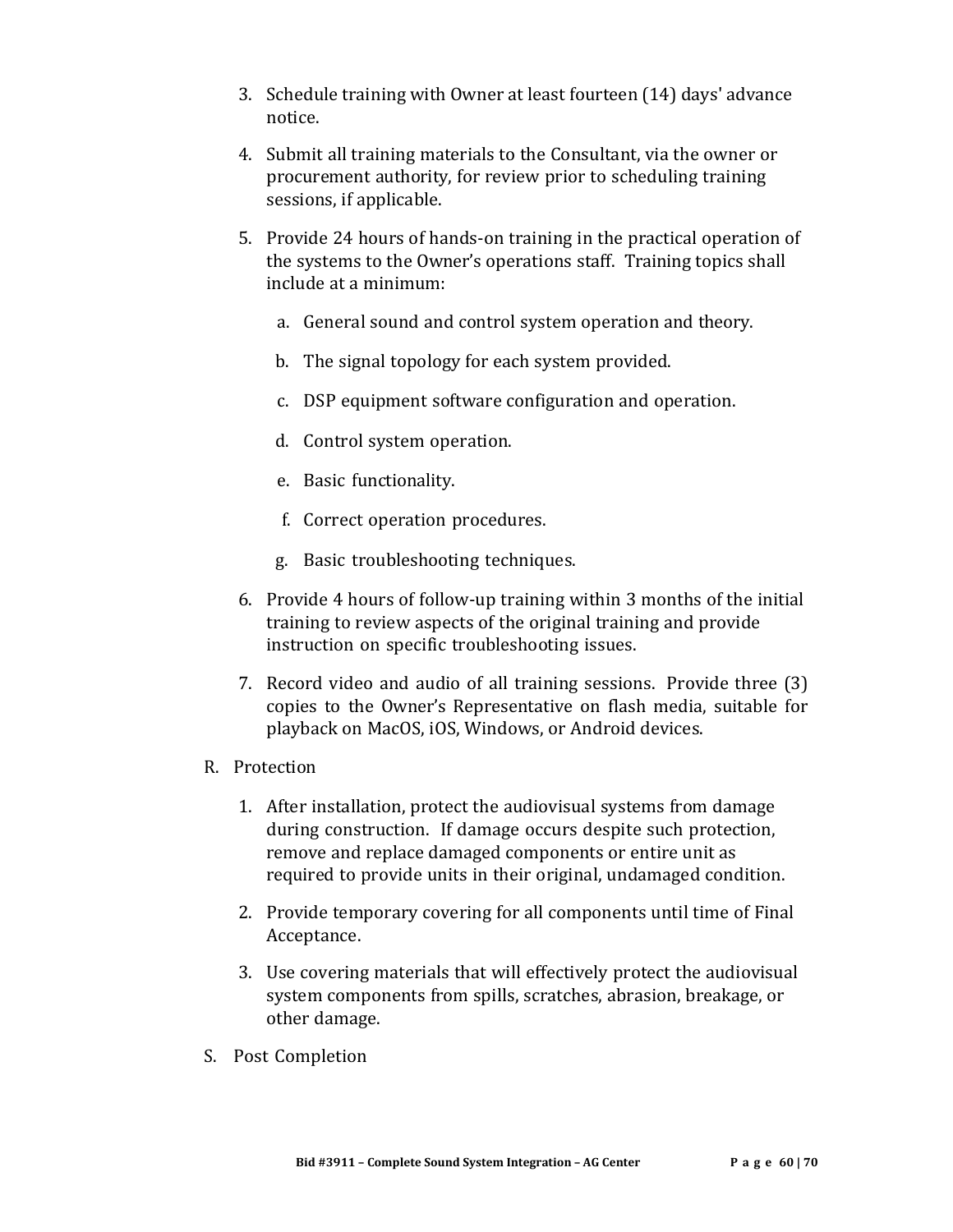3. Schedule training with Owner at least fourteen (14) days' advance notice.

4. Submit all training materials to the Consultant, via the owner or procurement authority, for review prior to scheduling training sessions, if applicable.

5. Provide 24 hours of hands-on training in the practical operation of the systems to the Owner's operations staff. Training topics shall include at a minimum:

   a. General sound and control system operation and theory.

   b. The signal topology for each system provided.

   c. DSP equipment software configuration and operation.

   d. Control system operation.

   e. Basic functionality.

   f. Correct operation procedures.

   g. Basic troubleshooting techniques.

6. Provide 4 hours of follow-up training within 3 months of the initial training to review aspects of the original training and provide instruction on specific troubleshooting issues.

7. Record video and audio of all training sessions. Provide three (3) copies to the Owner's Representative on flash media, suitable for playback on MacOS, iOS, Windows, or Android devices.

R. Protection

1. After installation, protect the audiovisual systems from damage during construction. If damage occurs despite such protection, remove and replace damaged components or entire unit as required to provide units in their original, undamaged condition.

2. Provide temporary covering for all components until time of Final Acceptance.

3. Use covering materials that will effectively protect the audiovisual system components from spills, scratches, abrasion, breakage, or other damage.

S. Post Completion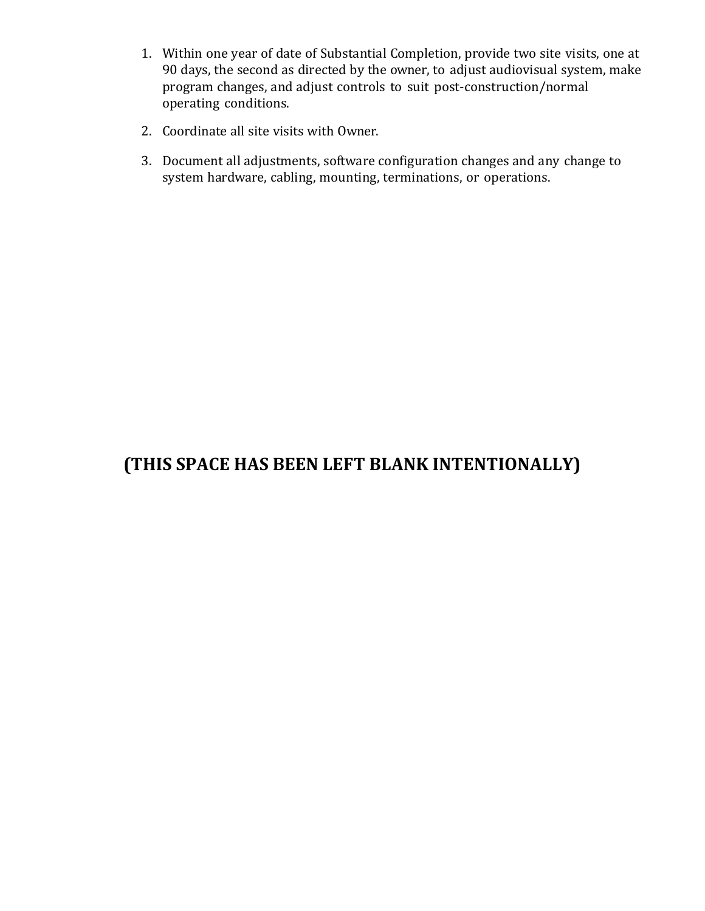1. Within one year of date of Substantial Completion, provide two site visits, one at 90 days, the second as directed by the owner, to adjust audiovisual system, make program changes, and adjust controls to suit post-construction/normal operating conditions.
2. Coordinate all site visits with Owner.
3. Document all adjustments, software configuration changes and any change to system hardware, cabling, mounting, terminations, or operations.

**(THIS SPACE HAS BEEN LEFT BLANK INTENTIONALLY)**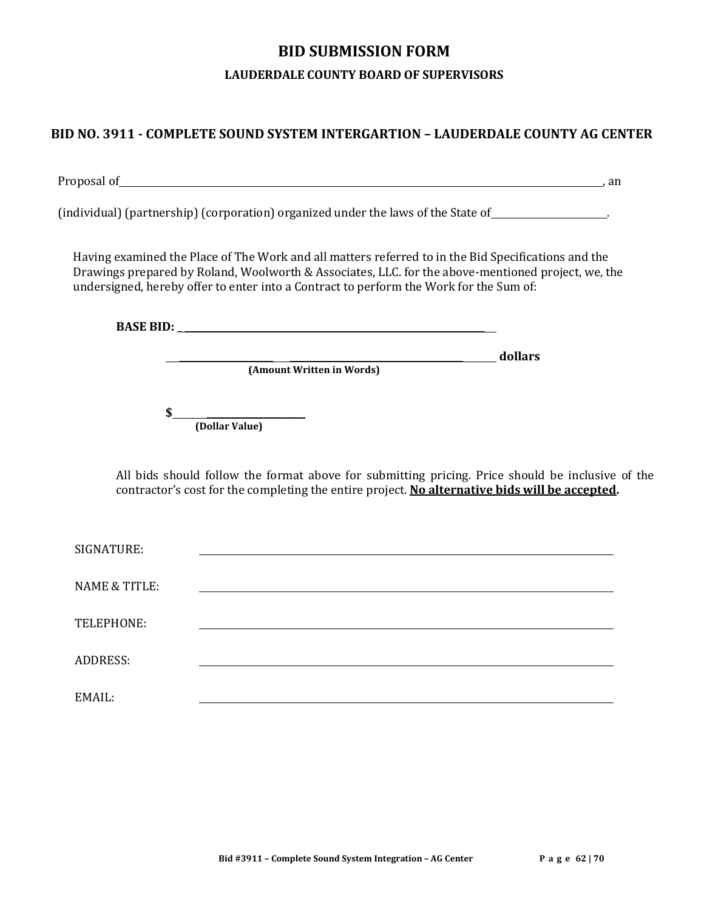# BID SUBMISSION FORM

### LAUDERDALE COUNTY BOARD OF SUPERVISORS

## BID NO. 3911 - COMPLETE SOUND SYSTEM INTERGARTION – LAUDERDALE COUNTY AG CENTER

Proposal of\_\_\_\_\_\_\_\_\_\_\_\_\_\_\_\_\_\_\_\_\_\_\_\_\_\_\_\_\_\_\_\_\_\_\_\_\_\_\_\_\_\_\_\_\_\_\_\_\_\_\_\_\_\_\_\_\_\_\_\_\_\_\_\_\_\_\_\_\_\_\_\_\_\_\_\_, an

(individual) (partnership) (corporation) organized under the laws of the State of\_\_\_\_\_\_\_\_\_\_\_\_\_\_\_\_\_\_\_\_\_\_.

Having examined the Place of The Work and all matters referred to in the Bid Specifications and the Drawings prepared by Roland, Woolworth & Associates, LLC. for the above-mentioned project, we, the undersigned, hereby offer to enter into a Contract to perform the Work for the Sum of:

**BASE BID:** \_\_\_\_\_\_\_\_\_\_\_\_\_\_\_\_\_\_\_\_\_\_\_\_\_\_\_\_\_\_\_\_\_\_\_\_\_\_\_\_\_\_\_\_\_\_\_\_\_\_\_\_\_\_\_\_\_\_\_\_

\_\_\_\_\_\_\_\_\_\_\_\_\_\_\_\_\_\_\_\_\_\_\_\_\_\_\_\_\_\_\_\_\_\_\_\_\_\_\_\_\_\_\_\_\_\_\_\_\_\_\_\_\_\_\_\_\_\_\_\_ **dollars**
**(Amount Written in Words)**

**$**\_\_\_\_\_\_\_\_\_\_\_\_\_\_\_\_\_\_\_\_\_\_\_
**(Dollar Value)**

All bids should follow the format above for submitting pricing. Price should be inclusive of the contractor's cost for the completing the entire project. **No alternative bids will be accepted.**

SIGNATURE: \_\_\_\_\_\_\_\_\_\_\_\_\_\_\_\_\_\_\_\_\_\_\_\_\_\_\_\_\_\_\_\_\_\_\_\_\_\_\_\_\_\_\_\_\_\_\_\_\_\_\_\_\_\_\_\_\_\_\_\_

NAME & TITLE: \_\_\_\_\_\_\_\_\_\_\_\_\_\_\_\_\_\_\_\_\_\_\_\_\_\_\_\_\_\_\_\_\_\_\_\_\_\_\_\_\_\_\_\_\_\_\_\_\_\_\_\_\_\_\_\_\_\_\_\_

TELEPHONE: \_\_\_\_\_\_\_\_\_\_\_\_\_\_\_\_\_\_\_\_\_\_\_\_\_\_\_\_\_\_\_\_\_\_\_\_\_\_\_\_\_\_\_\_\_\_\_\_\_\_\_\_\_\_\_\_\_\_\_\_

ADDRESS: \_\_\_\_\_\_\_\_\_\_\_\_\_\_\_\_\_\_\_\_\_\_\_\_\_\_\_\_\_\_\_\_\_\_\_\_\_\_\_\_\_\_\_\_\_\_\_\_\_\_\_\_\_\_\_\_\_\_\_\_

EMAIL: \_\_\_\_\_\_\_\_\_\_\_\_\_\_\_\_\_\_\_\_\_\_\_\_\_\_\_\_\_\_\_\_\_\_\_\_\_\_\_\_\_\_\_\_\_\_\_\_\_\_\_\_\_\_\_\_\_\_\_\_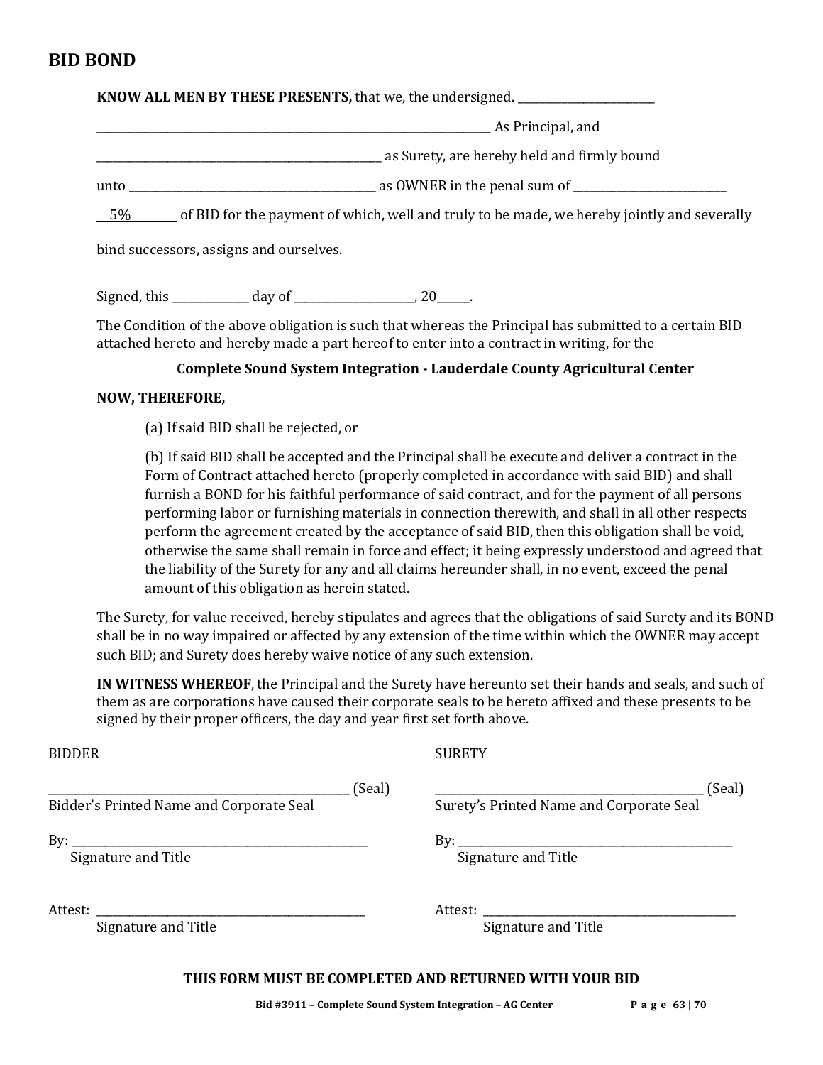## BID BOND

**KNOW ALL MEN BY THESE PRESENTS,** that we, the undersigned. ________________________

________________________________________________________________ As Principal, and

_____________________________________________ as Surety, are hereby held and firmly bound

unto _________________________________________ as OWNER in the penal sum of _________________________

5% of BID for the payment of which, well and truly to be made, we hereby jointly and severally bind successors, assigns and ourselves.

Signed, this ____________ day of ____________________, 20_____.

The Condition of the above obligation is such that whereas the Principal has submitted to a certain BID attached hereto and hereby made a part hereof to enter into a contract in writing, for the

**Complete Sound System Integration - Lauderdale County Agricultural Center**

**NOW, THEREFORE,**

(a) If said BID shall be rejected, or

(b) If said BID shall be accepted and the Principal shall be execute and deliver a contract in the Form of Contract attached hereto (properly completed in accordance with said BID) and shall furnish a BOND for his faithful performance of said contract, and for the payment of all persons performing labor or furnishing materials in connection therewith, and shall in all other respects perform the agreement created by the acceptance of said BID, then this obligation shall be void, otherwise the same shall remain in force and effect; it being expressly understood and agreed that the liability of the Surety for any and all claims hereunder shall, in no event, exceed the penal amount of this obligation as herein stated.

The Surety, for value received, hereby stipulates and agrees that the obligations of said Surety and its BOND shall be in no way impaired or affected by any extension of the time within which the OWNER may accept such BID; and Surety does hereby waive notice of any such extension.

**IN WITNESS WHEREOF**, the Principal and the Surety have hereunto set their hands and seals, and such of them as are corporations have caused their corporate seals to be hereto affixed and these presents to be signed by their proper officers, the day and year first set forth above.

BIDDER

_____________________________________________ (Seal)
Bidder's Printed Name and Corporate Seal

By: __________________________________________
Signature and Title

Attest: _______________________________________
Signature and Title

SURETY

_____________________________________________ (Seal)
Surety's Printed Name and Corporate Seal

By: __________________________________________
Signature and Title

Attest: _______________________________________
Signature and Title

**THIS FORM MUST BE COMPLETED AND RETURNED WITH YOUR BID**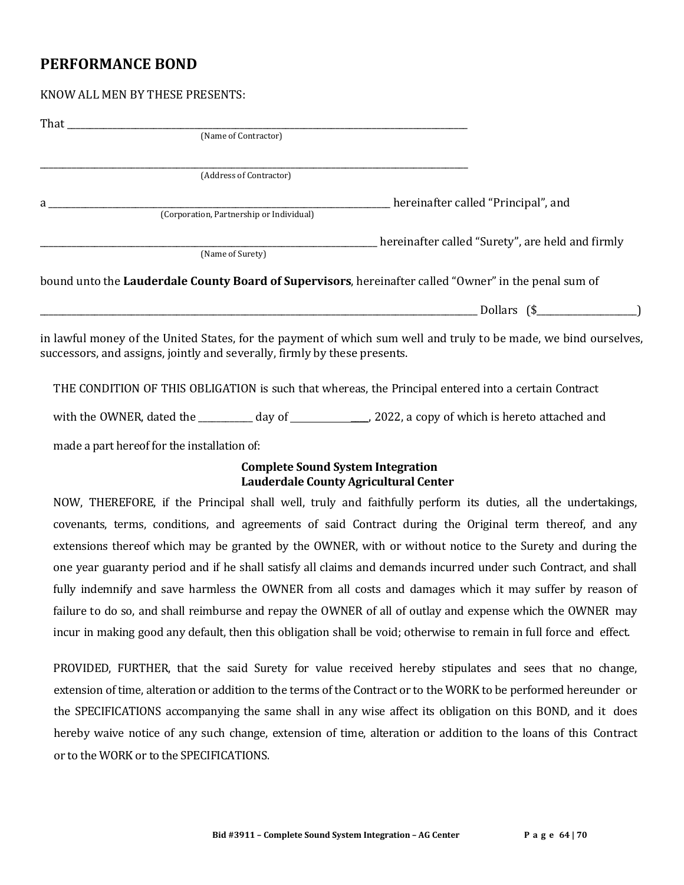# PERFORMANCE BOND

KNOW ALL MEN BY THESE PRESENTS:

That \_\_\_\_\_\_\_\_\_\_\_\_\_\_\_\_\_\_\_\_\_\_\_\_\_\_\_\_\_\_\_\_\_\_\_\_\_\_\_\_\_\_\_\_\_\_\_\_\_\_\_\_\_\_\_\_\_\_\_\_\_\_\_\_\_\_\_\_\_\_\_\_\_\_\_\_\_\_\_\_\_\_
(Name of Contractor)

\_\_\_\_\_\_\_\_\_\_\_\_\_\_\_\_\_\_\_\_\_\_\_\_\_\_\_\_\_\_\_\_\_\_\_\_\_\_\_\_\_\_\_\_\_\_\_\_\_\_\_\_\_\_\_\_\_\_\_\_\_\_\_\_\_\_\_\_\_\_\_\_\_\_\_\_\_\_\_\_\_\_\_\_\_
(Address of Contractor)

a \_\_\_\_\_\_\_\_\_\_\_\_\_\_\_\_\_\_\_\_\_\_\_\_\_\_\_\_\_\_\_\_\_\_\_\_\_\_\_\_\_\_\_\_\_\_\_\_\_\_\_\_\_\_\_\_\_\_\_\_\_\_\_\_\_\_\_\_\_\_ hereinafter called "Principal", and
(Corporation, Partnership or Individual)

\_\_\_\_\_\_\_\_\_\_\_\_\_\_\_\_\_\_\_\_\_\_\_\_\_\_\_\_\_\_\_\_\_\_\_\_\_\_\_\_\_\_\_\_\_\_\_\_\_\_\_\_\_\_\_\_\_\_\_\_\_\_\_\_\_\_\_\_\_\_\_\_ hereinafter called "Surety", are held and firmly
(Name of Surety)

bound unto the **Lauderdale County Board of Supervisors**, hereinafter called "Owner" in the penal sum of

\_\_\_\_\_\_\_\_\_\_\_\_\_\_\_\_\_\_\_\_\_\_\_\_\_\_\_\_\_\_\_\_\_\_\_\_\_\_\_\_\_\_\_\_\_\_\_\_\_\_\_\_\_\_\_\_\_\_\_\_\_\_\_\_\_\_\_\_\_\_\_\_\_\_\_\_\_\_\_\_\_\_\_\_\_\_\_\_\_\_ Dollars ($\_\_\_\_\_\_\_\_\_\_\_\_\_\_\_\_\_\_\_\_)

in lawful money of the United States, for the payment of which sum well and truly to be made, we bind ourselves, successors, and assigns, jointly and severally, firmly by these presents.

THE CONDITION OF THIS OBLIGATION is such that whereas, the Principal entered into a certain Contract with the OWNER, dated the \_\_\_\_\_\_\_\_\_\_\_ day of \_\_\_\_\_\_\_\_\_\_\_\_\_\_\_\_\_, 2022, a copy of which is hereto attached and made a part hereof for the installation of:

**Complete Sound System Integration**
**Lauderdale County Agricultural Center**

NOW, THEREFORE, if the Principal shall well, truly and faithfully perform its duties, all the undertakings, covenants, terms, conditions, and agreements of said Contract during the Original term thereof, and any extensions thereof which may be granted by the OWNER, with or without notice to the Surety and during the one year guaranty period and if he shall satisfy all claims and demands incurred under such Contract, and shall fully indemnify and save harmless the OWNER from all costs and damages which it may suffer by reason of failure to do so, and shall reimburse and repay the OWNER of all of outlay and expense which the OWNER may incur in making good any default, then this obligation shall be void; otherwise to remain in full force and effect.

PROVIDED, FURTHER, that the said Surety for value received hereby stipulates and sees that no change, extension of time, alteration or addition to the terms of the Contract or to the WORK to be performed hereunder or the SPECIFICATIONS accompanying the same shall in any wise affect its obligation on this BOND, and it does hereby waive notice of any such change, extension of time, alteration or addition to the loans of this Contract or to the WORK or to the SPECIFICATIONS.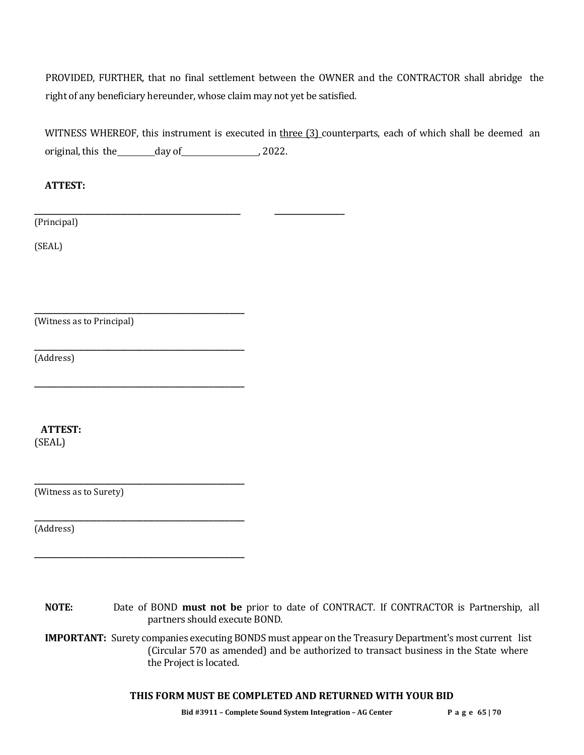PROVIDED, FURTHER, that no final settlement between the OWNER and the CONTRACTOR shall abridge the right of any beneficiary hereunder, whose claim may not yet be satisfied.

WITNESS WHEREOF, this instrument is executed in <u>three (3)</u> counterparts, each of which shall be deemed an original, this the\_\_\_\_\_\_\_\_\_day of\_\_\_\_\_\_\_\_\_\_\_\_\_\_\_\_\_\_\_, 2022.

**ATTEST:**

\_\_\_\_\_\_\_\_\_\_\_\_\_\_\_\_\_\_\_\_\_\_\_\_\_\_\_\_\_\_\_\_\_\_\_\_\_\_\_\_\_\_\_\_\_\_\_\_\_\_\_\_\_\_ \_\_\_\_\_\_\_\_\_\_\_\_\_\_\_\_\_\_\_

(Principal)

(SEAL)

\_\_\_\_\_\_\_\_\_\_\_\_\_\_\_\_\_\_\_\_\_\_\_\_\_\_\_\_\_\_\_\_\_\_\_\_\_\_\_\_\_\_\_\_\_\_\_\_\_\_\_\_\_\_

(Witness as to Principal)

\_\_\_\_\_\_\_\_\_\_\_\_\_\_\_\_\_\_\_\_\_\_\_\_\_\_\_\_\_\_\_\_\_\_\_\_\_\_\_\_\_\_\_\_\_\_\_\_\_\_\_\_\_\_

(Address)

\_\_\_\_\_\_\_\_\_\_\_\_\_\_\_\_\_\_\_\_\_\_\_\_\_\_\_\_\_\_\_\_\_\_\_\_\_\_\_\_\_\_\_\_\_\_\_\_\_\_\_\_\_\_

**ATTEST:**

(SEAL)

\_\_\_\_\_\_\_\_\_\_\_\_\_\_\_\_\_\_\_\_\_\_\_\_\_\_\_\_\_\_\_\_\_\_\_\_\_\_\_\_\_\_\_\_\_\_\_\_\_\_\_\_\_\_

(Witness as to Surety)

\_\_\_\_\_\_\_\_\_\_\_\_\_\_\_\_\_\_\_\_\_\_\_\_\_\_\_\_\_\_\_\_\_\_\_\_\_\_\_\_\_\_\_\_\_\_\_\_\_\_\_\_\_\_

(Address)

\_\_\_\_\_\_\_\_\_\_\_\_\_\_\_\_\_\_\_\_\_\_\_\_\_\_\_\_\_\_\_\_\_\_\_\_\_\_\_\_\_\_\_\_\_\_\_\_\_\_\_\_\_\_

**NOTE:** Date of BOND **must not be** prior to date of CONTRACT. If CONTRACTOR is Partnership, all partners should execute BOND.

**IMPORTANT:** Surety companies executing BONDS must appear on the Treasury Department's most current list (Circular 570 as amended) and be authorized to transact business in the State where the Project is located.

**THIS FORM MUST BE COMPLETED AND RETURNED WITH YOUR BID**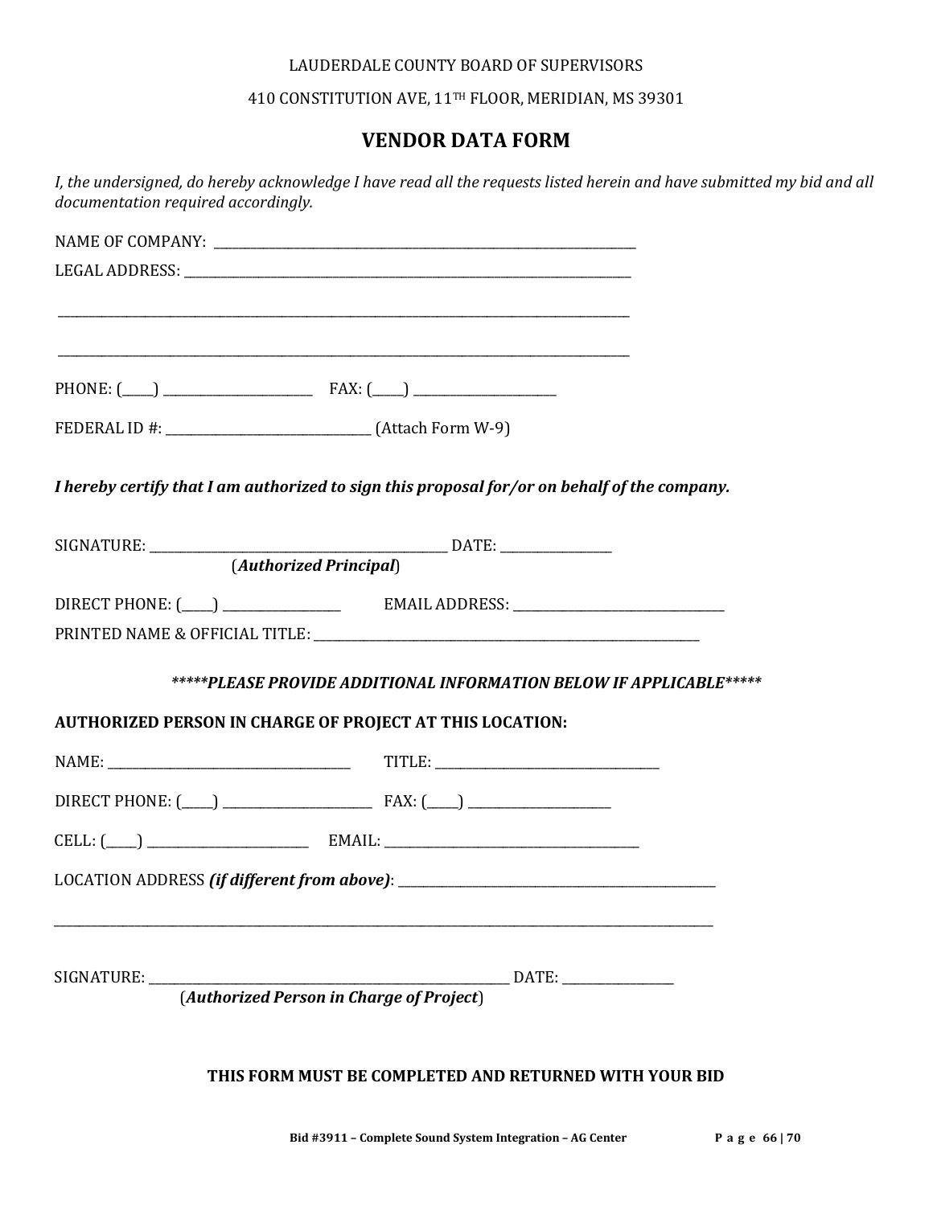LAUDERDALE COUNTY BOARD OF SUPERVISORS

410 CONSTITUTION AVE, 11TH FLOOR, MERIDIAN, MS 39301

## VENDOR DATA FORM

*I, the undersigned, do hereby acknowledge I have read all the requests listed herein and have submitted my bid and all documentation required accordingly.*

NAME OF COMPANY: ___________________________________________________________

LEGAL ADDRESS: ______________________________________________________________

_____________________________________________________________________________

_____________________________________________________________________________

PHONE: (____) ____________________ FAX: (____) ____________________

FEDERAL ID #: ____________________________ (Attach Form W-9)

***I hereby certify that I am authorized to sign this proposal for/or on behalf of the company.***

SIGNATURE: ________________________________________ DATE: _______________
(***Authorized Principal***)

DIRECT PHONE: (____) _______________ EMAIL ADDRESS: ____________________________

PRINTED NAME & OFFICIAL TITLE: ______________________________________________________

***\*\*\*\*\*PLEASE PROVIDE ADDITIONAL INFORMATION BELOW IF APPLICABLE\*\*\*\*\****

**AUTHORIZED PERSON IN CHARGE OF PROJECT AT THIS LOCATION:**

NAME: __________________________________ TITLE: _______________________________

DIRECT PHONE: (____) ____________________ FAX: (____) ____________________

CELL: (____) ______________________ EMAIL: ____________________________________

LOCATION ADDRESS ***(if different from above)***: ____________________________________________

_____________________________________________________________________________

SIGNATURE: ___________________________________________________ DATE: _______________
(***Authorized Person in Charge of Project***)

**THIS FORM MUST BE COMPLETED AND RETURNED WITH YOUR BID**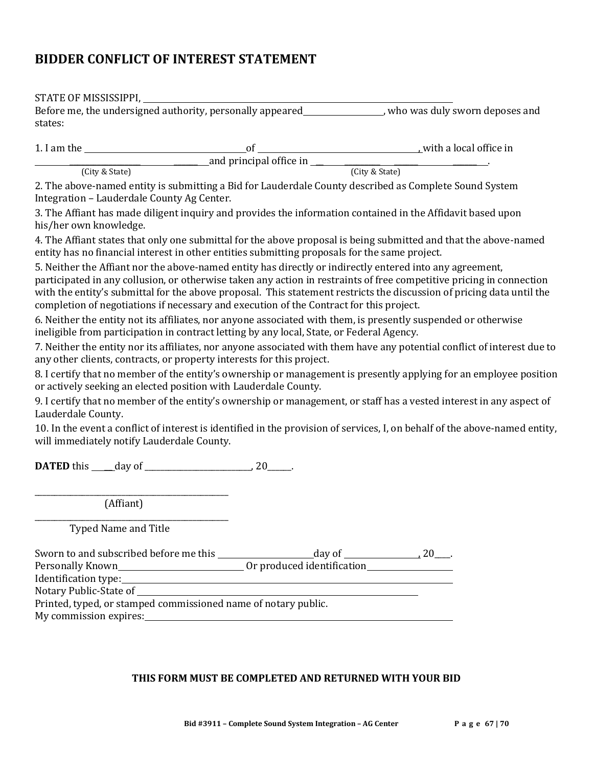## BIDDER CONFLICT OF INTEREST STATEMENT

STATE OF MISSISSIPPI, ______________________________________________

Before me, the undersigned authority, personally appeared__________________, who was duly sworn deposes and states:

1. I am the ____________________________ of ____________________________, with a local office in ____________________________ and principal office in ____________________________.
   (City & State) (City & State)

2. The above-named entity is submitting a Bid for Lauderdale County described as Complete Sound System Integration – Lauderdale County Ag Center.

3. The Affiant has made diligent inquiry and provides the information contained in the Affidavit based upon his/her own knowledge.

4. The Affiant states that only one submittal for the above proposal is being submitted and that the above-named entity has no financial interest in other entities submitting proposals for the same project.

5. Neither the Affiant nor the above-named entity has directly or indirectly entered into any agreement, participated in any collusion, or otherwise taken any action in restraints of free competitive pricing in connection with the entity's submittal for the above proposal. This statement restricts the discussion of pricing data until the completion of negotiations if necessary and execution of the Contract for this project.

6. Neither the entity not its affiliates, nor anyone associated with them, is presently suspended or otherwise ineligible from participation in contract letting by any local, State, or Federal Agency.

7. Neither the entity nor its affiliates, nor anyone associated with them have any potential conflict of interest due to any other clients, contracts, or property interests for this project.

8. I certify that no member of the entity's ownership or management is presently applying for an employee position or actively seeking an elected position with Lauderdale County.

9. I certify that no member of the entity's ownership or management, or staff has a vested interest in any aspect of Lauderdale County.

10. In the event a conflict of interest is identified in the provision of services, I, on behalf of the above-named entity, will immediately notify Lauderdale County.

**DATED** this _____day of ________________________, 20______.

______________________________________________
(Affiant)

______________________________________________
Typed Name and Title

Sworn to and subscribed before me this ____________________day of ________________, 20____.

Personally Known____________________________ Or produced identification__________________

Identification type:______________________________________________

Notary Public-State of ______________________________________________

Printed, typed, or stamped commissioned name of notary public.

My commission expires:______________________________________________

**THIS FORM MUST BE COMPLETED AND RETURNED WITH YOUR BID**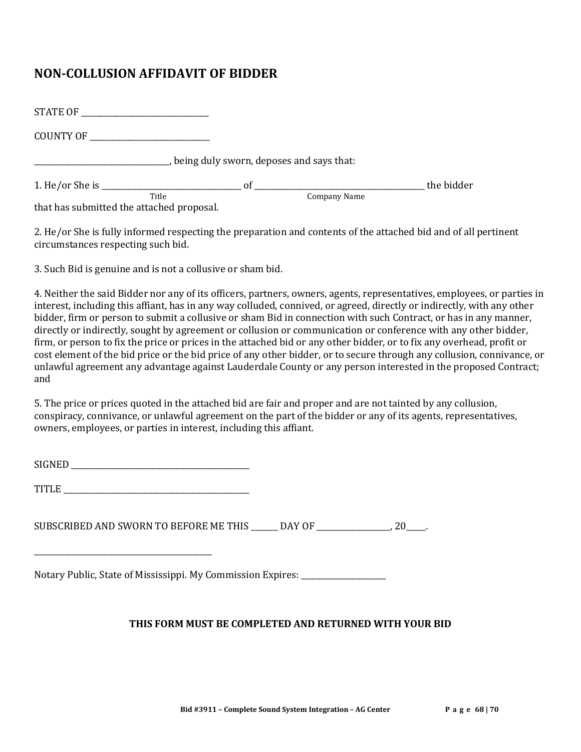## NON-COLLUSION AFFIDAVIT OF BIDDER

STATE OF ______________________________

COUNTY OF ____________________________

________________________________, being duly sworn, deposes and says that:

1. He/or She is ________________________________ of ________________________________________ the bidder
   Title                                                                                    Company Name
that has submitted the attached proposal.

2. He/or She is fully informed respecting the preparation and contents of the attached bid and of all pertinent circumstances respecting such bid.

3. Such Bid is genuine and is not a collusive or sham bid.

4. Neither the said Bidder nor any of its officers, partners, owners, agents, representatives, employees, or parties in interest, including this affiant, has in any way colluded, connived, or agreed, directly or indirectly, with any other bidder, firm or person to submit a collusive or sham Bid in connection with such Contract, or has in any manner, directly or indirectly, sought by agreement or collusion or communication or conference with any other bidder, firm, or person to fix the price or prices in the attached bid or any other bidder, or to fix any overhead, profit or cost element of the bid price or the bid price of any other bidder, or to secure through any collusion, connivance, or unlawful agreement any advantage against Lauderdale County or any person interested in the proposed Contract; and

5. The price or prices quoted in the attached bid are fair and proper and are not tainted by any collusion, conspiracy, connivance, or unlawful agreement on the part of the bidder or any of its agents, representatives, owners, employees, or parties in interest, including this affiant.

SIGNED ____________________________________________

TITLE ______________________________________________

SUBSCRIBED AND SWORN TO BEFORE ME THIS _______ DAY OF ___________________, 20_____.

____________________________________________

Notary Public, State of Mississippi. My Commission Expires: ______________________

**THIS FORM MUST BE COMPLETED AND RETURNED WITH YOUR BID**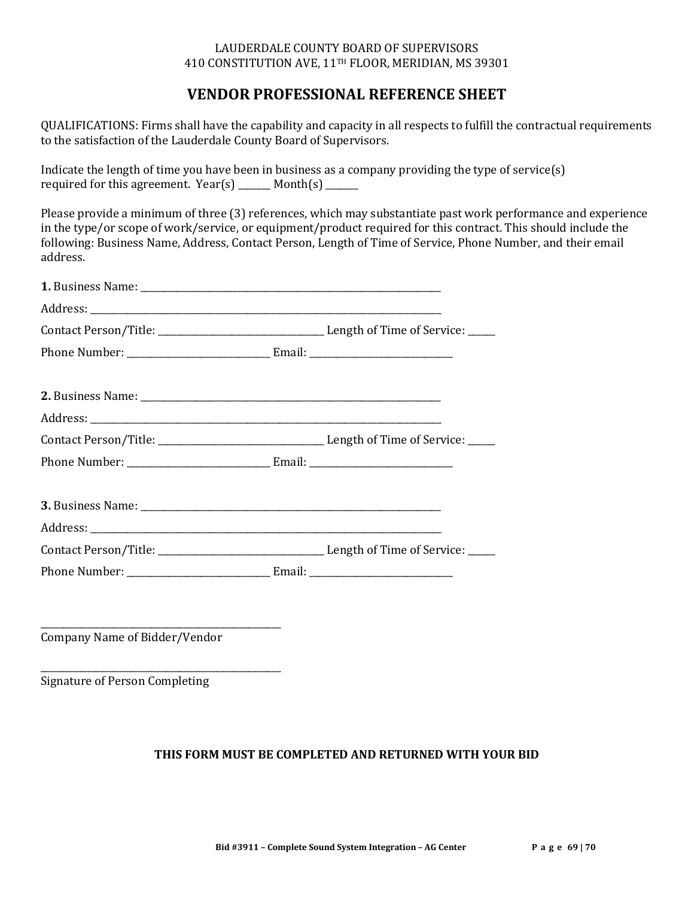LAUDERDALE COUNTY BOARD OF SUPERVISORS
410 CONSTITUTION AVE, 11TH FLOOR, MERIDIAN, MS 39301

# VENDOR PROFESSIONAL REFERENCE SHEET

QUALIFICATIONS: Firms shall have the capability and capacity in all respects to fulfill the contractual requirements to the satisfaction of the Lauderdale County Board of Supervisors.

Indicate the length of time you have been in business as a company providing the type of service(s) required for this agreement. Year(s) _______ Month(s) _______

Please provide a minimum of three (3) references, which may substantiate past work performance and experience in the type/or scope of work/service, or equipment/product required for this contract. This should include the following: Business Name, Address, Contact Person, Length of Time of Service, Phone Number, and their email address.

**1.** Business Name: ____________________________________________

Address: ____________________________________________

Contact Person/Title: ______________________ Length of Time of Service: _____

Phone Number: ____________________ Email: ____________________

**2.** Business Name: ____________________________________________

Address: ____________________________________________

Contact Person/Title: ______________________ Length of Time of Service: _____

Phone Number: ____________________ Email: ____________________

**3.** Business Name: ____________________________________________

Address: ____________________________________________

Contact Person/Title: ______________________ Length of Time of Service: _____

Phone Number: ____________________ Email: ____________________

______________________________
Company Name of Bidder/Vendor

______________________________
Signature of Person Completing

**THIS FORM MUST BE COMPLETED AND RETURNED WITH YOUR BID**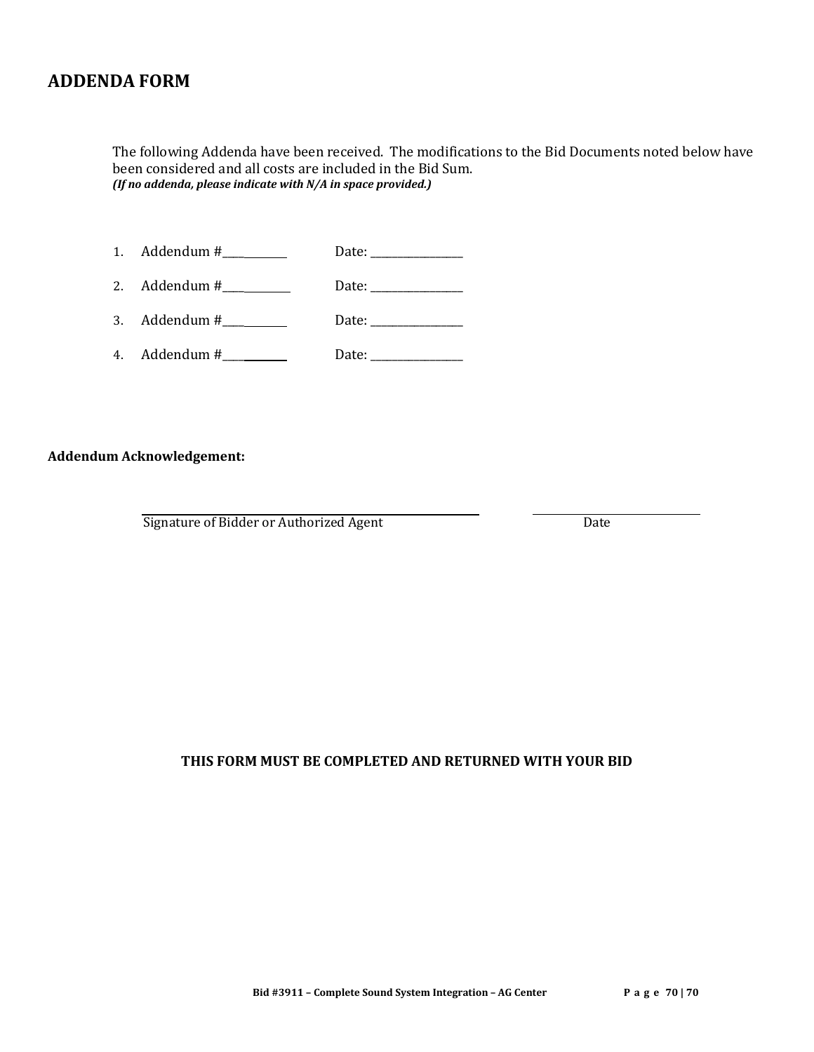## ADDENDA FORM

The following Addenda have been received. The modifications to the Bid Documents noted below have been considered and all costs are included in the Bid Sum.
***(If no addenda, please indicate with N/A in space provided.)***

1. Addendum #__________ Date: ________________
2. Addendum #__________ Date: ________________
3. Addendum #__________ Date: ________________
4. Addendum #__________ Date: ________________

**Addendum Acknowledgement:**

______________________________________________ ______________________

Signature of Bidder or Authorized Agent Date

**THIS FORM MUST BE COMPLETED AND RETURNED WITH YOUR BID**